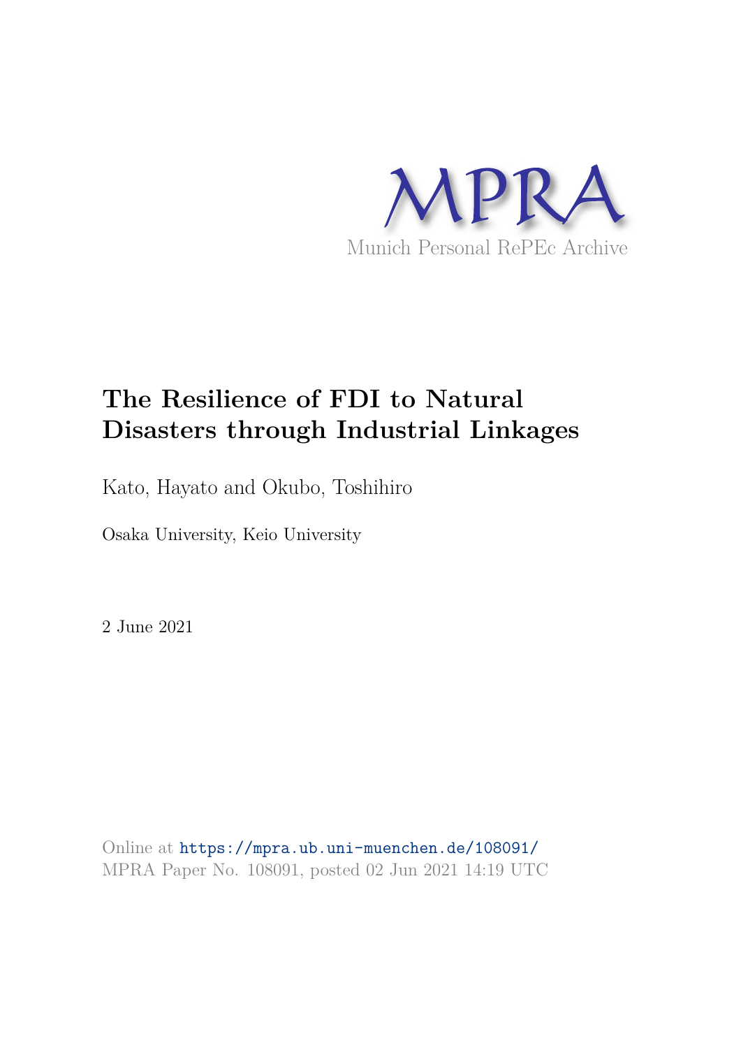MPRA

Munich Personal RePEc Archive

# The Resilience of FDI to Natural Disasters through Industrial Linkages

Kato, Hayato and Okubo, Toshihiro

Osaka University, Keio University

2 June 2021

Online at https://mpra.ub.uni-muenchen.de/108091/
MPRA Paper No. 108091, posted 02 Jun 2021 14:19 UTC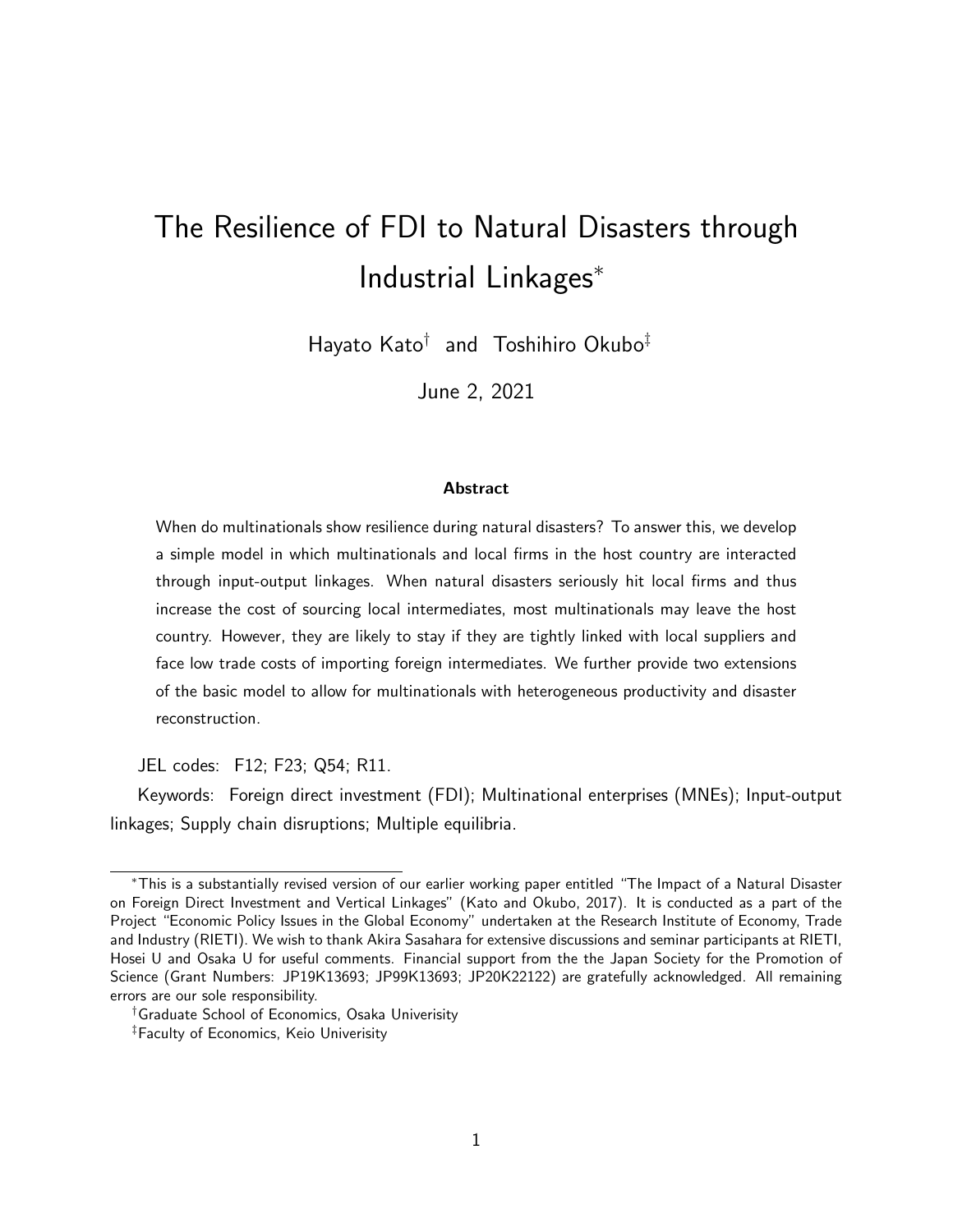# The Resilience of FDI to Natural Disasters through Industrial Linkages*

Hayato Kato[†] and Toshihiro Okubo[‡]

June 2, 2021

### Abstract

When do multinationals show resilience during natural disasters? To answer this, we develop a simple model in which multinationals and local firms in the host country are interacted through input-output linkages. When natural disasters seriously hit local firms and thus increase the cost of sourcing local intermediates, most multinationals may leave the host country. However, they are likely to stay if they are tightly linked with local suppliers and face low trade costs of importing foreign intermediates. We further provide two extensions of the basic model to allow for multinationals with heterogeneous productivity and disaster reconstruction.

JEL codes: F12; F23; Q54; R11.

Keywords: Foreign direct investment (FDI); Multinational enterprises (MNEs); Input-output linkages; Supply chain disruptions; Multiple equilibria.

---

*This is a substantially revised version of our earlier working paper entitled "The Impact of a Natural Disaster on Foreign Direct Investment and Vertical Linkages" (Kato and Okubo, 2017). It is conducted as a part of the Project "Economic Policy Issues in the Global Economy" undertaken at the Research Institute of Economy, Trade and Industry (RIETI). We wish to thank Akira Sasahara for extensive discussions and seminar participants at RIETI, Hosei U and Osaka U for useful comments. Financial support from the the Japan Society for the Promotion of Science (Grant Numbers: JP19K13693; JP99K13693; JP20K22122) are gratefully acknowledged. All remaining errors are our sole responsibility.

[†]Graduate School of Economics, Osaka Univerisity

[‡]Faculty of Economics, Keio Univerisity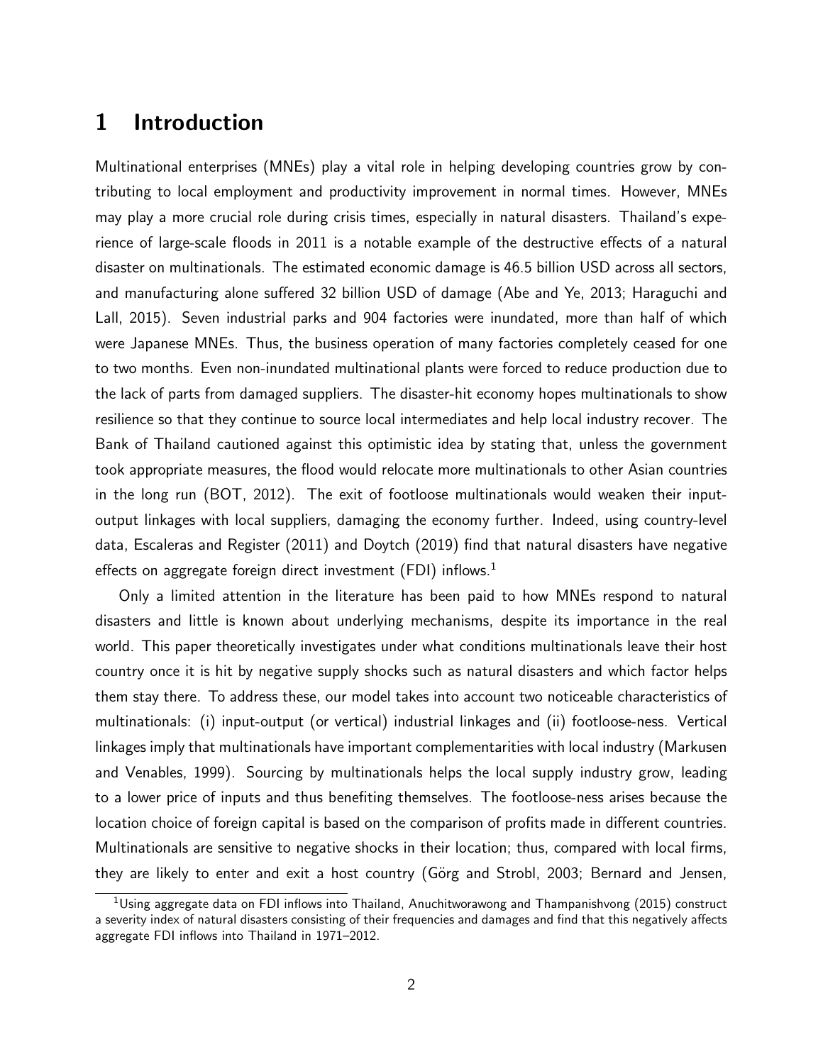# 1 Introduction

Multinational enterprises (MNEs) play a vital role in helping developing countries grow by contributing to local employment and productivity improvement in normal times. However, MNEs may play a more crucial role during crisis times, especially in natural disasters. Thailand's experience of large-scale floods in 2011 is a notable example of the destructive effects of a natural disaster on multinationals. The estimated economic damage is 46.5 billion USD across all sectors, and manufacturing alone suffered 32 billion USD of damage (Abe and Ye, 2013; Haraguchi and Lall, 2015). Seven industrial parks and 904 factories were inundated, more than half of which were Japanese MNEs. Thus, the business operation of many factories completely ceased for one to two months. Even non-inundated multinational plants were forced to reduce production due to the lack of parts from damaged suppliers. The disaster-hit economy hopes multinationals to show resilience so that they continue to source local intermediates and help local industry recover. The Bank of Thailand cautioned against this optimistic idea by stating that, unless the government took appropriate measures, the flood would relocate more multinationals to other Asian countries in the long run (BOT, 2012). The exit of footloose multinationals would weaken their input-output linkages with local suppliers, damaging the economy further. Indeed, using country-level data, Escaleras and Register (2011) and Doytch (2019) find that natural disasters have negative effects on aggregate foreign direct investment (FDI) inflows.[1]

Only a limited attention in the literature has been paid to how MNEs respond to natural disasters and little is known about underlying mechanisms, despite its importance in the real world. This paper theoretically investigates under what conditions multinationals leave their host country once it is hit by negative supply shocks such as natural disasters and which factor helps them stay there. To address these, our model takes into account two noticeable characteristics of multinationals: (i) input-output (or vertical) industrial linkages and (ii) footloose-ness. Vertical linkages imply that multinationals have important complementarities with local industry (Markusen and Venables, 1999). Sourcing by multinationals helps the local supply industry grow, leading to a lower price of inputs and thus benefiting themselves. The footloose-ness arises because the location choice of foreign capital is based on the comparison of profits made in different countries. Multinationals are sensitive to negative shocks in their location; thus, compared with local firms, they are likely to enter and exit a host country (Görg and Strobl, 2003; Bernard and Jensen,

[1] Using aggregate data on FDI inflows into Thailand, Anuchitworawong and Thampanishvong (2015) construct a severity index of natural disasters consisting of their frequencies and damages and find that this negatively affects aggregate FDI inflows into Thailand in 1971–2012.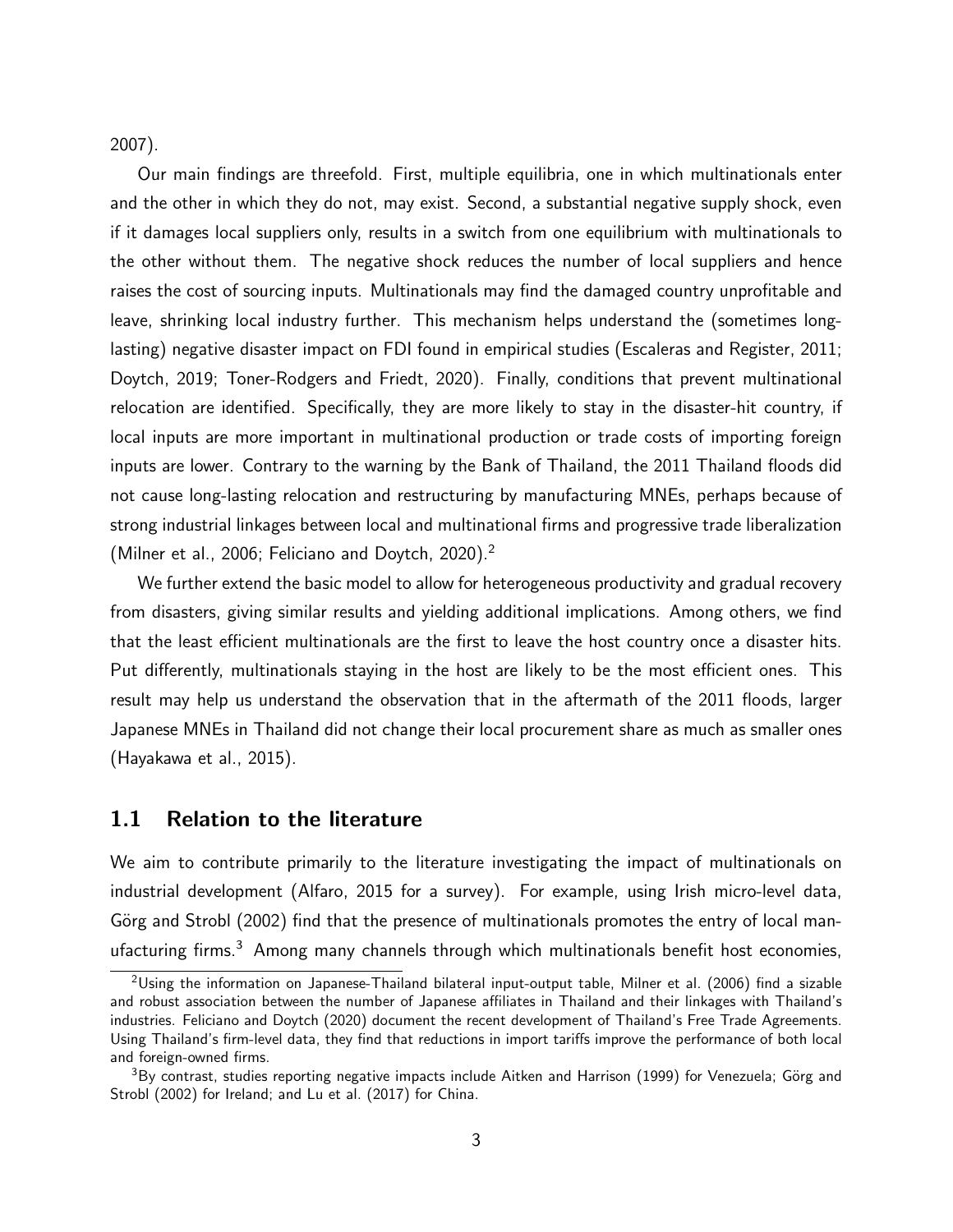2007).

Our main findings are threefold. First, multiple equilibria, one in which multinationals enter and the other in which they do not, may exist. Second, a substantial negative supply shock, even if it damages local suppliers only, results in a switch from one equilibrium with multinationals to the other without them. The negative shock reduces the number of local suppliers and hence raises the cost of sourcing inputs. Multinationals may find the damaged country unprofitable and leave, shrinking local industry further. This mechanism helps understand the (sometimes long-lasting) negative disaster impact on FDI found in empirical studies (Escaleras and Register, 2011; Doytch, 2019; Toner-Rodgers and Friedt, 2020). Finally, conditions that prevent multinational relocation are identified. Specifically, they are more likely to stay in the disaster-hit country, if local inputs are more important in multinational production or trade costs of importing foreign inputs are lower. Contrary to the warning by the Bank of Thailand, the 2011 Thailand floods did not cause long-lasting relocation and restructuring by manufacturing MNEs, perhaps because of strong industrial linkages between local and multinational firms and progressive trade liberalization (Milner et al., 2006; Feliciano and Doytch, 2020).[2]

We further extend the basic model to allow for heterogeneous productivity and gradual recovery from disasters, giving similar results and yielding additional implications. Among others, we find that the least efficient multinationals are the first to leave the host country once a disaster hits. Put differently, multinationals staying in the host are likely to be the most efficient ones. This result may help us understand the observation that in the aftermath of the 2011 floods, larger Japanese MNEs in Thailand did not change their local procurement share as much as smaller ones (Hayakawa et al., 2015).

## 1.1 Relation to the literature

We aim to contribute primarily to the literature investigating the impact of multinationals on industrial development (Alfaro, 2015 for a survey). For example, using Irish micro-level data, Görg and Strobl (2002) find that the presence of multinationals promotes the entry of local manufacturing firms.[3] Among many channels through which multinationals benefit host economies,

[2] Using the information on Japanese-Thailand bilateral input-output table, Milner et al. (2006) find a sizable and robust association between the number of Japanese affiliates in Thailand and their linkages with Thailand's industries. Feliciano and Doytch (2020) document the recent development of Thailand's Free Trade Agreements. Using Thailand's firm-level data, they find that reductions in import tariffs improve the performance of both local and foreign-owned firms.

[3] By contrast, studies reporting negative impacts include Aitken and Harrison (1999) for Venezuela; Görg and Strobl (2002) for Ireland; and Lu et al. (2017) for China.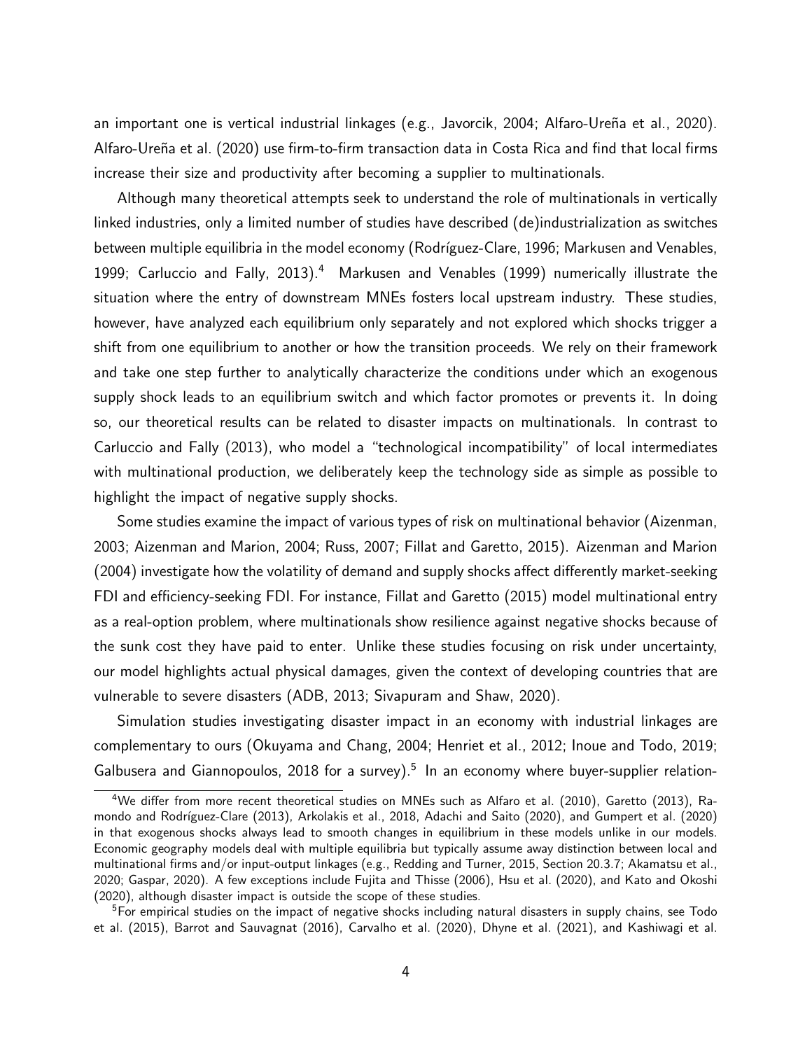an important one is vertical industrial linkages (e.g., Javorcik, 2004; Alfaro-Ureña et al., 2020). Alfaro-Ureña et al. (2020) use firm-to-firm transaction data in Costa Rica and find that local firms increase their size and productivity after becoming a supplier to multinationals.

Although many theoretical attempts seek to understand the role of multinationals in vertically linked industries, only a limited number of studies have described (de)industrialization as switches between multiple equilibria in the model economy (Rodríguez-Clare, 1996; Markusen and Venables, 1999; Carluccio and Fally, 2013).[4] Markusen and Venables (1999) numerically illustrate the situation where the entry of downstream MNEs fosters local upstream industry. These studies, however, have analyzed each equilibrium only separately and not explored which shocks trigger a shift from one equilibrium to another or how the transition proceeds. We rely on their framework and take one step further to analytically characterize the conditions under which an exogenous supply shock leads to an equilibrium switch and which factor promotes or prevents it. In doing so, our theoretical results can be related to disaster impacts on multinationals. In contrast to Carluccio and Fally (2013), who model a "technological incompatibility" of local intermediates with multinational production, we deliberately keep the technology side as simple as possible to highlight the impact of negative supply shocks.

Some studies examine the impact of various types of risk on multinational behavior (Aizenman, 2003; Aizenman and Marion, 2004; Russ, 2007; Fillat and Garetto, 2015). Aizenman and Marion (2004) investigate how the volatility of demand and supply shocks affect differently market-seeking FDI and efficiency-seeking FDI. For instance, Fillat and Garetto (2015) model multinational entry as a real-option problem, where multinationals show resilience against negative shocks because of the sunk cost they have paid to enter. Unlike these studies focusing on risk under uncertainty, our model highlights actual physical damages, given the context of developing countries that are vulnerable to severe disasters (ADB, 2013; Sivapuram and Shaw, 2020).

Simulation studies investigating disaster impact in an economy with industrial linkages are complementary to ours (Okuyama and Chang, 2004; Henriet et al., 2012; Inoue and Todo, 2019; Galbusera and Giannopoulos, 2018 for a survey).[5] In an economy where buyer-supplier relation-

---

[4] We differ from more recent theoretical studies on MNEs such as Alfaro et al. (2010), Garetto (2013), Ramondo and Rodríguez-Clare (2013), Arkolakis et al., 2018, Adachi and Saito (2020), and Gumpert et al. (2020) in that exogenous shocks always lead to smooth changes in equilibrium in these models unlike in our models. Economic geography models deal with multiple equilibria but typically assume away distinction between local and multinational firms and/or input-output linkages (e.g., Redding and Turner, 2015, Section 20.3.7; Akamatsu et al., 2020; Gaspar, 2020). A few exceptions include Fujita and Thisse (2006), Hsu et al. (2020), and Kato and Okoshi (2020), although disaster impact is outside the scope of these studies.

[5] For empirical studies on the impact of negative shocks including natural disasters in supply chains, see Todo et al. (2015), Barrot and Sauvagnat (2016), Carvalho et al. (2020), Dhyne et al. (2021), and Kashiwagi et al.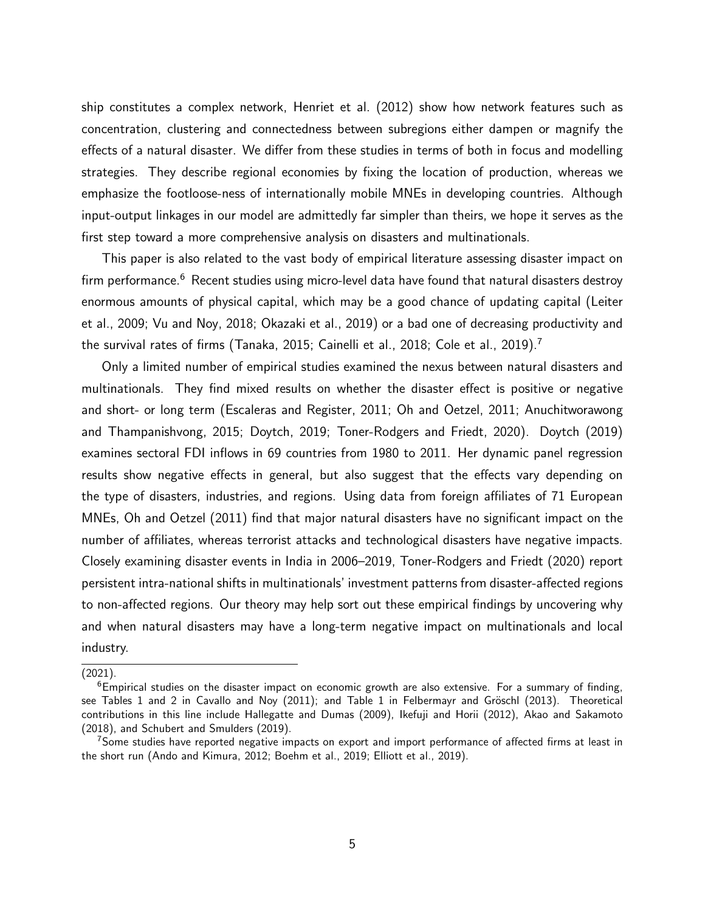ship constitutes a complex network, Henriet et al. (2012) show how network features such as concentration, clustering and connectedness between subregions either dampen or magnify the effects of a natural disaster. We differ from these studies in terms of both in focus and modelling strategies. They describe regional economies by fixing the location of production, whereas we emphasize the footloose-ness of internationally mobile MNEs in developing countries. Although input-output linkages in our model are admittedly far simpler than theirs, we hope it serves as the first step toward a more comprehensive analysis on disasters and multinationals.

This paper is also related to the vast body of empirical literature assessing disaster impact on firm performance.[6] Recent studies using micro-level data have found that natural disasters destroy enormous amounts of physical capital, which may be a good chance of updating capital (Leiter et al., 2009; Vu and Noy, 2018; Okazaki et al., 2019) or a bad one of decreasing productivity and the survival rates of firms (Tanaka, 2015; Cainelli et al., 2018; Cole et al., 2019).[7]

Only a limited number of empirical studies examined the nexus between natural disasters and multinationals. They find mixed results on whether the disaster effect is positive or negative and short- or long term (Escaleras and Register, 2011; Oh and Oetzel, 2011; Anuchitworawong and Thampanishvong, 2015; Doytch, 2019; Toner-Rodgers and Friedt, 2020). Doytch (2019) examines sectoral FDI inflows in 69 countries from 1980 to 2011. Her dynamic panel regression results show negative effects in general, but also suggest that the effects vary depending on the type of disasters, industries, and regions. Using data from foreign affiliates of 71 European MNEs, Oh and Oetzel (2011) find that major natural disasters have no significant impact on the number of affiliates, whereas terrorist attacks and technological disasters have negative impacts. Closely examining disaster events in India in 2006–2019, Toner-Rodgers and Friedt (2020) report persistent intra-national shifts in multinationals' investment patterns from disaster-affected regions to non-affected regions. Our theory may help sort out these empirical findings by uncovering why and when natural disasters may have a long-term negative impact on multinationals and local industry.

---

(2021).

[6] Empirical studies on the disaster impact on economic growth are also extensive. For a summary of finding, see Tables 1 and 2 in Cavallo and Noy (2011); and Table 1 in Felbermayr and Gröschl (2013). Theoretical contributions in this line include Hallegatte and Dumas (2009), Ikefuji and Horii (2012), Akao and Sakamoto (2018), and Schubert and Smulders (2019).

[7] Some studies have reported negative impacts on export and import performance of affected firms at least in the short run (Ando and Kimura, 2012; Boehm et al., 2019; Elliott et al., 2019).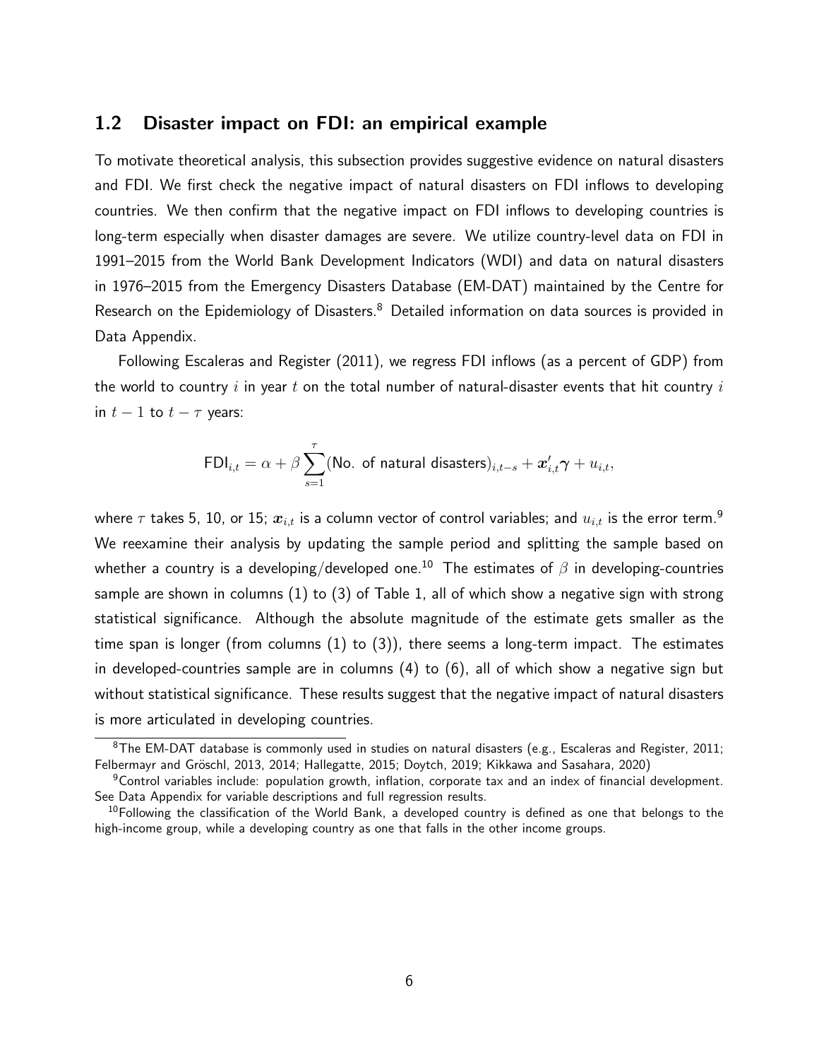## 1.2 Disaster impact on FDI: an empirical example

To motivate theoretical analysis, this subsection provides suggestive evidence on natural disasters and FDI. We first check the negative impact of natural disasters on FDI inflows to developing countries. We then confirm that the negative impact on FDI inflows to developing countries is long-term especially when disaster damages are severe. We utilize country-level data on FDI in 1991–2015 from the World Bank Development Indicators (WDI) and data on natural disasters in 1976–2015 from the Emergency Disasters Database (EM-DAT) maintained by the Centre for Research on the Epidemiology of Disasters.[8] Detailed information on data sources is provided in Data Appendix.

Following Escaleras and Register (2011), we regress FDI inflows (as a percent of GDP) from the world to country $i$ in year $t$ on the total number of natural-disaster events that hit country $i$ in $t-1$ to $t-\tau$ years:

$$\text{FDI}_{i,t} = \alpha + \beta \sum_{s=1}^{\tau} (\text{No. of natural disasters})_{i,t-s} + \boldsymbol{x}'_{i,t}\boldsymbol{\gamma} + u_{i,t},$$

where $\tau$ takes 5, 10, or 15; $\boldsymbol{x}_{i,t}$ is a column vector of control variables; and $u_{i,t}$ is the error term.[9] We reexamine their analysis by updating the sample period and splitting the sample based on whether a country is a developing/developed one.[10] The estimates of $\beta$ in developing-countries sample are shown in columns (1) to (3) of Table 1, all of which show a negative sign with strong statistical significance. Although the absolute magnitude of the estimate gets smaller as the time span is longer (from columns (1) to (3)), there seems a long-term impact. The estimates in developed-countries sample are in columns (4) to (6), all of which show a negative sign but without statistical significance. These results suggest that the negative impact of natural disasters is more articulated in developing countries.

[8] The EM-DAT database is commonly used in studies on natural disasters (e.g., Escaleras and Register, 2011; Felbermayr and Gröschl, 2013, 2014; Hallegatte, 2015; Doytch, 2019; Kikkawa and Sasahara, 2020)

[9] Control variables include: population growth, inflation, corporate tax and an index of financial development. See Data Appendix for variable descriptions and full regression results.

[10] Following the classification of the World Bank, a developed country is defined as one that belongs to the high-income group, while a developing country as one that falls in the other income groups.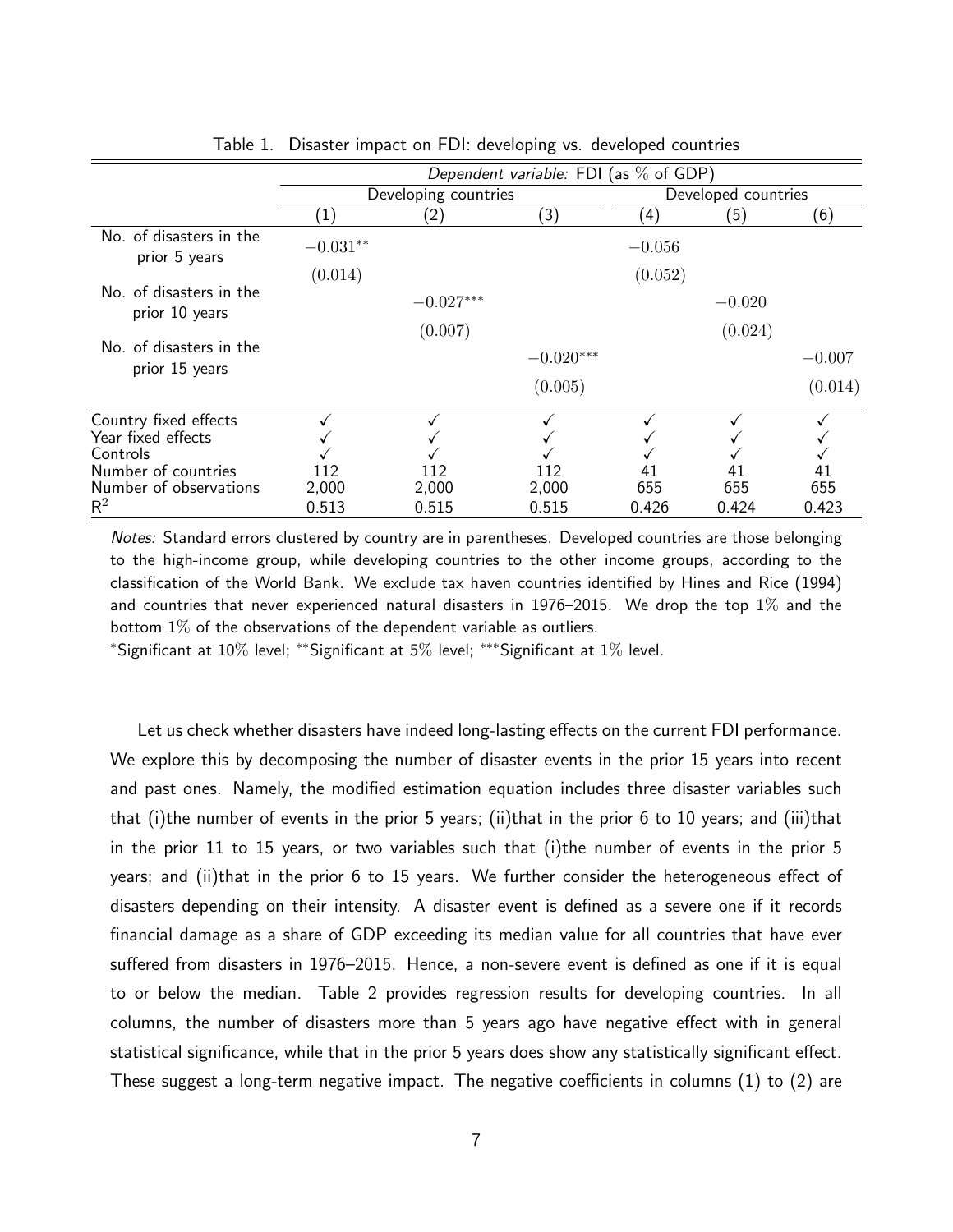Table 1. Disaster impact on FDI: developing vs. developed countries

| | *Dependent variable:* FDI (as % of GDP) | | | | | |
|---|---|---|---|---|---|---|
| | Developing countries | | | Developed countries | | |
| | (1) | (2) | (3) | (4) | (5) | (6) |
| No. of disasters in the prior 5 years | $-0.031^{**}$ | | | $-0.056$ | | |
| | (0.014) | | | (0.052) | | |
| No. of disasters in the prior 10 years | | $-0.027^{***}$ | | | $-0.020$ | |
| | | (0.007) | | | (0.024) | |
| No. of disasters in the prior 15 years | | | $-0.020^{***}$ | | | $-0.007$ |
| | | | (0.005) | | | (0.014) |
| Country fixed effects | ✓ | ✓ | ✓ | ✓ | ✓ | ✓ |
| Year fixed effects | ✓ | ✓ | ✓ | ✓ | ✓ | ✓ |
| Controls | ✓ | ✓ | ✓ | ✓ | ✓ | ✓ |
| Number of countries | 112 | 112 | 112 | 41 | 41 | 41 |
| Number of observations | 2,000 | 2,000 | 2,000 | 655 | 655 | 655 |
| $R^2$ | 0.513 | 0.515 | 0.515 | 0.426 | 0.424 | 0.423 |

*Notes:* Standard errors clustered by country are in parentheses. Developed countries are those belonging to the high-income group, while developing countries to the other income groups, according to the classification of the World Bank. We exclude tax haven countries identified by Hines and Rice (1994) and countries that never experienced natural disasters in 1976–2015. We drop the top 1% and the bottom 1% of the observations of the dependent variable as outliers.

*Significant at 10% level; **Significant at 5% level; ***Significant at 1% level.

Let us check whether disasters have indeed long-lasting effects on the current FDI performance. We explore this by decomposing the number of disaster events in the prior 15 years into recent and past ones. Namely, the modified estimation equation includes three disaster variables such that (i)the number of events in the prior 5 years; (ii)that in the prior 6 to 10 years; and (iii)that in the prior 11 to 15 years, or two variables such that (i)the number of events in the prior 5 years; and (ii)that in the prior 6 to 15 years. We further consider the heterogeneous effect of disasters depending on their intensity. A disaster event is defined as a severe one if it records financial damage as a share of GDP exceeding its median value for all countries that have ever suffered from disasters in 1976–2015. Hence, a non-severe event is defined as one if it is equal to or below the median. Table 2 provides regression results for developing countries. In all columns, the number of disasters more than 5 years ago have negative effect with in general statistical significance, while that in the prior 5 years does show any statistically significant effect. These suggest a long-term negative impact. The negative coefficients in columns (1) to (2) are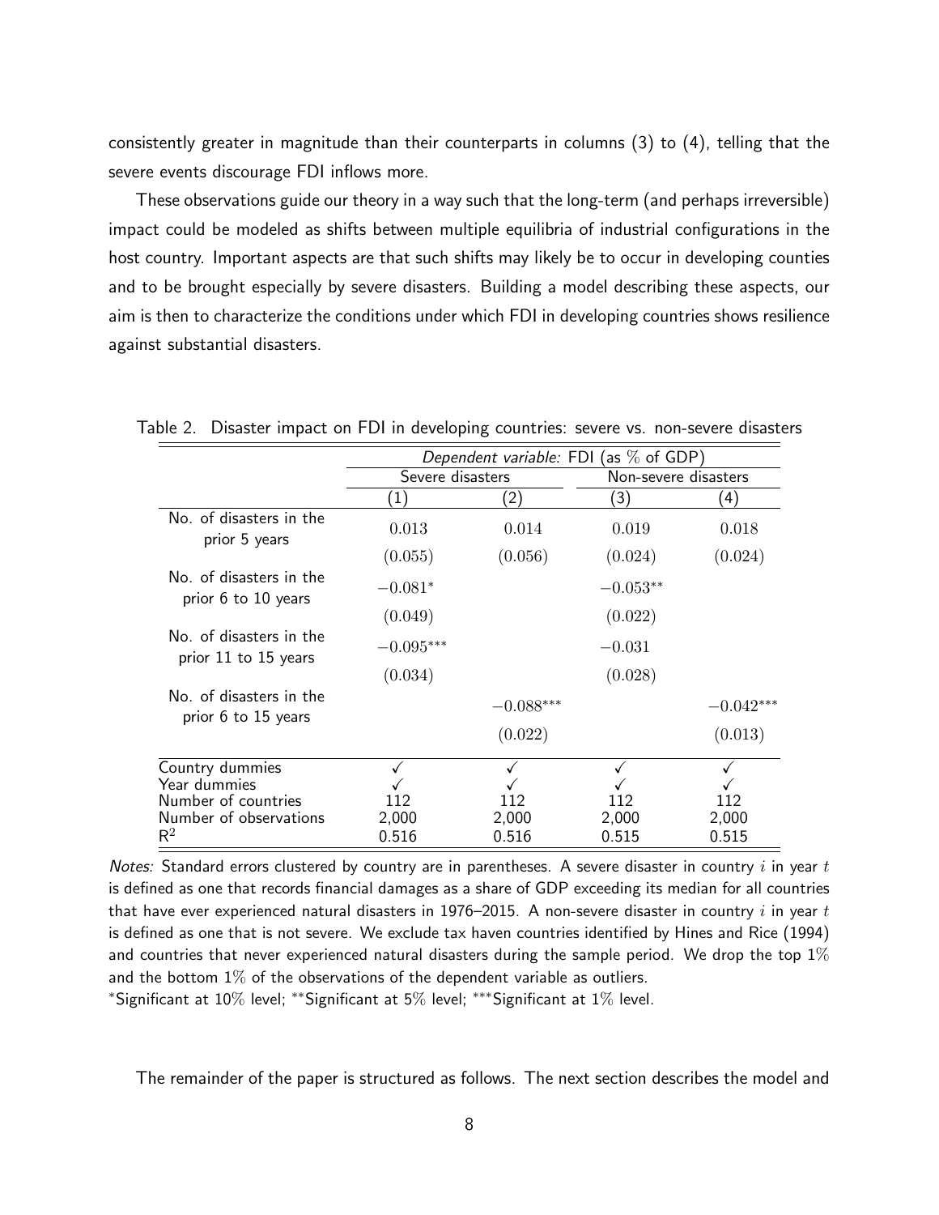consistently greater in magnitude than their counterparts in columns (3) to (4), telling that the severe events discourage FDI inflows more.

These observations guide our theory in a way such that the long-term (and perhaps irreversible) impact could be modeled as shifts between multiple equilibria of industrial configurations in the host country. Important aspects are that such shifts may likely be to occur in developing counties and to be brought especially by severe disasters. Building a model describing these aspects, our aim is then to characterize the conditions under which FDI in developing countries shows resilience against substantial disasters.

Table 2. Disaster impact on FDI in developing countries: severe vs. non-severe disasters

| | *Dependent variable:* FDI (as % of GDP) | | | |
|---|---|---|---|---|
| | Severe disasters | | Non-severe disasters | |
| | (1) | (2) | (3) | (4) |
| No. of disasters in the prior 5 years | 0.013 | 0.014 | 0.019 | 0.018 |
| | (0.055) | (0.056) | (0.024) | (0.024) |
| No. of disasters in the prior 6 to 10 years | $-0.081^{*}$ | | $-0.053^{**}$ | |
| | (0.049) | | (0.022) | |
| No. of disasters in the prior 11 to 15 years | $-0.095^{***}$ | | $-0.031$ | |
| | (0.034) | | (0.028) | |
| No. of disasters in the prior 6 to 15 years | | $-0.088^{***}$ | | $-0.042^{***}$ |
| | | (0.022) | | (0.013) |
| Country dummies | ✓ | ✓ | ✓ | ✓ |
| Year dummies | ✓ | ✓ | ✓ | ✓ |
| Number of countries | 112 | 112 | 112 | 112 |
| Number of observations | 2,000 | 2,000 | 2,000 | 2,000 |
| $R^2$ | 0.516 | 0.516 | 0.515 | 0.515 |

*Notes:* Standard errors clustered by country are in parentheses. A severe disaster in country $i$ in year $t$ is defined as one that records financial damages as a share of GDP exceeding its median for all countries that have ever experienced natural disasters in 1976–2015. A non-severe disaster in country $i$ in year $t$ is defined as one that is not severe. We exclude tax haven countries identified by Hines and Rice (1994) and countries that never experienced natural disasters during the sample period. We drop the top 1% and the bottom 1% of the observations of the dependent variable as outliers.
$^{*}$Significant at 10% level; $^{**}$Significant at 5% level; $^{***}$Significant at 1% level.

The remainder of the paper is structured as follows. The next section describes the model and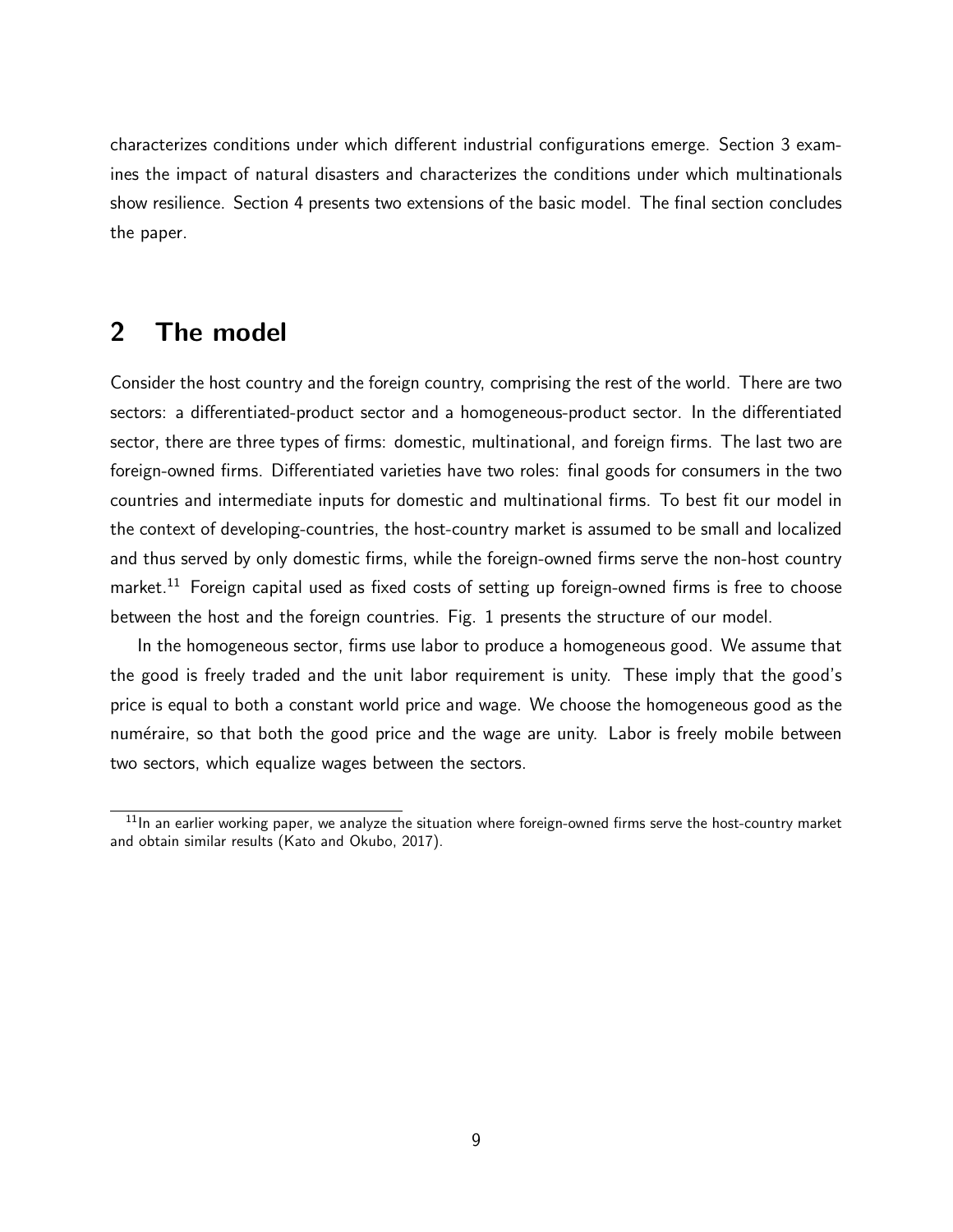characterizes conditions under which different industrial configurations emerge. Section 3 examines the impact of natural disasters and characterizes the conditions under which multinationals show resilience. Section 4 presents two extensions of the basic model. The final section concludes the paper.

## 2 The model

Consider the host country and the foreign country, comprising the rest of the world. There are two sectors: a differentiated-product sector and a homogeneous-product sector. In the differentiated sector, there are three types of firms: domestic, multinational, and foreign firms. The last two are foreign-owned firms. Differentiated varieties have two roles: final goods for consumers in the two countries and intermediate inputs for domestic and multinational firms. To best fit our model in the context of developing-countries, the host-country market is assumed to be small and localized and thus served by only domestic firms, while the foreign-owned firms serve the non-host country market.[11] Foreign capital used as fixed costs of setting up foreign-owned firms is free to choose between the host and the foreign countries. Fig. 1 presents the structure of our model.

In the homogeneous sector, firms use labor to produce a homogeneous good. We assume that the good is freely traded and the unit labor requirement is unity. These imply that the good's price is equal to both a constant world price and wage. We choose the homogeneous good as the numéraire, so that both the good price and the wage are unity. Labor is freely mobile between two sectors, which equalize wages between the sectors.

[11] In an earlier working paper, we analyze the situation where foreign-owned firms serve the host-country market and obtain similar results (Kato and Okubo, 2017).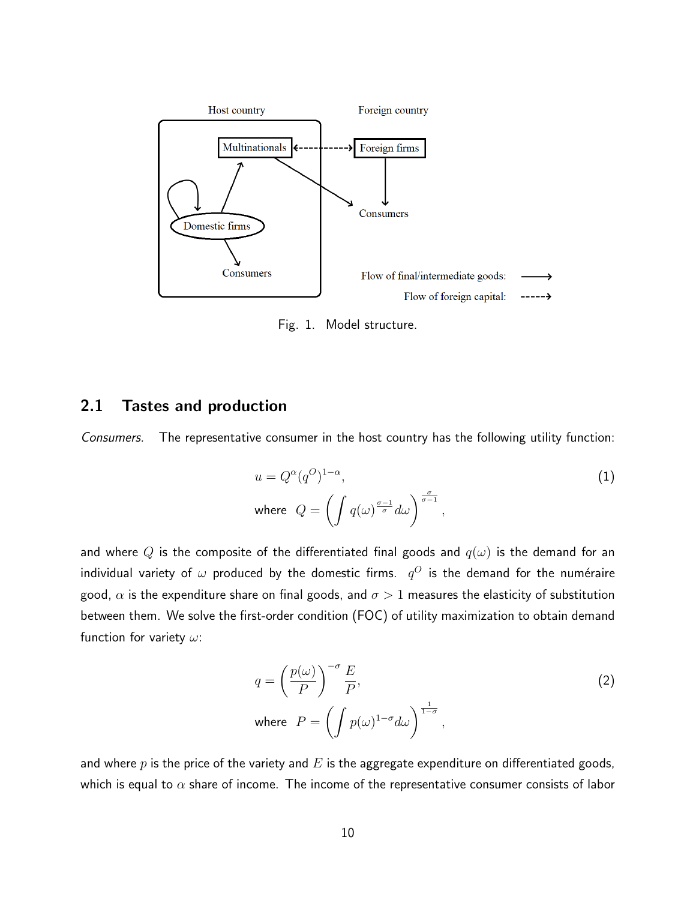Fig. 1. Model structure.

## 2.1 Tastes and production

*Consumers.* The representative consumer in the host country has the following utility function:

$$
u = Q^{\alpha}(q^{O})^{1-\alpha}, \tag{1}
$$

$$
\text{where } \; Q = \left( \int q(\omega)^{\frac{\sigma-1}{\sigma}} d\omega \right)^{\frac{\sigma}{\sigma-1}},
$$

and where $Q$ is the composite of the differentiated final goods and $q(\omega)$ is the demand for an individual variety of $\omega$ produced by the domestic firms. $q^{O}$ is the demand for the numéraire good, $\alpha$ is the expenditure share on final goods, and $\sigma > 1$ measures the elasticity of substitution between them. We solve the first-order condition (FOC) of utility maximization to obtain demand function for variety $\omega$:

$$
q = \left( \frac{p(\omega)}{P} \right)^{-\sigma} \frac{E}{P}, \tag{2}
$$

$$
\text{where } \; P = \left( \int p(\omega)^{1-\sigma} d\omega \right)^{\frac{1}{1-\sigma}},
$$

and where $p$ is the price of the variety and $E$ is the aggregate expenditure on differentiated goods, which is equal to $\alpha$ share of income. The income of the representative consumer consists of labor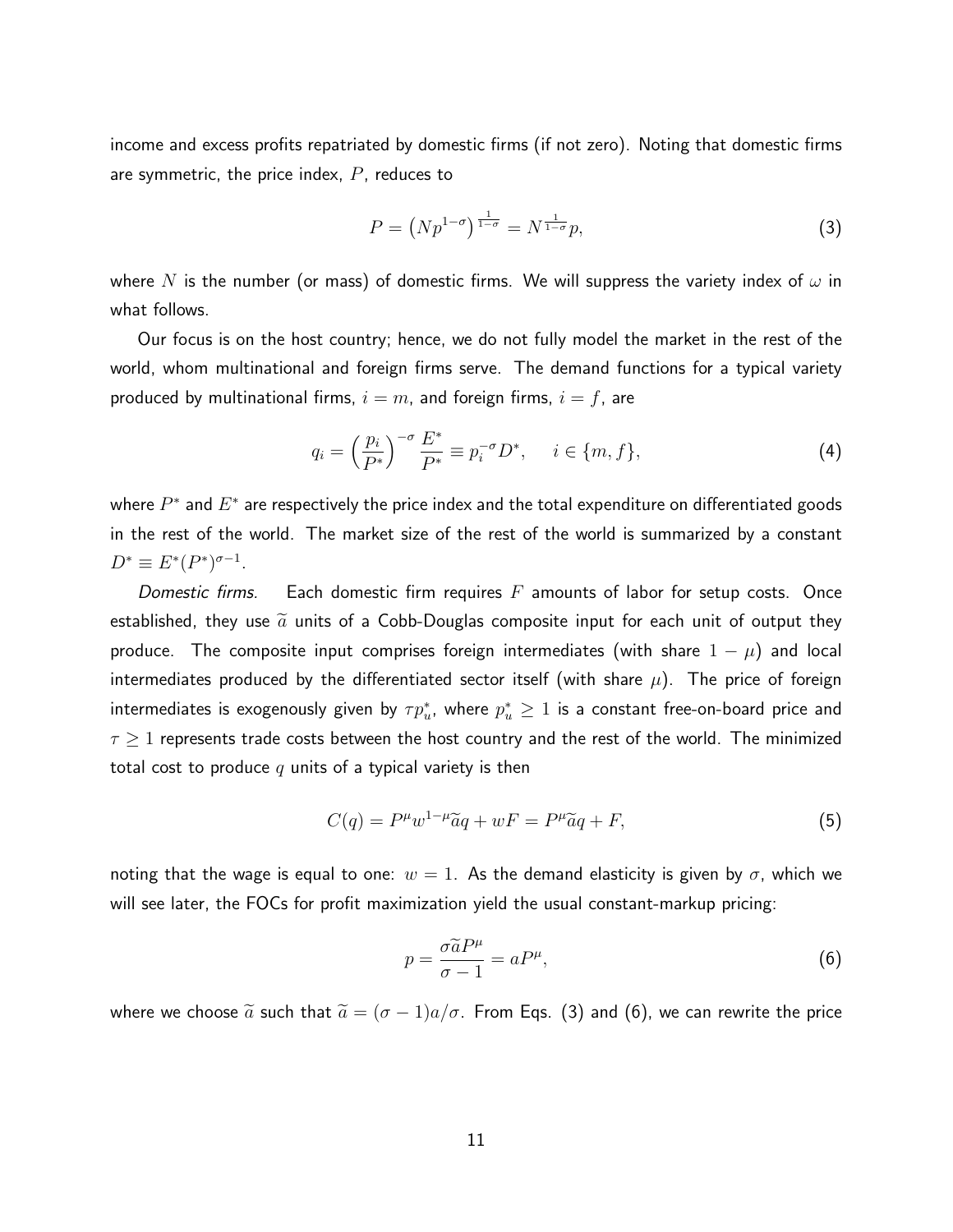income and excess profits repatriated by domestic firms (if not zero). Noting that domestic firms are symmetric, the price index, $P$, reduces to

$$P = \left(Np^{1-\sigma}\right)^{\frac{1}{1-\sigma}} = N^{\frac{1}{1-\sigma}}p, \tag{3}$$

where $N$ is the number (or mass) of domestic firms. We will suppress the variety index of $\omega$ in what follows.

Our focus is on the host country; hence, we do not fully model the market in the rest of the world, whom multinational and foreign firms serve. The demand functions for a typical variety produced by multinational firms, $i = m$, and foreign firms, $i = f$, are

$$q_i = \left(\frac{p_i}{P^*}\right)^{-\sigma} \frac{E^*}{P^*} \equiv p_i^{-\sigma} D^*, \quad i \in \{m, f\}, \tag{4}$$

where $P^*$ and $E^*$ are respectively the price index and the total expenditure on differentiated goods in the rest of the world. The market size of the rest of the world is summarized by a constant $D^* \equiv E^*(P^*)^{\sigma-1}$.

*Domestic firms.* Each domestic firm requires $F$ amounts of labor for setup costs. Once established, they use $\widetilde{a}$ units of a Cobb-Douglas composite input for each unit of output they produce. The composite input comprises foreign intermediates (with share $1 - \mu$) and local intermediates produced by the differentiated sector itself (with share $\mu$). The price of foreign intermediates is exogenously given by $\tau p_u^*$, where $p_u^* \geq 1$ is a constant free-on-board price and $\tau \geq 1$ represents trade costs between the host country and the rest of the world. The minimized total cost to produce $q$ units of a typical variety is then

$$C(q) = P^\mu w^{1-\mu}\widetilde{a}q + wF = P^\mu \widetilde{a}q + F, \tag{5}$$

noting that the wage is equal to one: $w = 1$. As the demand elasticity is given by $\sigma$, which we will see later, the FOCs for profit maximization yield the usual constant-markup pricing:

$$p = \frac{\sigma \widetilde{a} P^\mu}{\sigma - 1} = aP^\mu, \tag{6}$$

where we choose $\widetilde{a}$ such that $\widetilde{a} = (\sigma - 1)a/\sigma$. From Eqs. (3) and (6), we can rewrite the price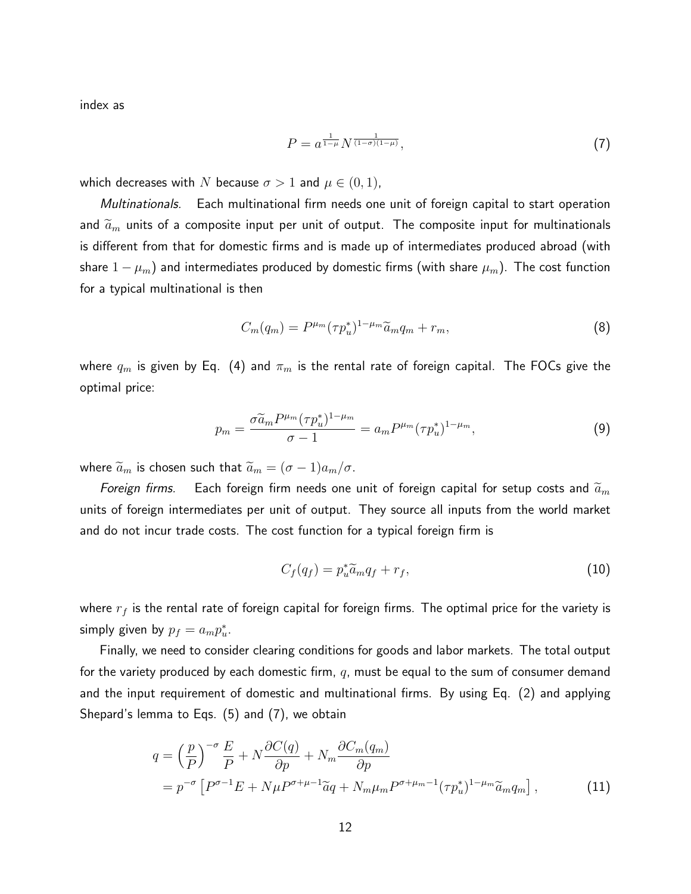index as

$$P = a^{\frac{1}{1-\mu}} N^{\frac{1}{(1-\sigma)(1-\mu)}}, \tag{7}$$

which decreases with $N$ because $\sigma > 1$ and $\mu \in (0, 1)$,

*Multinationals.* Each multinational firm needs one unit of foreign capital to start operation and $\widetilde{a}_m$ units of a composite input per unit of output. The composite input for multinationals is different from that for domestic firms and is made up of intermediates produced abroad (with share $1 - \mu_m$) and intermediates produced by domestic firms (with share $\mu_m$). The cost function for a typical multinational is then

$$C_m(q_m) = P^{\mu_m} (\tau p_u^*)^{1-\mu_m} \widetilde{a}_m q_m + r_m, \tag{8}$$

where $q_m$ is given by Eq. (4) and $\pi_m$ is the rental rate of foreign capital. The FOCs give the optimal price:

$$p_m = \frac{\sigma \widetilde{a}_m P^{\mu_m} (\tau p_u^*)^{1-\mu_m}}{\sigma - 1} = a_m P^{\mu_m} (\tau p_u^*)^{1-\mu_m}, \tag{9}$$

where $\widetilde{a}_m$ is chosen such that $\widetilde{a}_m = (\sigma - 1) a_m / \sigma$.

*Foreign firms.* Each foreign firm needs one unit of foreign capital for setup costs and $\widetilde{a}_m$ units of foreign intermediates per unit of output. They source all inputs from the world market and do not incur trade costs. The cost function for a typical foreign firm is

$$C_f(q_f) = p_u^* \widetilde{a}_m q_f + r_f, \tag{10}$$

where $r_f$ is the rental rate of foreign capital for foreign firms. The optimal price for the variety is simply given by $p_f = a_m p_u^*$.

Finally, we need to consider clearing conditions for goods and labor markets. The total output for the variety produced by each domestic firm, $q$, must be equal to the sum of consumer demand and the input requirement of domestic and multinational firms. By using Eq. (2) and applying Shepard's lemma to Eqs. (5) and (7), we obtain

$$\begin{aligned} q &= \left(\frac{p}{P}\right)^{-\sigma} \frac{E}{P} + N \frac{\partial C(q)}{\partial p} + N_m \frac{\partial C_m(q_m)}{\partial p} \\ &= p^{-\sigma} \left[ P^{\sigma-1} E + N \mu P^{\sigma+\mu-1} \widetilde{a} q + N_m \mu_m P^{\sigma+\mu_m-1} (\tau p_u^*)^{1-\mu_m} \widetilde{a}_m q_m \right], \end{aligned} \tag{11}$$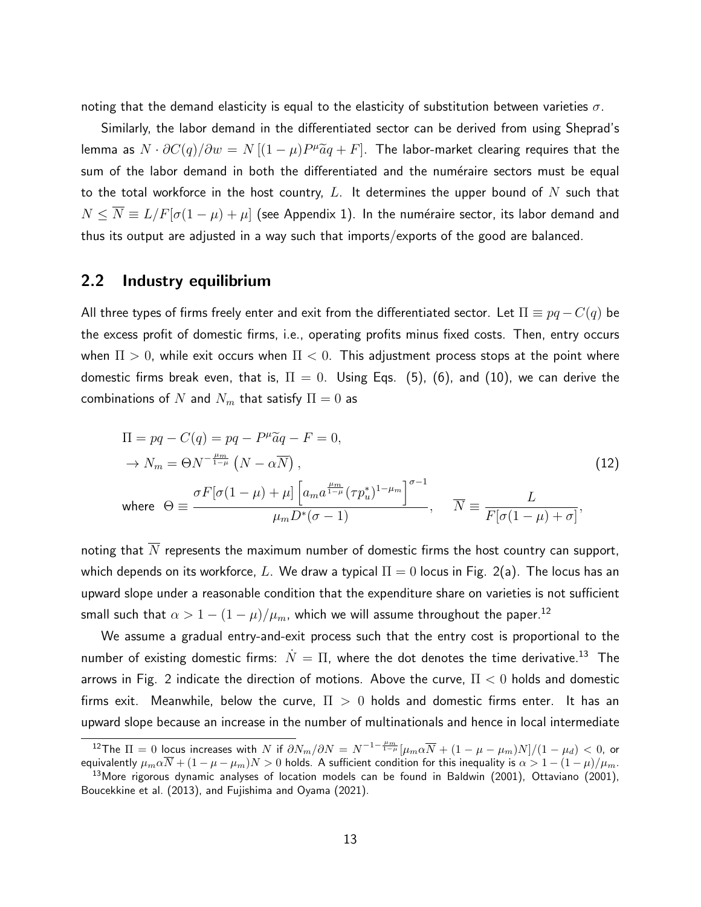noting that the demand elasticity is equal to the elasticity of substitution between varieties $\sigma$.

Similarly, the labor demand in the differentiated sector can be derived from using Sheprad's lemma as $N \cdot \partial C(q)/\partial w = N\left[(1-\mu)P^{\mu}\widetilde{a}q + F\right]$. The labor-market clearing requires that the sum of the labor demand in both the differentiated and the numéraire sectors must be equal to the total workforce in the host country, $L$. It determines the upper bound of $N$ such that $N \leq \overline{N} \equiv L/F[\sigma(1-\mu)+\mu]$ (see Appendix 1). In the numéraire sector, its labor demand and thus its output are adjusted in a way such that imports/exports of the good are balanced.

## 2.2 Industry equilibrium

All three types of firms freely enter and exit from the differentiated sector. Let $\Pi \equiv pq - C(q)$ be the excess profit of domestic firms, i.e., operating profits minus fixed costs. Then, entry occurs when $\Pi > 0$, while exit occurs when $\Pi < 0$. This adjustment process stops at the point where domestic firms break even, that is, $\Pi = 0$. Using Eqs. (5), (6), and (10), we can derive the combinations of $N$ and $N_m$ that satisfy $\Pi = 0$ as

$$
\begin{aligned}
&\Pi = pq - C(q) = pq - P^{\mu}\widetilde{a}q - F = 0, \\
&\rightarrow N_m = \Theta N^{-\frac{\mu_m}{1-\mu}}\left(N - \alpha\overline{N}\right), \\
&\text{where } \ \Theta \equiv \frac{\sigma F[\sigma(1-\mu)+\mu]\left[a_m a^{\frac{\mu_m}{1-\mu}}(\tau p_u^*)^{1-\mu_m}\right]^{\sigma-1}}{\mu_m D^*(\sigma-1)}, \quad \overline{N} \equiv \frac{L}{F[\sigma(1-\mu)+\sigma]},
\end{aligned}
\tag{12}
$$

noting that $\overline{N}$ represents the maximum number of domestic firms the host country can support, which depends on its workforce, $L$. We draw a typical $\Pi = 0$ locus in Fig. 2(a). The locus has an upward slope under a reasonable condition that the expenditure share on varieties is not sufficient small such that $\alpha > 1 - (1-\mu)/\mu_m$, which we will assume throughout the paper.[12]

We assume a gradual entry-and-exit process such that the entry cost is proportional to the number of existing domestic firms: $\dot{N} = \Pi$, where the dot denotes the time derivative.[13] The arrows in Fig. 2 indicate the direction of motions. Above the curve, $\Pi < 0$ holds and domestic firms exit. Meanwhile, below the curve, $\Pi > 0$ holds and domestic firms enter. It has an upward slope because an increase in the number of multinationals and hence in local intermediate

---

[12] The $\Pi = 0$ locus increases with $N$ if $\partial N_m/\partial N = N^{-1-\frac{\mu_m}{1-\mu}}[\mu_m\alpha\overline{N} + (1-\mu-\mu_m)N]/(1-\mu_d) < 0$, or equivalently $\mu_m\alpha\overline{N} + (1-\mu-\mu_m)N > 0$ holds. A sufficient condition for this inequality is $\alpha > 1-(1-\mu)/\mu_m$.

[13] More rigorous dynamic analyses of location models can be found in Baldwin (2001), Ottaviano (2001), Boucekkine et al. (2013), and Fujishima and Oyama (2021).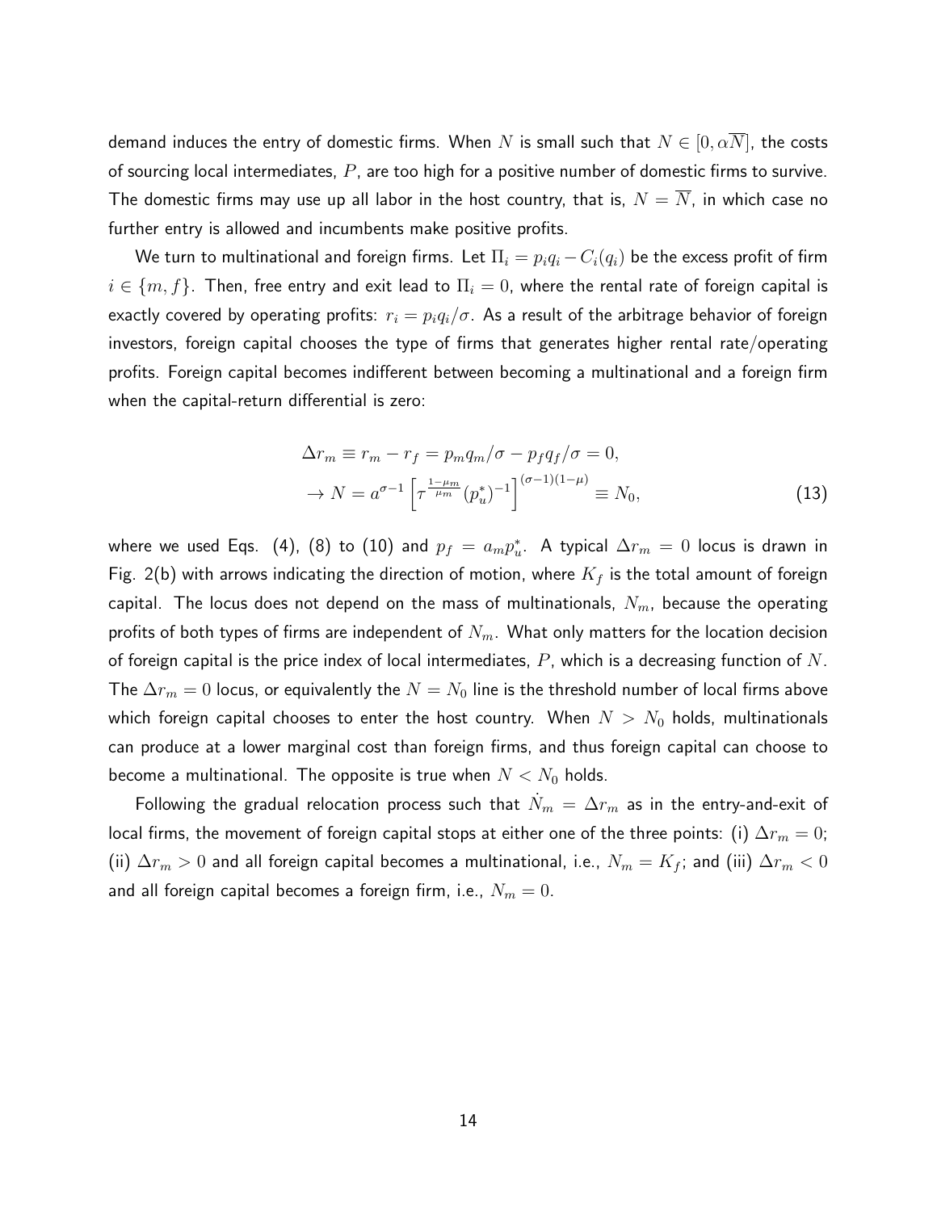demand induces the entry of domestic firms. When $N$ is small such that $N \in [0, \alpha\overline{N}]$, the costs of sourcing local intermediates, $P$, are too high for a positive number of domestic firms to survive. The domestic firms may use up all labor in the host country, that is, $N = \overline{N}$, in which case no further entry is allowed and incumbents make positive profits.

We turn to multinational and foreign firms. Let $\Pi_i = p_i q_i - C_i(q_i)$ be the excess profit of firm $i \in \{m, f\}$. Then, free entry and exit lead to $\Pi_i = 0$, where the rental rate of foreign capital is exactly covered by operating profits: $r_i = p_i q_i / \sigma$. As a result of the arbitrage behavior of foreign investors, foreign capital chooses the type of firms that generates higher rental rate/operating profits. Foreign capital becomes indifferent between becoming a multinational and a foreign firm when the capital-return differential is zero:

$$
\begin{aligned}
\Delta r_m &\equiv r_m - r_f = p_m q_m / \sigma - p_f q_f / \sigma = 0, \\
\to N &= a^{\sigma-1} \left[ \tau^{\frac{1-\mu_m}{\mu_m}} (p_u^*)^{-1} \right]^{(\sigma-1)(1-\mu)} \equiv N_0,
\end{aligned} \tag{13}
$$

where we used Eqs. (4), (8) to (10) and $p_f = a_m p_u^*$. A typical $\Delta r_m = 0$ locus is drawn in Fig. 2(b) with arrows indicating the direction of motion, where $K_f$ is the total amount of foreign capital. The locus does not depend on the mass of multinationals, $N_m$, because the operating profits of both types of firms are independent of $N_m$. What only matters for the location decision of foreign capital is the price index of local intermediates, $P$, which is a decreasing function of $N$. The $\Delta r_m = 0$ locus, or equivalently the $N = N_0$ line is the threshold number of local firms above which foreign capital chooses to enter the host country. When $N > N_0$ holds, multinationals can produce at a lower marginal cost than foreign firms, and thus foreign capital can choose to become a multinational. The opposite is true when $N < N_0$ holds.

Following the gradual relocation process such that $\dot{N}_m = \Delta r_m$ as in the entry-and-exit of local firms, the movement of foreign capital stops at either one of the three points: (i) $\Delta r_m = 0$; (ii) $\Delta r_m > 0$ and all foreign capital becomes a multinational, i.e., $N_m = K_f$; and (iii) $\Delta r_m < 0$ and all foreign capital becomes a foreign firm, i.e., $N_m = 0$.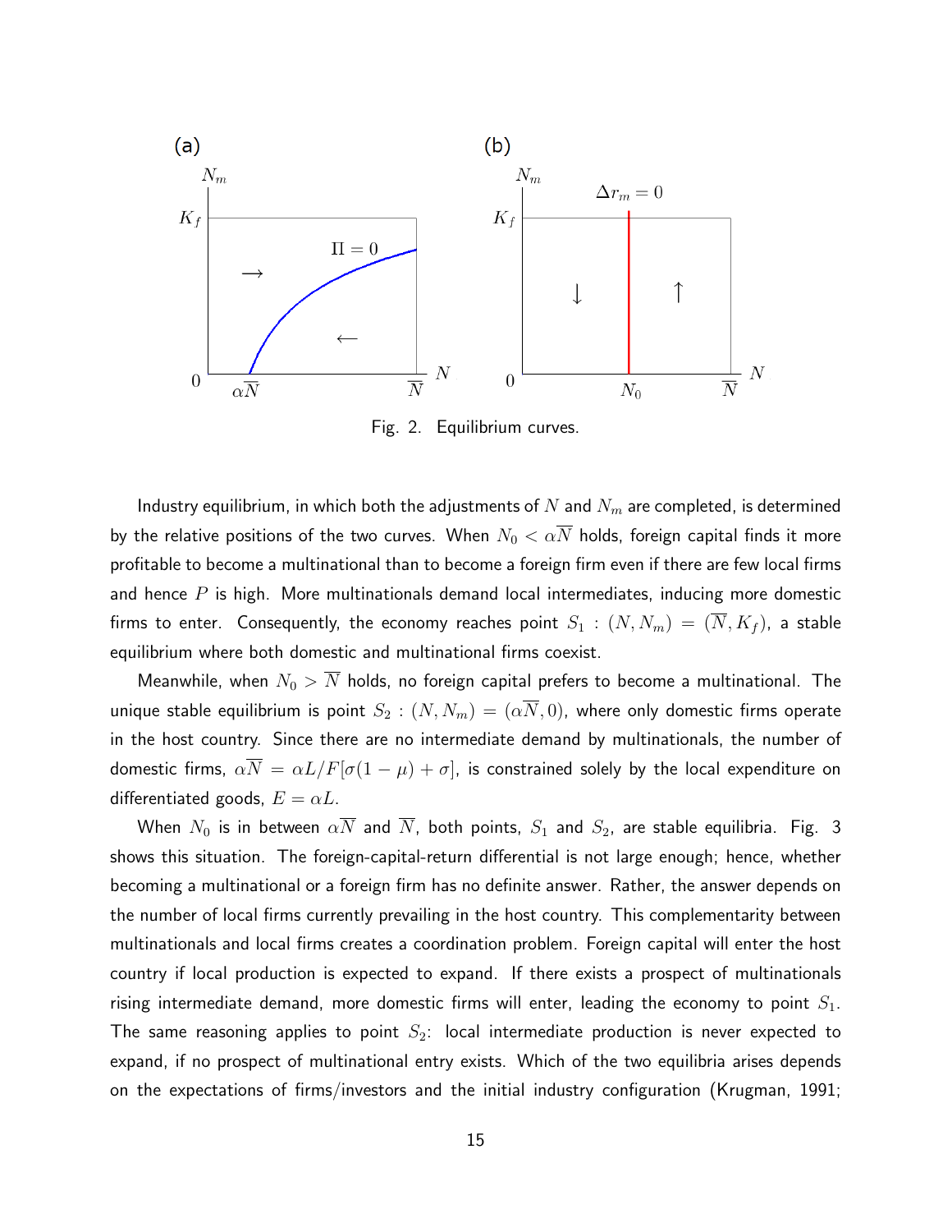Fig. 2. Equilibrium curves.

Industry equilibrium, in which both the adjustments of $N$ and $N_m$ are completed, is determined by the relative positions of the two curves. When $N_0 < \alpha\overline{N}$ holds, foreign capital finds it more profitable to become a multinational than to become a foreign firm even if there are few local firms and hence $P$ is high. More multinationals demand local intermediates, inducing more domestic firms to enter. Consequently, the economy reaches point $S_1 : (N, N_m) = (\overline{N}, K_f)$, a stable equilibrium where both domestic and multinational firms coexist.

Meanwhile, when $N_0 > \overline{N}$ holds, no foreign capital prefers to become a multinational. The unique stable equilibrium is point $S_2 : (N, N_m) = (\alpha\overline{N}, 0)$, where only domestic firms operate in the host country. Since there are no intermediate demand by multinationals, the number of domestic firms, $\alpha\overline{N} = \alpha L/F[\sigma(1-\mu)+\sigma]$, is constrained solely by the local expenditure on differentiated goods, $E = \alpha L$.

When $N_0$ is in between $\alpha\overline{N}$ and $\overline{N}$, both points, $S_1$ and $S_2$, are stable equilibria. Fig. 3 shows this situation. The foreign-capital-return differential is not large enough; hence, whether becoming a multinational or a foreign firm has no definite answer. Rather, the answer depends on the number of local firms currently prevailing in the host country. This complementarity between multinationals and local firms creates a coordination problem. Foreign capital will enter the host country if local production is expected to expand. If there exists a prospect of multinationals rising intermediate demand, more domestic firms will enter, leading the economy to point $S_1$. The same reasoning applies to point $S_2$: local intermediate production is never expected to expand, if no prospect of multinational entry exists. Which of the two equilibria arises depends on the expectations of firms/investors and the initial industry configuration (Krugman, 1991;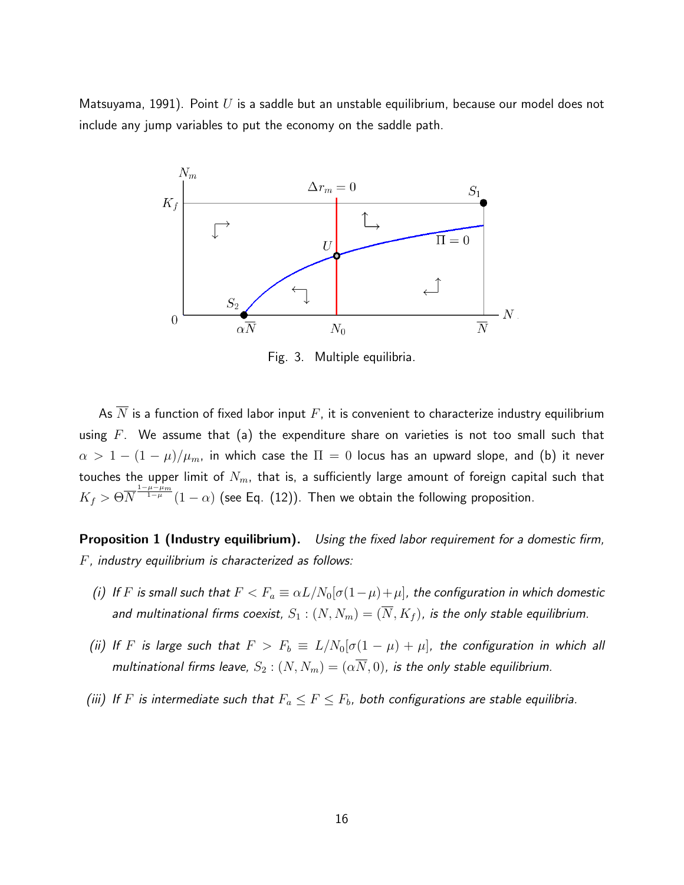Matsuyama, 1991). Point $U$ is a saddle but an unstable equilibrium, because our model does not include any jump variables to put the economy on the saddle path.

Fig. 3. Multiple equilibria.

As $\overline{N}$ is a function of fixed labor input $F$, it is convenient to characterize industry equilibrium using $F$. We assume that (a) the expenditure share on varieties is not too small such that $\alpha > 1 - (1-\mu)/\mu_m$, in which case the $\Pi = 0$ locus has an upward slope, and (b) it never touches the upper limit of $N_m$, that is, a sufficiently large amount of foreign capital such that $K_f > \Theta \overline{N}^{\frac{1-\mu-\mu_m}{1-\mu}}(1-\alpha)$ (see Eq. (12)). Then we obtain the following proposition.

**Proposition 1 (Industry equilibrium).** *Using the fixed labor requirement for a domestic firm, $F$, industry equilibrium is characterized as follows:*

*(i) If $F$ is small such that $F < F_a \equiv \alpha L/N_0[\sigma(1-\mu)+\mu]$, the configuration in which domestic and multinational firms coexist, $S_1 : (N, N_m) = (\overline{N}, K_f)$, is the only stable equilibrium.*

*(ii) If $F$ is large such that $F > F_b \equiv L/N_0[\sigma(1-\mu)+\mu]$, the configuration in which all multinational firms leave, $S_2 : (N, N_m) = (\alpha\overline{N}, 0)$, is the only stable equilibrium.*

*(iii) If $F$ is intermediate such that $F_a \leq F \leq F_b$, both configurations are stable equilibria.*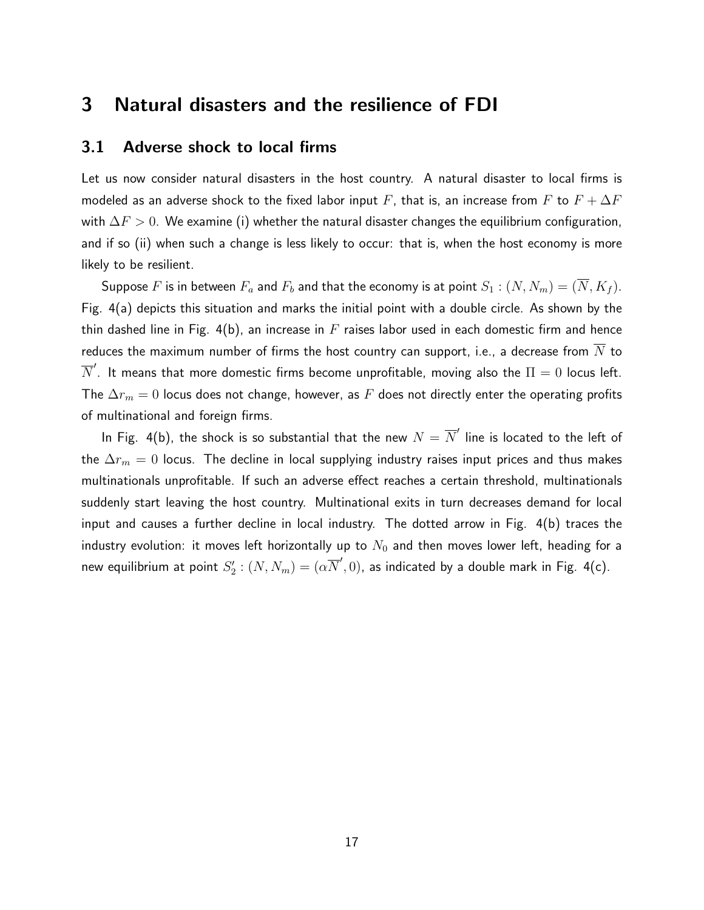# 3 Natural disasters and the resilience of FDI

## 3.1 Adverse shock to local firms

Let us now consider natural disasters in the host country. A natural disaster to local firms is modeled as an adverse shock to the fixed labor input $F$, that is, an increase from $F$ to $F + \Delta F$ with $\Delta F > 0$. We examine (i) whether the natural disaster changes the equilibrium configuration, and if so (ii) when such a change is less likely to occur: that is, when the host economy is more likely to be resilient.

Suppose $F$ is in between $F_a$ and $F_b$ and that the economy is at point $S_1 : (N, N_m) = (\overline{N}, K_f)$. Fig. 4(a) depicts this situation and marks the initial point with a double circle. As shown by the thin dashed line in Fig. 4(b), an increase in $F$ raises labor used in each domestic firm and hence reduces the maximum number of firms the host country can support, i.e., a decrease from $\overline{N}$ to $\overline{N}'$. It means that more domestic firms become unprofitable, moving also the $\Pi = 0$ locus left. The $\Delta r_m = 0$ locus does not change, however, as $F$ does not directly enter the operating profits of multinational and foreign firms.

In Fig. 4(b), the shock is so substantial that the new $N = \overline{N}'$ line is located to the left of the $\Delta r_m = 0$ locus. The decline in local supplying industry raises input prices and thus makes multinationals unprofitable. If such an adverse effect reaches a certain threshold, multinationals suddenly start leaving the host country. Multinational exits in turn decreases demand for local input and causes a further decline in local industry. The dotted arrow in Fig. 4(b) traces the industry evolution: it moves left horizontally up to $N_0$ and then moves lower left, heading for a new equilibrium at point $S_2' : (N, N_m) = (\alpha\overline{N}', 0)$, as indicated by a double mark in Fig. 4(c).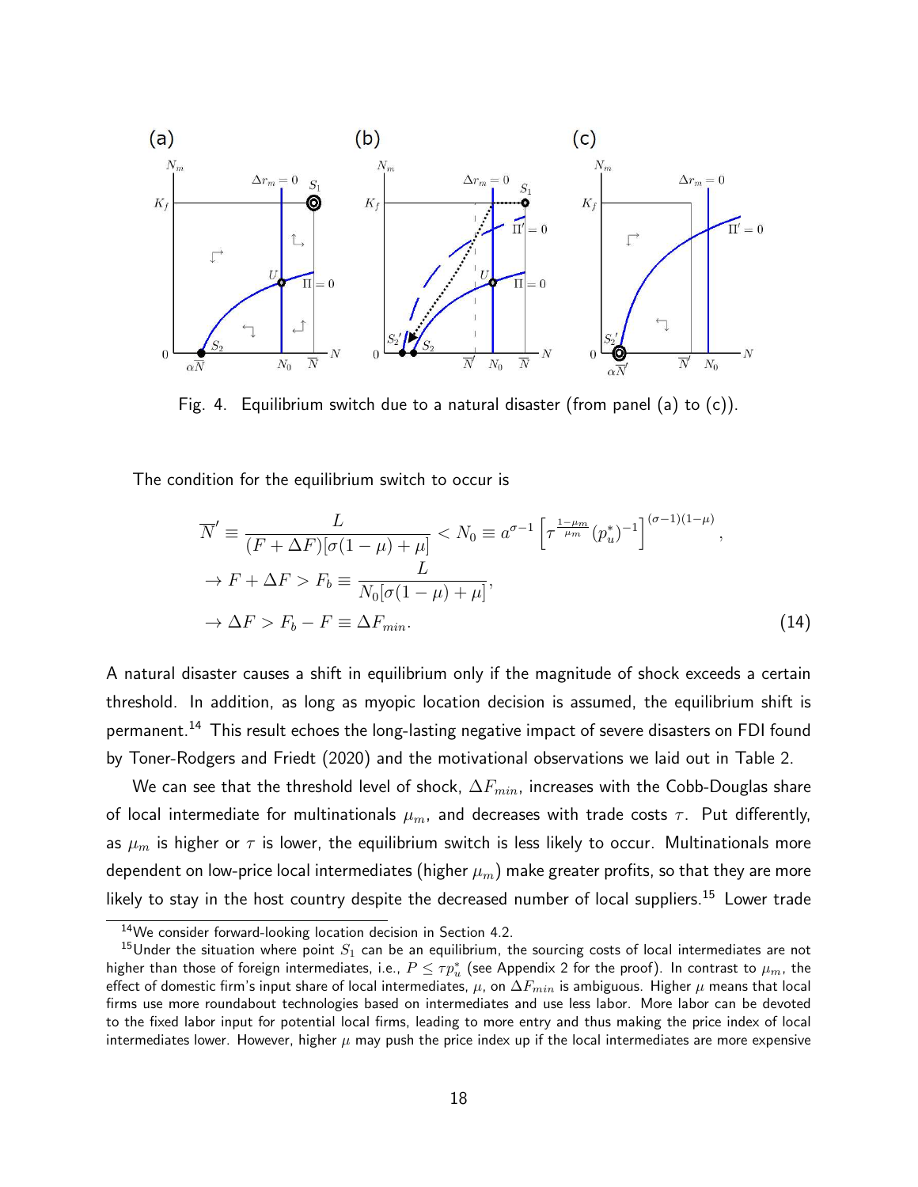Fig. 4. Equilibrium switch due to a natural disaster (from panel (a) to (c)).

The condition for the equilibrium switch to occur is

$$
\begin{aligned}
&\overline{N}' \equiv \frac{L}{(F+\Delta F)[\sigma(1-\mu)+\mu]} < N_0 \equiv a^{\sigma-1}\left[\tau^{\frac{1-\mu_m}{\mu_m}}\left(p_u^*\right)^{-1}\right]^{(\sigma-1)(1-\mu)}, \\
&\rightarrow F+\Delta F > F_b \equiv \frac{L}{N_0[\sigma(1-\mu)+\mu]}, \\
&\rightarrow \Delta F > F_b - F \equiv \Delta F_{min}.
\end{aligned} \tag{14}
$$

A natural disaster causes a shift in equilibrium only if the magnitude of shock exceeds a certain threshold. In addition, as long as myopic location decision is assumed, the equilibrium shift is permanent.[14] This result echoes the long-lasting negative impact of severe disasters on FDI found by Toner-Rodgers and Friedt (2020) and the motivational observations we laid out in Table 2.

We can see that the threshold level of shock, $\Delta F_{min}$, increases with the Cobb-Douglas share of local intermediate for multinationals $\mu_m$, and decreases with trade costs $\tau$. Put differently, as $\mu_m$ is higher or $\tau$ is lower, the equilibrium switch is less likely to occur. Multinationals more dependent on low-price local intermediates (higher $\mu_m$) make greater profits, so that they are more likely to stay in the host country despite the decreased number of local suppliers.[15] Lower trade

[14] We consider forward-looking location decision in Section 4.2.

[15] Under the situation where point $S_1$ can be an equilibrium, the sourcing costs of local intermediates are not higher than those of foreign intermediates, i.e., $P \leq \tau p_u^*$ (see Appendix 2 for the proof). In contrast to $\mu_m$, the effect of domestic firm's input share of local intermediates, $\mu$, on $\Delta F_{min}$ is ambiguous. Higher $\mu$ means that local firms use more roundabout technologies based on intermediates and use less labor. More labor can be devoted to the fixed labor input for potential local firms, leading to more entry and thus making the price index of local intermediates lower. However, higher $\mu$ may push the price index up if the local intermediates are more expensive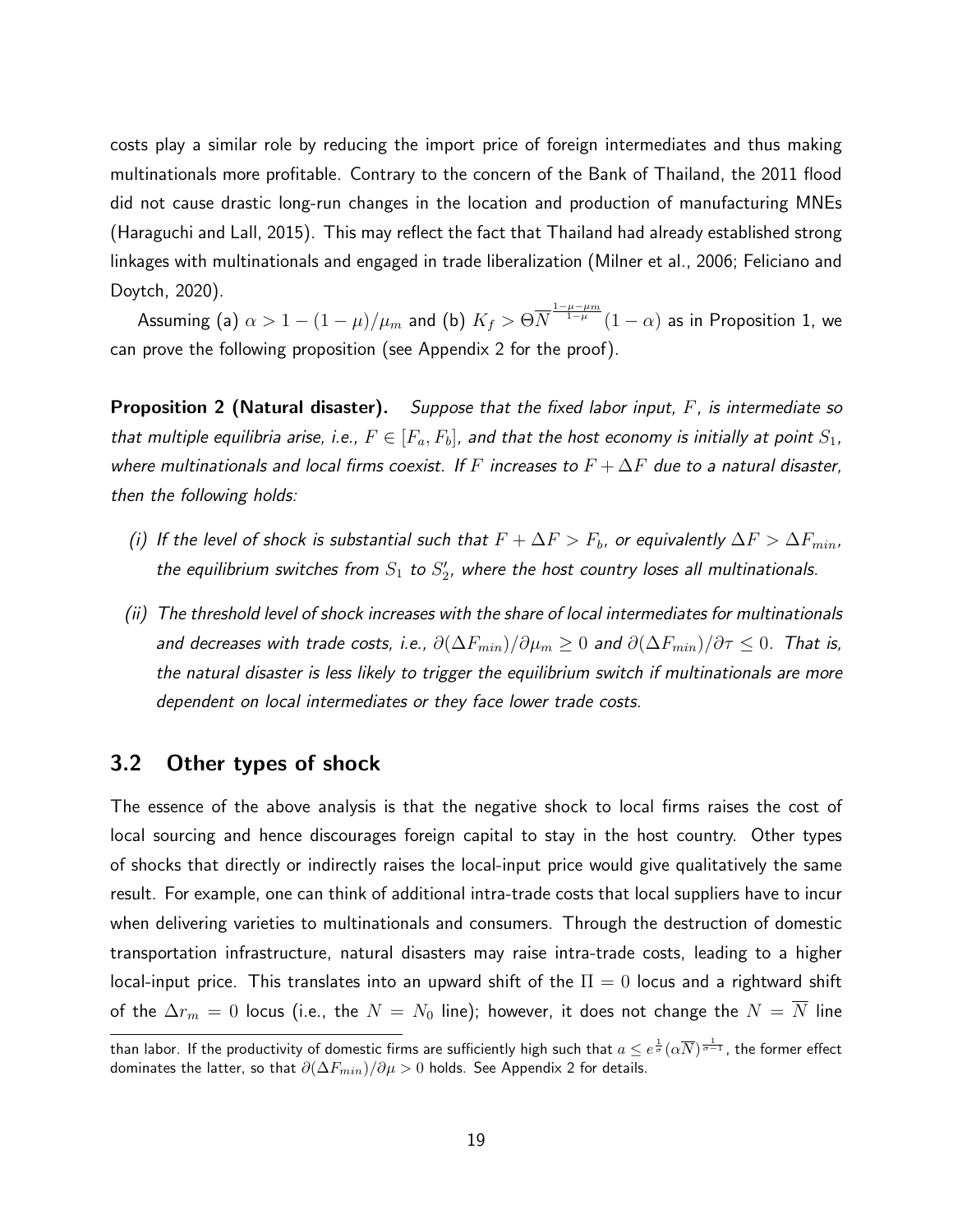costs play a similar role by reducing the import price of foreign intermediates and thus making multinationals more profitable. Contrary to the concern of the Bank of Thailand, the 2011 flood did not cause drastic long-run changes in the location and production of manufacturing MNEs (Haraguchi and Lall, 2015). This may reflect the fact that Thailand had already established strong linkages with multinationals and engaged in trade liberalization (Milner et al., 2006; Feliciano and Doytch, 2020).

Assuming (a) $\alpha > 1 - (1-\mu)/\mu_m$ and (b) $K_f > \Theta \overline{N}^{\frac{1-\mu-\mu_m}{1-\mu}}(1-\alpha)$ as in Proposition 1, we can prove the following proposition (see Appendix 2 for the proof).

**Proposition 2 (Natural disaster).** *Suppose that the fixed labor input, $F$, is intermediate so that multiple equilibria arise, i.e., $F \in [F_a, F_b]$, and that the host economy is initially at point $S_1$, where multinationals and local firms coexist. If $F$ increases to $F + \Delta F$ due to a natural disaster, then the following holds:*

- *(i) If the level of shock is substantial such that $F + \Delta F > F_b$, or equivalently $\Delta F > \Delta F_{min}$, the equilibrium switches from $S_1$ to $S_2'$, where the host country loses all multinationals.*
- *(ii) The threshold level of shock increases with the share of local intermediates for multinationals and decreases with trade costs, i.e., $\partial(\Delta F_{min})/\partial \mu_m \geq 0$ and $\partial(\Delta F_{min})/\partial \tau \leq 0$. That is, the natural disaster is less likely to trigger the equilibrium switch if multinationals are more dependent on local intermediates or they face lower trade costs.*

## 3.2 Other types of shock

The essence of the above analysis is that the negative shock to local firms raises the cost of local sourcing and hence discourages foreign capital to stay in the host country. Other types of shocks that directly or indirectly raises the local-input price would give qualitatively the same result. For example, one can think of additional intra-trade costs that local suppliers have to incur when delivering varieties to multinationals and consumers. Through the destruction of domestic transportation infrastructure, natural disasters may raise intra-trade costs, leading to a higher local-input price. This translates into an upward shift of the $\Pi = 0$ locus and a rightward shift of the $\Delta r_m = 0$ locus (i.e., the $N = N_0$ line); however, it does not change the $N = \overline{N}$ line

than labor. If the productivity of domestic firms are sufficiently high such that $a \leq e^{\frac{1}{\sigma}}(\alpha\overline{N})^{\frac{1}{\sigma-1}}$, the former effect dominates the latter, so that $\partial(\Delta F_{min})/\partial \mu > 0$ holds. See Appendix 2 for details.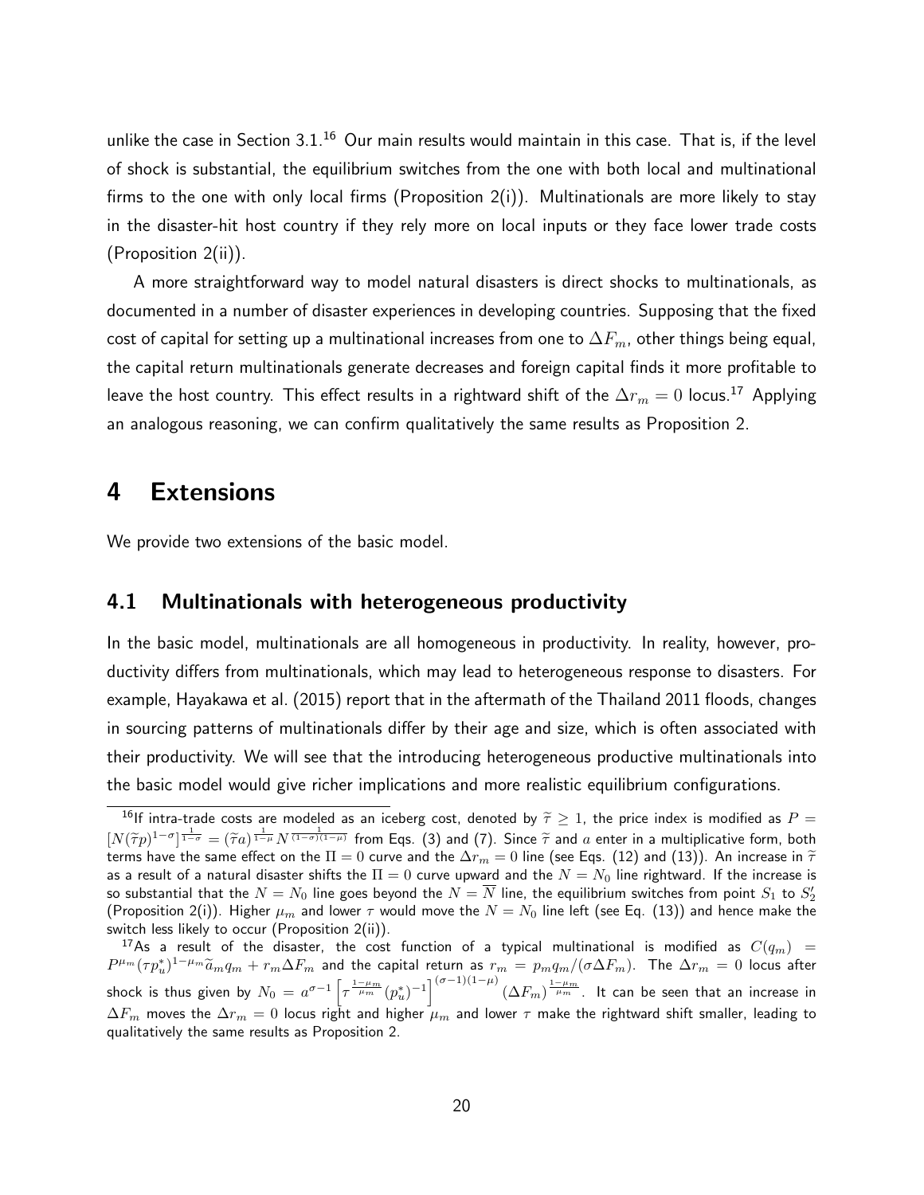unlike the case in Section 3.1.[16] Our main results would maintain in this case. That is, if the level of shock is substantial, the equilibrium switches from the one with both local and multinational firms to the one with only local firms (Proposition 2(i)). Multinationals are more likely to stay in the disaster-hit host country if they rely more on local inputs or they face lower trade costs (Proposition 2(ii)).

A more straightforward way to model natural disasters is direct shocks to multinationals, as documented in a number of disaster experiences in developing countries. Supposing that the fixed cost of capital for setting up a multinational increases from one to $\Delta F_m$, other things being equal, the capital return multinationals generate decreases and foreign capital finds it more profitable to leave the host country. This effect results in a rightward shift of the $\Delta r_m = 0$ locus.[17] Applying an analogous reasoning, we can confirm qualitatively the same results as Proposition 2.

# 4 Extensions

We provide two extensions of the basic model.

## 4.1 Multinationals with heterogeneous productivity

In the basic model, multinationals are all homogeneous in productivity. In reality, however, productivity differs from multinationals, which may lead to heterogeneous response to disasters. For example, Hayakawa et al. (2015) report that in the aftermath of the Thailand 2011 floods, changes in sourcing patterns of multinationals differ by their age and size, which is often associated with their productivity. We will see that the introducing heterogeneous productive multinationals into the basic model would give richer implications and more realistic equilibrium configurations.

---

[16] If intra-trade costs are modeled as an iceberg cost, denoted by $\widetilde{\tau} \geq 1$, the price index is modified as $P = [N(\widetilde{\tau}p)^{1-\sigma}]^{\frac{1}{1-\sigma}} = (\widetilde{\tau}a)^{\frac{1}{1-\mu}} N^{\frac{1}{(1-\sigma)(1-\mu)}}$ from Eqs. (3) and (7). Since $\widetilde{\tau}$ and $a$ enter in a multiplicative form, both terms have the same effect on the $\Pi = 0$ curve and the $\Delta r_m = 0$ line (see Eqs. (12) and (13)). An increase in $\widetilde{\tau}$ as a result of a natural disaster shifts the $\Pi = 0$ curve upward and the $N = N_0$ line rightward. If the increase is so substantial that the $N = N_0$ line goes beyond the $N = \overline{N}$ line, the equilibrium switches from point $S_1$ to $S_2'$ (Proposition 2(i)). Higher $\mu_m$ and lower $\tau$ would move the $N = N_0$ line left (see Eq. (13)) and hence make the switch less likely to occur (Proposition 2(ii)).

[17] As a result of the disaster, the cost function of a typical multinational is modified as $C(q_m) = P^{\mu_m}(\tau p_u^*)^{1-\mu_m}\widetilde{a}_m q_m + r_m \Delta F_m$ and the capital return as $r_m = p_m q_m/(\sigma \Delta F_m)$. The $\Delta r_m = 0$ locus after shock is thus given by $N_0 = a^{\sigma-1}\left[\tau^{\frac{1-\mu_m}{\mu_m}}(p_u^*)^{-1}\right]^{(\sigma-1)(1-\mu)}(\Delta F_m)^{\frac{1-\mu_m}{\mu_m}}$. It can be seen that an increase in $\Delta F_m$ moves the $\Delta r_m = 0$ locus right and higher $\mu_m$ and lower $\tau$ make the rightward shift smaller, leading to qualitatively the same results as Proposition 2.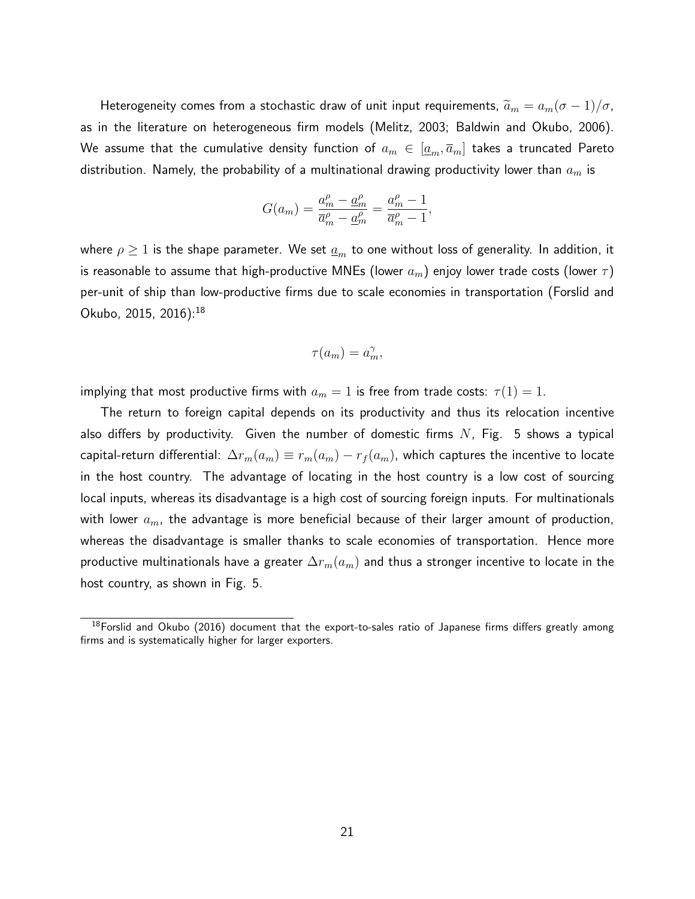Heterogeneity comes from a stochastic draw of unit input requirements, $\widetilde{a}_m = a_m(\sigma-1)/\sigma$, as in the literature on heterogeneous firm models (Melitz, 2003; Baldwin and Okubo, 2006). We assume that the cumulative density function of $a_m \in [\underline{a}_m, \overline{a}_m]$ takes a truncated Pareto distribution. Namely, the probability of a multinational drawing productivity lower than $a_m$ is

$$G(a_m) = \frac{a_m^\rho - \underline{a}_m^\rho}{\overline{a}_m^\rho - \underline{a}_m^\rho} = \frac{a_m^\rho - 1}{\overline{a}_m^\rho - 1},$$

where $\rho \geq 1$ is the shape parameter. We set $\underline{a}_m$ to one without loss of generality. In addition, it is reasonable to assume that high-productive MNEs (lower $a_m$) enjoy lower trade costs (lower $\tau$) per-unit of ship than low-productive firms due to scale economies in transportation (Forslid and Okubo, 2015, 2016):[18]

$$\tau(a_m) = a_m^\gamma,$$

implying that most productive firms with $a_m = 1$ is free from trade costs: $\tau(1) = 1$.

The return to foreign capital depends on its productivity and thus its relocation incentive also differs by productivity. Given the number of domestic firms $N$, Fig. 5 shows a typical capital-return differential: $\Delta r_m(a_m) \equiv r_m(a_m) - r_f(a_m)$, which captures the incentive to locate in the host country. The advantage of locating in the host country is a low cost of sourcing local inputs, whereas its disadvantage is a high cost of sourcing foreign inputs. For multinationals with lower $a_m$, the advantage is more beneficial because of their larger amount of production, whereas the disadvantage is smaller thanks to scale economies of transportation. Hence more productive multinationals have a greater $\Delta r_m(a_m)$ and thus a stronger incentive to locate in the host country, as shown in Fig. 5.

[18] Forslid and Okubo (2016) document that the export-to-sales ratio of Japanese firms differs greatly among firms and is systematically higher for larger exporters.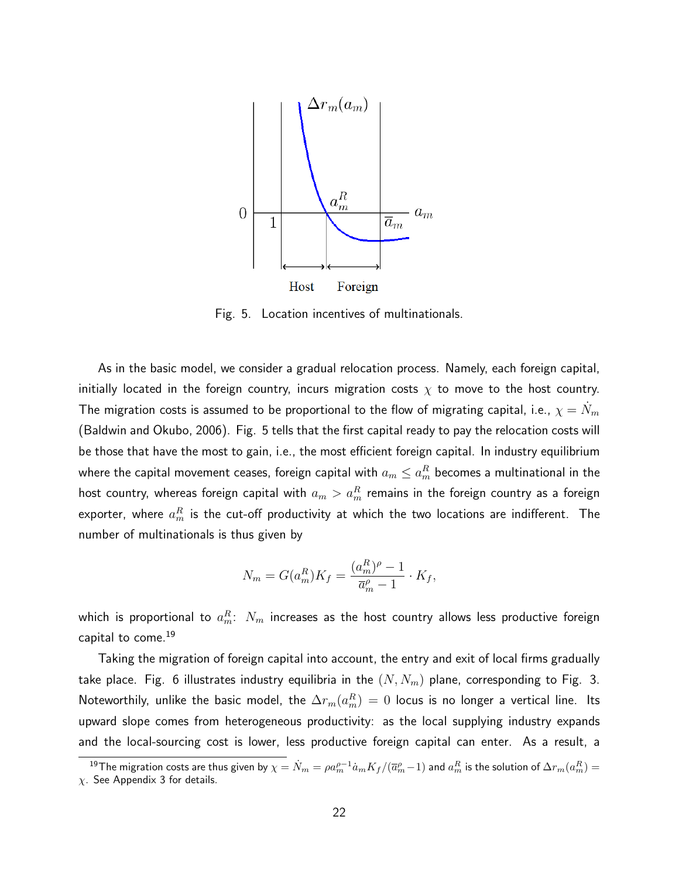Fig. 5. Location incentives of multinationals.

As in the basic model, we consider a gradual relocation process. Namely, each foreign capital, initially located in the foreign country, incurs migration costs $\chi$ to move to the host country. The migration costs is assumed to be proportional to the flow of migrating capital, i.e., $\chi = \dot{N}_m$ (Baldwin and Okubo, 2006). Fig. 5 tells that the first capital ready to pay the relocation costs will be those that have the most to gain, i.e., the most efficient foreign capital. In industry equilibrium where the capital movement ceases, foreign capital with $a_m \leq a_m^R$ becomes a multinational in the host country, whereas foreign capital with $a_m > a_m^R$ remains in the foreign country as a foreign exporter, where $a_m^R$ is the cut-off productivity at which the two locations are indifferent. The number of multinationals is thus given by

$$N_m = G(a_m^R) K_f = \frac{(a_m^R)^\rho - 1}{\overline{a}_m^\rho - 1} \cdot K_f,$$

which is proportional to $a_m^R$: $N_m$ increases as the host country allows less productive foreign capital to come.[19]

Taking the migration of foreign capital into account, the entry and exit of local firms gradually take place. Fig. 6 illustrates industry equilibria in the $(N, N_m)$ plane, corresponding to Fig. 3. Noteworthily, unlike the basic model, the $\Delta r_m(a_m^R) = 0$ locus is no longer a vertical line. Its upward slope comes from heterogeneous productivity: as the local supplying industry expands and the local-sourcing cost is lower, less productive foreign capital can enter. As a result, a

[19] The migration costs are thus given by $\chi = \dot{N}_m = \rho a_m^{\rho-1} \dot{a}_m K_f / (\overline{a}_m^\rho - 1)$ and $a_m^R$ is the solution of $\Delta r_m(a_m^R) = \chi$. See Appendix 3 for details.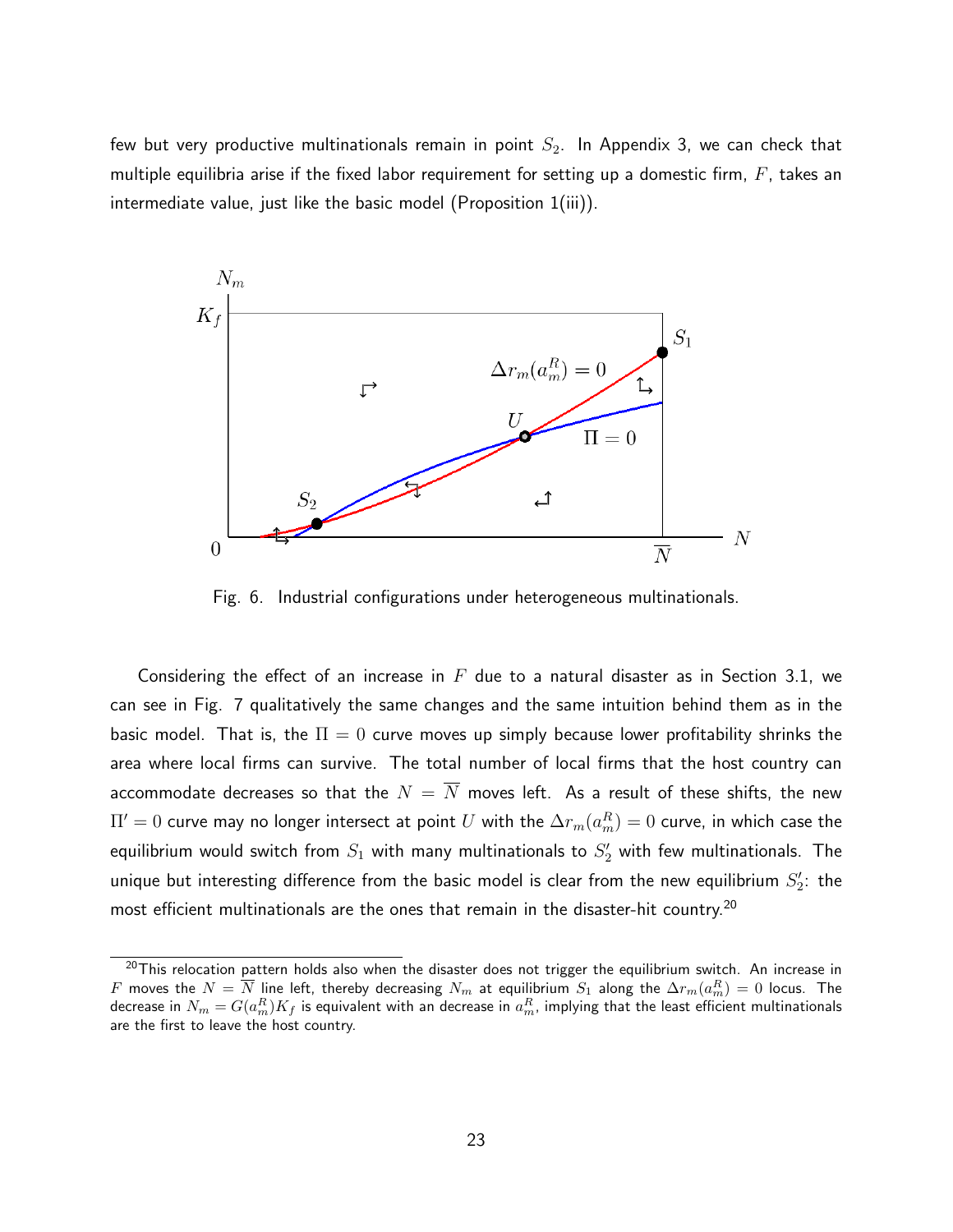few but very productive multinationals remain in point $S_2$. In Appendix 3, we can check that multiple equilibria arise if the fixed labor requirement for setting up a domestic firm, $F$, takes an intermediate value, just like the basic model (Proposition 1(iii)).

Fig. 6. Industrial configurations under heterogeneous multinationals.

Considering the effect of an increase in $F$ due to a natural disaster as in Section 3.1, we can see in Fig. 7 qualitatively the same changes and the same intuition behind them as in the basic model. That is, the $\Pi = 0$ curve moves up simply because lower profitability shrinks the area where local firms can survive. The total number of local firms that the host country can accommodate decreases so that the $N = \overline{N}$ moves left. As a result of these shifts, the new $\Pi' = 0$ curve may no longer intersect at point $U$ with the $\Delta r_m(a_m^R) = 0$ curve, in which case the equilibrium would switch from $S_1$ with many multinationals to $S_2'$ with few multinationals. The unique but interesting difference from the basic model is clear from the new equilibrium $S_2'$: the most efficient multinationals are the ones that remain in the disaster-hit country.[20]

[20] This relocation pattern holds also when the disaster does not trigger the equilibrium switch. An increase in $F$ moves the $N = \overline{N}$ line left, thereby decreasing $N_m$ at equilibrium $S_1$ along the $\Delta r_m(a_m^R) = 0$ locus. The decrease in $N_m = G(a_m^R)K_f$ is equivalent with an decrease in $a_m^R$, implying that the least efficient multinationals are the first to leave the host country.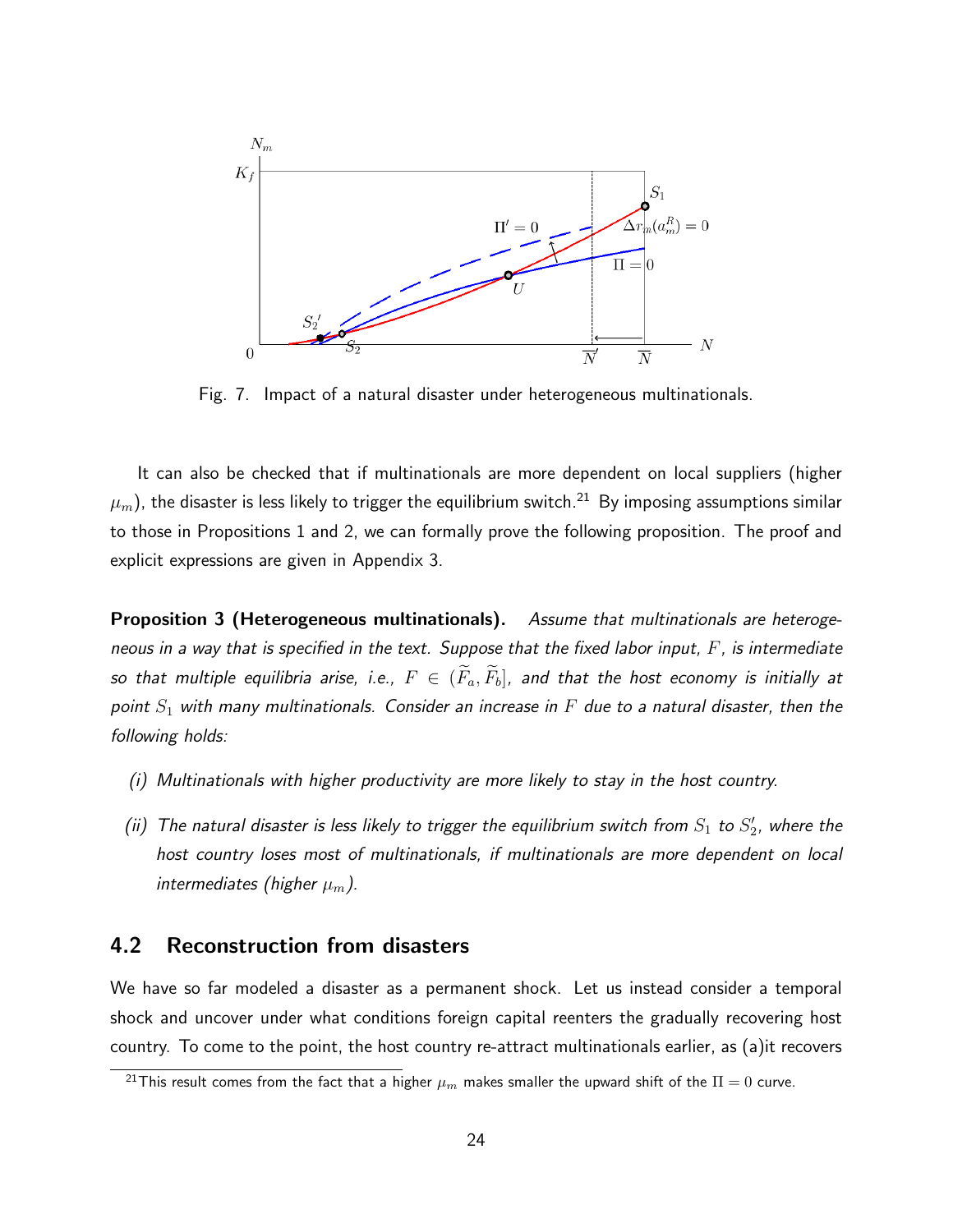Fig. 7. Impact of a natural disaster under heterogeneous multinationals.

It can also be checked that if multinationals are more dependent on local suppliers (higher $\mu_m$), the disaster is less likely to trigger the equilibrium switch.[21] By imposing assumptions similar to those in Propositions 1 and 2, we can formally prove the following proposition. The proof and explicit expressions are given in Appendix 3.

**Proposition 3 (Heterogeneous multinationals).** *Assume that multinationals are heterogeneous in a way that is specified in the text. Suppose that the fixed labor input, $F$, is intermediate so that multiple equilibria arise, i.e., $F \in (\widetilde{F}_a, \widetilde{F}_b]$, and that the host economy is initially at point $S_1$ with many multinationals. Consider an increase in $F$ due to a natural disaster, then the following holds:*

*(i) Multinationals with higher productivity are more likely to stay in the host country.*

*(ii) The natural disaster is less likely to trigger the equilibrium switch from $S_1$ to $S_2'$, where the host country loses most of multinationals, if multinationals are more dependent on local intermediates (higher $\mu_m$).*

## 4.2 Reconstruction from disasters

We have so far modeled a disaster as a permanent shock. Let us instead consider a temporal shock and uncover under what conditions foreign capital reenters the gradually recovering host country. To come to the point, the host country re-attract multinationals earlier, as (a)it recovers

[21] This result comes from the fact that a higher $\mu_m$ makes smaller the upward shift of the $\Pi = 0$ curve.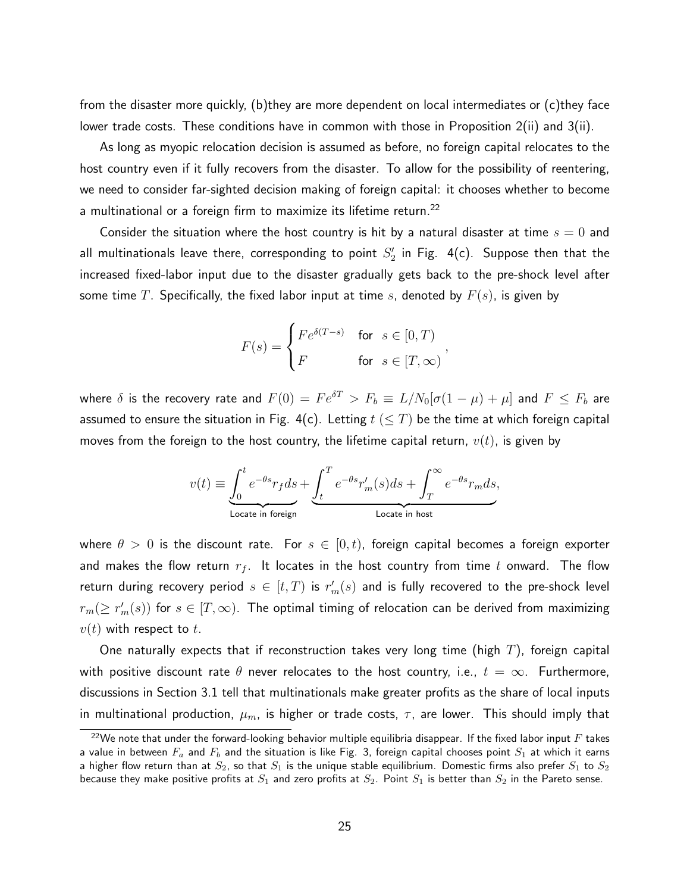from the disaster more quickly, (b)they are more dependent on local intermediates or (c)they face lower trade costs. These conditions have in common with those in Proposition 2(ii) and 3(ii).

As long as myopic relocation decision is assumed as before, no foreign capital relocates to the host country even if it fully recovers from the disaster. To allow for the possibility of reentering, we need to consider far-sighted decision making of foreign capital: it chooses whether to become a multinational or a foreign firm to maximize its lifetime return.[22]

Consider the situation where the host country is hit by a natural disaster at time $s = 0$ and all multinationals leave there, corresponding to point $S_2'$ in Fig. 4(c). Suppose then that the increased fixed-labor input due to the disaster gradually gets back to the pre-shock level after some time $T$. Specifically, the fixed labor input at time $s$, denoted by $F(s)$, is given by

$$F(s) = \begin{cases} Fe^{\delta(T-s)} & \text{for} \quad s \in [0, T) \\ F & \text{for} \quad s \in [T, \infty) \end{cases},$$

where $\delta$ is the recovery rate and $F(0) = Fe^{\delta T} > F_b \equiv L/N_0[\sigma(1-\mu) + \mu]$ and $F \leq F_b$ are assumed to ensure the situation in Fig. 4(c). Letting $t$ $(\leq T)$ be the time at which foreign capital moves from the foreign to the host country, the lifetime capital return, $v(t)$, is given by

$$v(t) \equiv \underbrace{\int_0^t e^{-\theta s} r_f ds}_{\text{Locate in foreign}} + \underbrace{\int_t^T e^{-\theta s} r_m'(s) ds + \int_T^\infty e^{-\theta s} r_m ds}_{\text{Locate in host}},$$

where $\theta > 0$ is the discount rate. For $s \in [0, t)$, foreign capital becomes a foreign exporter and makes the flow return $r_f$. It locates in the host country from time $t$ onward. The flow return during recovery period $s \in [t, T)$ is $r_m'(s)$ and is fully recovered to the pre-shock level $r_m (\geq r_m'(s))$ for $s \in [T, \infty)$. The optimal timing of relocation can be derived from maximizing $v(t)$ with respect to $t$.

One naturally expects that if reconstruction takes very long time (high $T$), foreign capital with positive discount rate $\theta$ never relocates to the host country, i.e., $t = \infty$. Furthermore, discussions in Section 3.1 tell that multinationals make greater profits as the share of local inputs in multinational production, $\mu_m$, is higher or trade costs, $\tau$, are lower. This should imply that

[22] We note that under the forward-looking behavior multiple equilibria disappear. If the fixed labor input $F$ takes a value in between $F_a$ and $F_b$ and the situation is like Fig. 3, foreign capital chooses point $S_1$ at which it earns a higher flow return than at $S_2$, so that $S_1$ is the unique stable equilibrium. Domestic firms also prefer $S_1$ to $S_2$ because they make positive profits at $S_1$ and zero profits at $S_2$. Point $S_1$ is better than $S_2$ in the Pareto sense.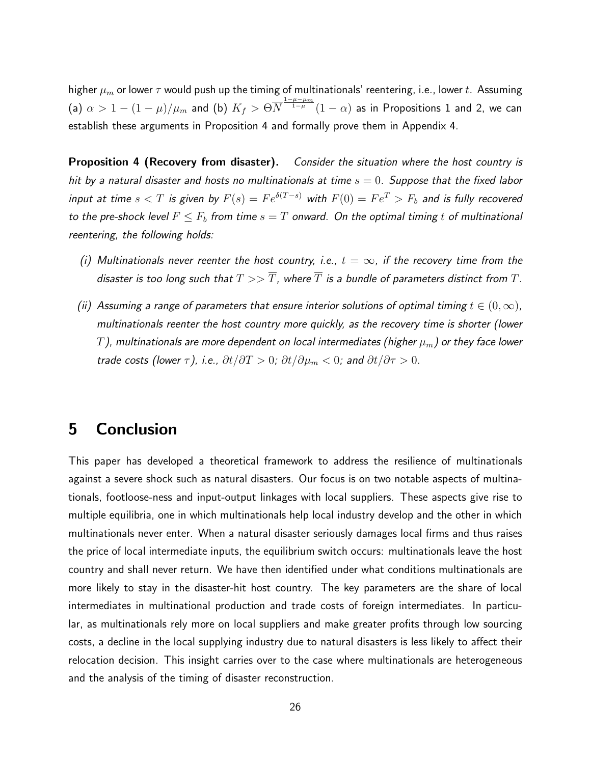higher $\mu_m$ or lower $\tau$ would push up the timing of multinationals' reentering, i.e., lower $t$. Assuming (a) $\alpha > 1 - (1-\mu)/\mu_m$ and (b) $K_f > \Theta \overline{N}^{\frac{1-\mu-\mu_m}{1-\mu}}(1-\alpha)$ as in Propositions 1 and 2, we can establish these arguments in Proposition 4 and formally prove them in Appendix 4.

**Proposition 4 (Recovery from disaster).** *Consider the situation where the host country is hit by a natural disaster and hosts no multinationals at time $s = 0$. Suppose that the fixed labor input at time $s < T$ is given by $F(s) = Fe^{\delta(T-s)}$ with $F(0) = Fe^T > F_b$ and is fully recovered to the pre-shock level $F \leq F_b$ from time $s = T$ onward. On the optimal timing $t$ of multinational reentering, the following holds:*

- *(i) Multinationals never reenter the host country, i.e., $t = \infty$, if the recovery time from the disaster is too long such that $T >> \overline{T}$, where $\overline{T}$ is a bundle of parameters distinct from $T$.*
- *(ii) Assuming a range of parameters that ensure interior solutions of optimal timing $t \in (0, \infty)$, multinationals reenter the host country more quickly, as the recovery time is shorter (lower $T$), multinationals are more dependent on local intermediates (higher $\mu_m$) or they face lower trade costs (lower $\tau$), i.e., $\partial t/\partial T > 0$; $\partial t/\partial \mu_m < 0$; and $\partial t/\partial \tau > 0$.*

# 5 Conclusion

This paper has developed a theoretical framework to address the resilience of multinationals against a severe shock such as natural disasters. Our focus is on two notable aspects of multinationals, footloose-ness and input-output linkages with local suppliers. These aspects give rise to multiple equilibria, one in which multinationals help local industry develop and the other in which multinationals never enter. When a natural disaster seriously damages local firms and thus raises the price of local intermediate inputs, the equilibrium switch occurs: multinationals leave the host country and shall never return. We have then identified under what conditions multinationals are more likely to stay in the disaster-hit host country. The key parameters are the share of local intermediates in multinational production and trade costs of foreign intermediates. In particular, as multinationals rely more on local suppliers and make greater profits through low sourcing costs, a decline in the local supplying industry due to natural disasters is less likely to affect their relocation decision. This insight carries over to the case where multinationals are heterogeneous and the analysis of the timing of disaster reconstruction.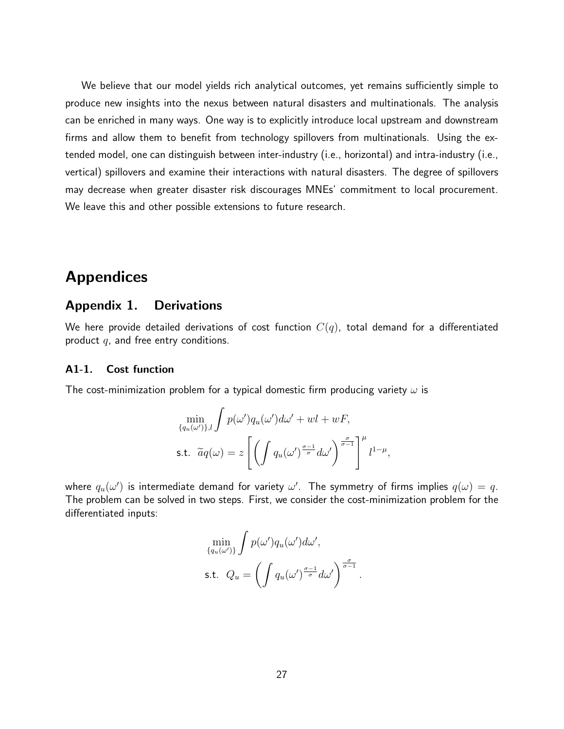We believe that our model yields rich analytical outcomes, yet remains sufficiently simple to produce new insights into the nexus between natural disasters and multinationals. The analysis can be enriched in many ways. One way is to explicitly introduce local upstream and downstream firms and allow them to benefit from technology spillovers from multinationals. Using the extended model, one can distinguish between inter-industry (i.e., horizontal) and intra-industry (i.e., vertical) spillovers and examine their interactions with natural disasters. The degree of spillovers may decrease when greater disaster risk discourages MNEs' commitment to local procurement. We leave this and other possible extensions to future research.

# Appendices

## Appendix 1. Derivations

We here provide detailed derivations of cost function $C(q)$, total demand for a differentiated product $q$, and free entry conditions.

### A1-1. Cost function

The cost-minimization problem for a typical domestic firm producing variety $\omega$ is

$$\min_{\{q_u(\omega')\},l} \int p(\omega')q_u(\omega')d\omega' + wl + wF,$$

$$\text{s.t. } \widetilde{a}q(\omega) = z\left[\left(\int q_u(\omega')^{\frac{\sigma-1}{\sigma}}d\omega'\right)^{\frac{\sigma}{\sigma-1}}\right]^{\mu} l^{1-\mu},$$

where $q_u(\omega')$ is intermediate demand for variety $\omega'$. The symmetry of firms implies $q(\omega) = q$. The problem can be solved in two steps. First, we consider the cost-minimization problem for the differentiated inputs:

$$\min_{\{q_u(\omega')\}} \int p(\omega')q_u(\omega')d\omega',$$

$$\text{s.t. } Q_u = \left(\int q_u(\omega')^{\frac{\sigma-1}{\sigma}}d\omega'\right)^{\frac{\sigma}{\sigma-1}}.$$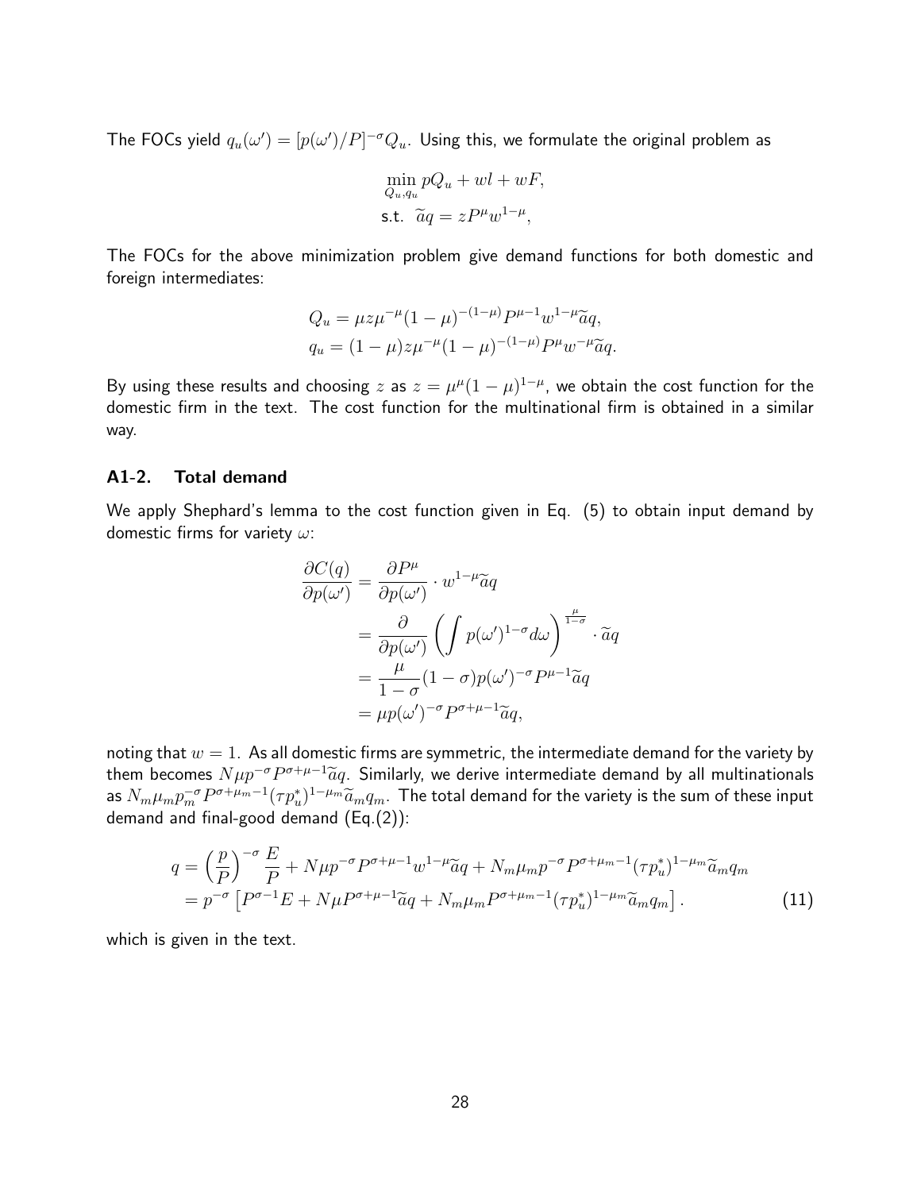The FOCs yield $q_u(\omega') = [p(\omega')/P]^{-\sigma} Q_u$. Using this, we formulate the original problem as

$$
\begin{aligned}
&\min_{Q_u, q_u} pQ_u + wl + wF, \\
&\text{s.t. } \widetilde{a}q = zP^{\mu}w^{1-\mu},
\end{aligned}
$$

The FOCs for the above minimization problem give demand functions for both domestic and foreign intermediates:

$$
\begin{aligned}
Q_u &= \mu z \mu^{-\mu}(1-\mu)^{-(1-\mu)} P^{\mu-1} w^{1-\mu} \widetilde{a} q, \\
q_u &= (1-\mu) z \mu^{-\mu}(1-\mu)^{-(1-\mu)} P^{\mu} w^{-\mu} \widetilde{a} q.
\end{aligned}
$$

By using these results and choosing $z$ as $z = \mu^{\mu}(1-\mu)^{1-\mu}$, we obtain the cost function for the domestic firm in the text. The cost function for the multinational firm is obtained in a similar way.

### A1-2. Total demand

We apply Shephard's lemma to the cost function given in Eq. (5) to obtain input demand by domestic firms for variety $\omega$:

$$
\begin{aligned}
\frac{\partial C(q)}{\partial p(\omega')} &= \frac{\partial P^{\mu}}{\partial p(\omega')} \cdot w^{1-\mu} \widetilde{a} q \\
&= \frac{\partial}{\partial p(\omega')} \left( \int p(\omega')^{1-\sigma} d\omega \right)^{\frac{\mu}{1-\sigma}} \cdot \widetilde{a} q \\
&= \frac{\mu}{1-\sigma} (1-\sigma) p(\omega')^{-\sigma} P^{\mu-1} \widetilde{a} q \\
&= \mu p(\omega')^{-\sigma} P^{\sigma+\mu-1} \widetilde{a} q,
\end{aligned}
$$

noting that $w = 1$. As all domestic firms are symmetric, the intermediate demand for the variety by them becomes $N\mu p^{-\sigma} P^{\sigma+\mu-1} \widetilde{a} q$. Similarly, we derive intermediate demand by all multinationals as $N_m \mu_m p_m^{-\sigma} P^{\sigma+\mu_m-1} (\tau p_u^*)^{1-\mu_m} \widetilde{a}_m q_m$. The total demand for the variety is the sum of these input demand and final-good demand (Eq.(2)):

$$
\begin{aligned}
q &= \left(\frac{p}{P}\right)^{-\sigma} \frac{E}{P} + N\mu p^{-\sigma} P^{\sigma+\mu-1} w^{1-\mu} \widetilde{a} q + N_m \mu_m p^{-\sigma} P^{\sigma+\mu_m-1} (\tau p_u^*)^{1-\mu_m} \widetilde{a}_m q_m \\
&= p^{-\sigma} \left[ P^{\sigma-1} E + N\mu P^{\sigma+\mu-1} \widetilde{a} q + N_m \mu_m P^{\sigma+\mu_m-1} (\tau p_u^*)^{1-\mu_m} \widetilde{a}_m q_m \right]. \qquad (11)
\end{aligned}
$$

which is given in the text.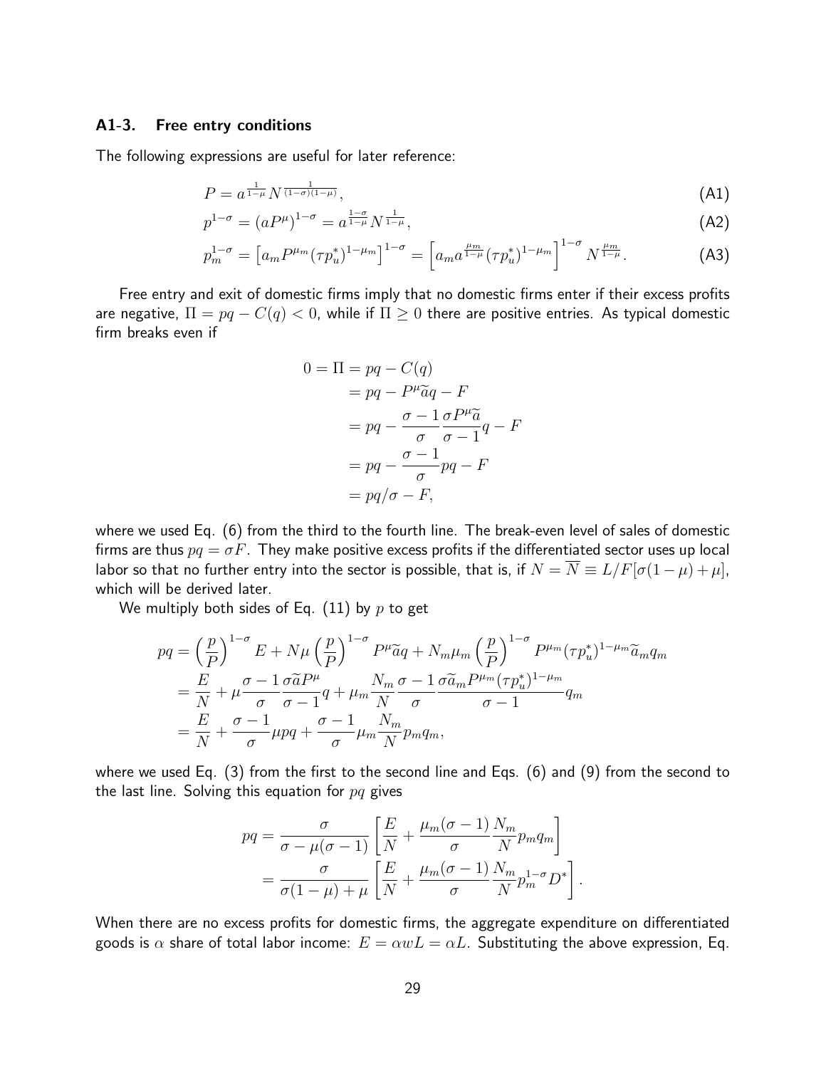### A1-3. Free entry conditions

The following expressions are useful for later reference:

$$P = a^{\frac{1}{1-\mu}} N^{\frac{1}{(1-\sigma)(1-\mu)}}, \tag{A1}$$

$$p^{1-\sigma} = (aP^{\mu})^{1-\sigma} = a^{\frac{1-\sigma}{1-\mu}} N^{\frac{1}{1-\mu}}, \tag{A2}$$

$$p_m^{1-\sigma} = \left[a_m P^{\mu_m} (\tau p_u^*)^{1-\mu_m}\right]^{1-\sigma} = \left[a_m a^{\frac{\mu_m}{1-\mu}} (\tau p_u^*)^{1-\mu_m}\right]^{1-\sigma} N^{\frac{\mu_m}{1-\mu}}. \tag{A3}$$

Free entry and exit of domestic firms imply that no domestic firms enter if their excess profits are negative, $\Pi = pq - C(q) < 0$, while if $\Pi \geq 0$ there are positive entries. As typical domestic firm breaks even if

$$\begin{aligned}
0 = \Pi &= pq - C(q) \\
&= pq - P^{\mu}\widetilde{a}q - F \\
&= pq - \frac{\sigma - 1}{\sigma}\frac{\sigma P^{\mu}\widetilde{a}}{\sigma - 1}q - F \\
&= pq - \frac{\sigma - 1}{\sigma}pq - F \\
&= pq/\sigma - F,
\end{aligned}$$

where we used Eq. (6) from the third to the fourth line. The break-even level of sales of domestic firms are thus $pq = \sigma F$. They make positive excess profits if the differentiated sector uses up local labor so that no further entry into the sector is possible, that is, if $N = \overline{N} \equiv L/F[\sigma(1-\mu)+\mu]$, which will be derived later.

We multiply both sides of Eq. (11) by $p$ to get

$$\begin{aligned}
pq &= \left(\frac{p}{P}\right)^{1-\sigma} E + N\mu \left(\frac{p}{P}\right)^{1-\sigma} P^{\mu}\widetilde{a}q + N_m\mu_m \left(\frac{p}{P}\right)^{1-\sigma} P^{\mu_m}(\tau p_u^*)^{1-\mu_m}\widetilde{a}_m q_m \\
&= \frac{E}{N} + \mu\frac{\sigma - 1}{\sigma}\frac{\sigma\widetilde{a}P^{\mu}}{\sigma - 1}q + \mu_m\frac{N_m}{N}\frac{\sigma - 1}{\sigma}\frac{\sigma\widetilde{a}_m P^{\mu_m}(\tau p_u^*)^{1-\mu_m}}{\sigma - 1}q_m \\
&= \frac{E}{N} + \frac{\sigma - 1}{\sigma}\mu pq + \frac{\sigma - 1}{\sigma}\mu_m\frac{N_m}{N}p_m q_m,
\end{aligned}$$

where we used Eq. (3) from the first to the second line and Eqs. (6) and (9) from the second to the last line. Solving this equation for $pq$ gives

$$\begin{aligned}
pq &= \frac{\sigma}{\sigma - \mu(\sigma - 1)}\left[\frac{E}{N} + \frac{\mu_m(\sigma - 1)}{\sigma}\frac{N_m}{N}p_m q_m\right] \\
&= \frac{\sigma}{\sigma(1-\mu) + \mu}\left[\frac{E}{N} + \frac{\mu_m(\sigma - 1)}{\sigma}\frac{N_m}{N}p_m^{1-\sigma}D^*\right].
\end{aligned}$$

When there are no excess profits for domestic firms, the aggregate expenditure on differentiated goods is $\alpha$ share of total labor income: $E = \alpha wL = \alpha L$. Substituting the above expression, Eq.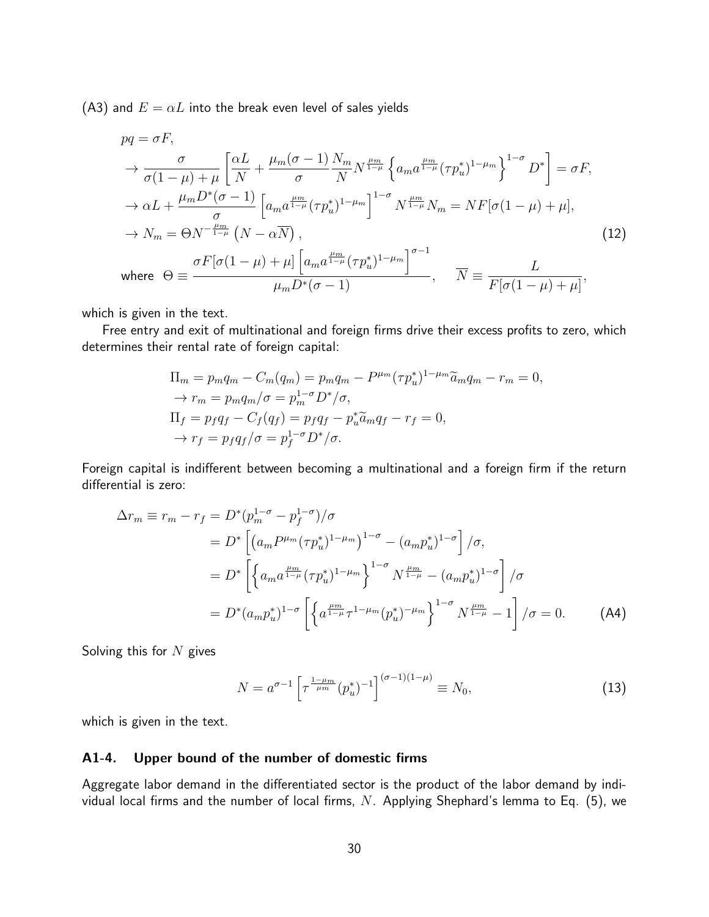(A3) and $E = \alpha L$ into the break even level of sales yields

$$
\begin{aligned}
& pq = \sigma F, \\
& \to \frac{\sigma}{\sigma(1-\mu)+\mu}\left[\frac{\alpha L}{N} + \frac{\mu_m(\sigma-1)}{\sigma}\frac{N_m}{N}N^{\frac{\mu_m}{1-\mu}}\left\{a_m a^{\frac{\mu_m}{1-\mu}}(\tau p_u^*)^{1-\mu_m}\right\}^{1-\sigma}D^*\right] = \sigma F, \\
& \to \alpha L + \frac{\mu_m D^*(\sigma-1)}{\sigma}\left[a_m a^{\frac{\mu_m}{1-\mu}}(\tau p_u^*)^{1-\mu_m}\right]^{1-\sigma}N^{\frac{\mu_m}{1-\mu}}N_m = NF[\sigma(1-\mu)+\mu], \\
& \to N_m = \Theta N^{-\frac{\mu_m}{1-\mu}}\left(N - \alpha\overline{N}\right), \qquad (12) \\
& \text{where } \ \Theta \equiv \frac{\sigma F[\sigma(1-\mu)+\mu]\left[a_m a^{\frac{\mu_m}{1-\mu}}(\tau p_u^*)^{1-\mu_m}\right]^{\sigma-1}}{\mu_m D^*(\sigma-1)}, \quad \overline{N} \equiv \frac{L}{F[\sigma(1-\mu)+\mu]},
\end{aligned}
$$

which is given in the text.

Free entry and exit of multinational and foreign firms drive their excess profits to zero, which determines their rental rate of foreign capital:

$$
\begin{aligned}
& \Pi_m = p_m q_m - C_m(q_m) = p_m q_m - P^{\mu_m}(\tau p_u^*)^{1-\mu_m}\widetilde{a}_m q_m - r_m = 0, \\
& \to r_m = p_m q_m/\sigma = p_m^{1-\sigma}D^*/\sigma, \\
& \Pi_f = p_f q_f - C_f(q_f) = p_f q_f - p_u^*\widetilde{a}_m q_f - r_f = 0, \\
& \to r_f = p_f q_f/\sigma = p_f^{1-\sigma}D^*/\sigma.
\end{aligned}
$$

Foreign capital is indifferent between becoming a multinational and a foreign firm if the return differential is zero:

$$
\begin{aligned}
\Delta r_m \equiv r_m - r_f &= D^*(p_m^{1-\sigma} - p_f^{1-\sigma})/\sigma \\
&= D^*\left[\left(a_m P^{\mu_m}(\tau p_u^*)^{1-\mu_m}\right)^{1-\sigma} - (a_m p_u^*)^{1-\sigma}\right]/\sigma, \\
&= D^*\left[\left\{a_m a^{\frac{\mu_m}{1-\mu}}(\tau p_u^*)^{1-\mu_m}\right\}^{1-\sigma}N^{\frac{\mu_m}{1-\mu}} - (a_m p_u^*)^{1-\sigma}\right]/\sigma \\
&= D^*(a_m p_u^*)^{1-\sigma}\left[\left\{a^{\frac{\mu_m}{1-\mu}}\tau^{1-\mu_m}(p_u^*)^{-\mu_m}\right\}^{1-\sigma}N^{\frac{\mu_m}{1-\mu}} - 1\right]/\sigma = 0. \qquad \text{(A4)}
\end{aligned}
$$

Solving this for $N$ gives

$$
N = a^{\sigma-1}\left[\tau^{\frac{1-\mu_m}{\mu_m}}(p_u^*)^{-1}\right]^{(\sigma-1)(1-\mu)} \equiv N_0, \qquad (13)
$$

which is given in the text.

### A1-4. Upper bound of the number of domestic firms

Aggregate labor demand in the differentiated sector is the product of the labor demand by individual local firms and the number of local firms, $N$. Applying Shephard's lemma to Eq. (5), we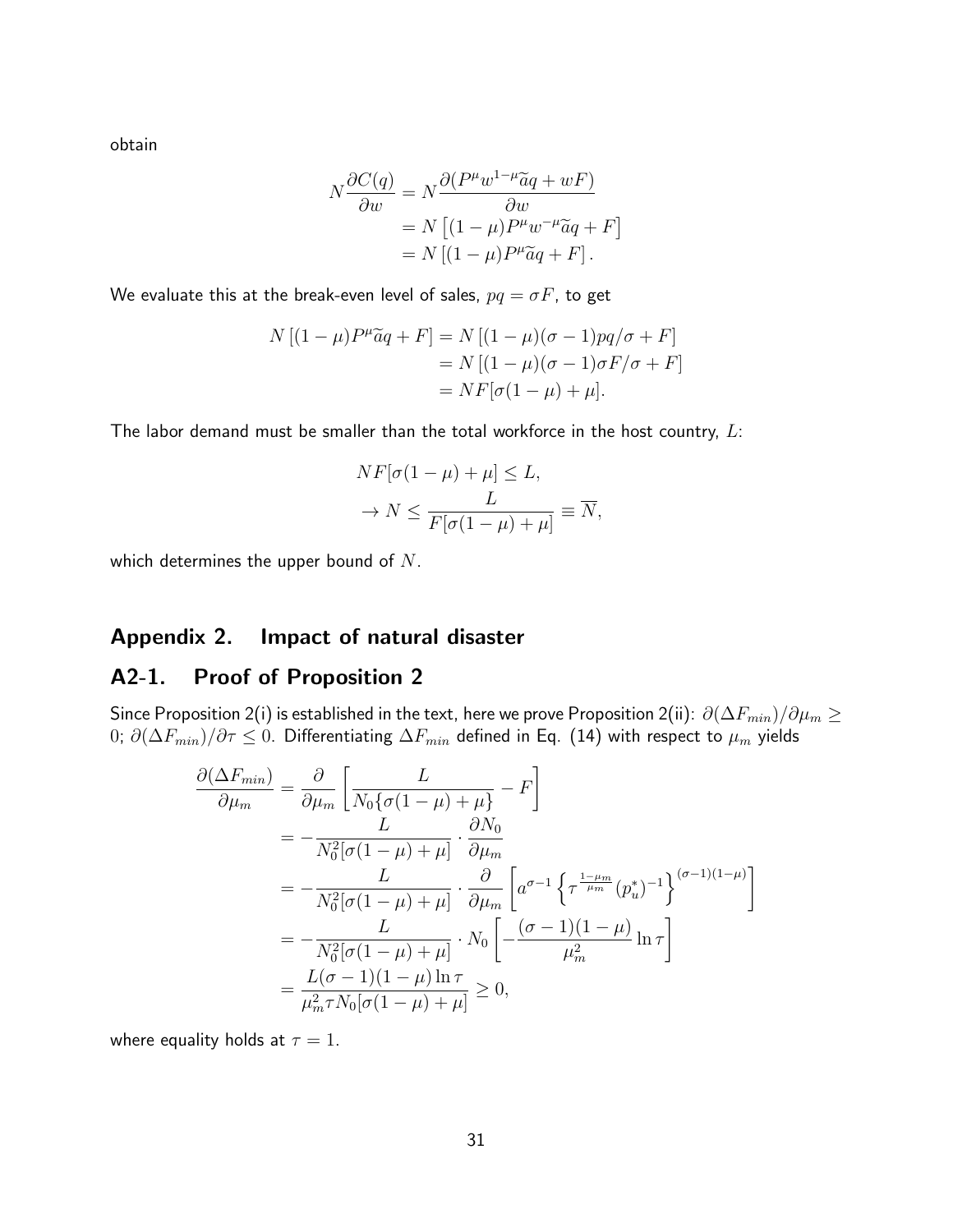obtain

$$
\begin{aligned}
N\frac{\partial C(q)}{\partial w} &= N\frac{\partial(P^{\mu}w^{1-\mu}\widetilde{a}q + wF)}{\partial w} \\
&= N\left[(1-\mu)P^{\mu}w^{-\mu}\widetilde{a}q + F\right] \\
&= N\left[(1-\mu)P^{\mu}\widetilde{a}q + F\right].
\end{aligned}
$$

We evaluate this at the break-even level of sales, $pq = \sigma F$, to get

$$
\begin{aligned}
N\left[(1-\mu)P^{\mu}\widetilde{a}q + F\right] &= N\left[(1-\mu)(\sigma-1)pq/\sigma + F\right] \\
&= N\left[(1-\mu)(\sigma-1)\sigma F/\sigma + F\right] \\
&= NF[\sigma(1-\mu)+\mu].
\end{aligned}
$$

The labor demand must be smaller than the total workforce in the host country, $L$:

$$
\begin{aligned}
&NF[\sigma(1-\mu)+\mu] \leq L, \\
&\rightarrow N \leq \frac{L}{F[\sigma(1-\mu)+\mu]} \equiv \overline{N},
\end{aligned}
$$

which determines the upper bound of $N$.

## Appendix 2. Impact of natural disaster

### A2-1. Proof of Proposition 2

Since Proposition 2(i) is established in the text, here we prove Proposition 2(ii): $\partial(\Delta F_{min})/\partial\mu_m \geq 0$; $\partial(\Delta F_{min})/\partial\tau \leq 0$. Differentiating $\Delta F_{min}$ defined in Eq. (14) with respect to $\mu_m$ yields

$$
\begin{aligned}
\frac{\partial(\Delta F_{min})}{\partial\mu_m} &= \frac{\partial}{\partial\mu_m}\left[\frac{L}{N_0\{\sigma(1-\mu)+\mu\}} - F\right] \\
&= -\frac{L}{N_0^2[\sigma(1-\mu)+\mu]}\cdot\frac{\partial N_0}{\partial\mu_m} \\
&= -\frac{L}{N_0^2[\sigma(1-\mu)+\mu]}\cdot\frac{\partial}{\partial\mu_m}\left[a^{\sigma-1}\left\{\tau^{\frac{1-\mu_m}{\mu_m}}(p_u^*)^{-1}\right\}^{(\sigma-1)(1-\mu)}\right] \\
&= -\frac{L}{N_0^2[\sigma(1-\mu)+\mu]}\cdot N_0\left[-\frac{(\sigma-1)(1-\mu)}{\mu_m^2}\ln\tau\right] \\
&= \frac{L(\sigma-1)(1-\mu)\ln\tau}{\mu_m^2\tau N_0[\sigma(1-\mu)+\mu]} \geq 0,
\end{aligned}
$$

where equality holds at $\tau = 1$.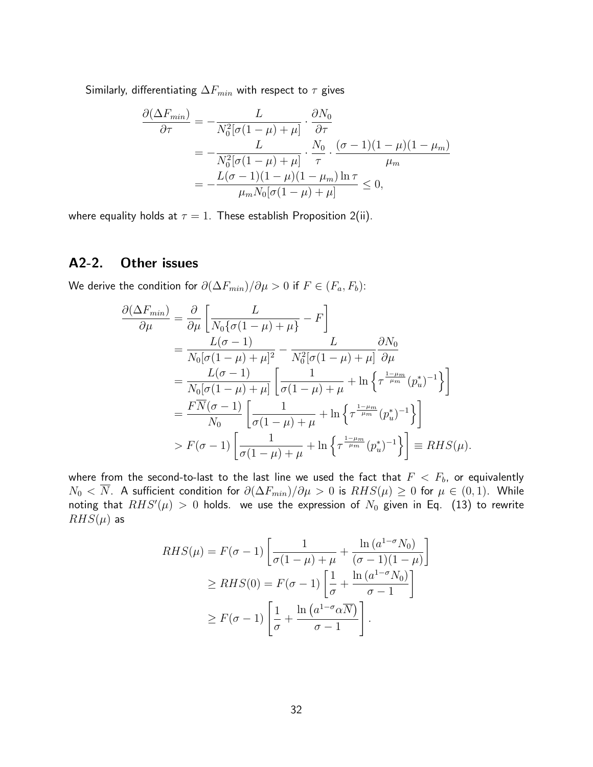Similarly, differentiating $\Delta F_{min}$ with respect to $\tau$ gives

$$
\begin{aligned}
\frac{\partial(\Delta F_{min})}{\partial \tau} &= -\frac{L}{N_0^2[\sigma(1-\mu)+\mu]} \cdot \frac{\partial N_0}{\partial \tau} \\
&= -\frac{L}{N_0^2[\sigma(1-\mu)+\mu]} \cdot \frac{N_0}{\tau} \cdot \frac{(\sigma-1)(1-\mu)(1-\mu_m)}{\mu_m} \\
&= -\frac{L(\sigma-1)(1-\mu)(1-\mu_m)\ln\tau}{\mu_m N_0[\sigma(1-\mu)+\mu]} \leq 0,
\end{aligned}
$$

where equality holds at $\tau = 1$. These establish Proposition 2(ii).

## A2-2. Other issues

We derive the condition for $\partial(\Delta F_{min})/\partial\mu > 0$ if $F \in (F_a, F_b)$:

$$
\begin{aligned}
\frac{\partial(\Delta F_{min})}{\partial \mu} &= \frac{\partial}{\partial \mu}\left[\frac{L}{N_0\{\sigma(1-\mu)+\mu\}} - F\right] \\
&= \frac{L(\sigma-1)}{N_0[\sigma(1-\mu)+\mu]^2} - \frac{L}{N_0^2[\sigma(1-\mu)+\mu]}\frac{\partial N_0}{\partial \mu} \\
&= \frac{L(\sigma-1)}{N_0[\sigma(1-\mu)+\mu]}\left[\frac{1}{\sigma(1-\mu)+\mu} + \ln\left\{\tau^{\frac{1-\mu_m}{\mu_m}}(p_u^*)^{-1}\right\}\right] \\
&= \frac{F\overline{N}(\sigma-1)}{N_0}\left[\frac{1}{\sigma(1-\mu)+\mu} + \ln\left\{\tau^{\frac{1-\mu_m}{\mu_m}}(p_u^*)^{-1}\right\}\right] \\
&> F(\sigma-1)\left[\frac{1}{\sigma(1-\mu)+\mu} + \ln\left\{\tau^{\frac{1-\mu_m}{\mu_m}}(p_u^*)^{-1}\right\}\right] \equiv RHS(\mu).
\end{aligned}
$$

where from the second-to-last to the last line we used the fact that $F < F_b$, or equivalently $N_0 < \overline{N}$. A sufficient condition for $\partial(\Delta F_{min})/\partial\mu > 0$ is $RHS(\mu) \geq 0$ for $\mu \in (0,1)$. While noting that $RHS'(\mu) > 0$ holds. we use the expression of $N_0$ given in Eq. (13) to rewrite $RHS(\mu)$ as

$$
\begin{aligned}
RHS(\mu) &= F(\sigma-1)\left[\frac{1}{\sigma(1-\mu)+\mu} + \frac{\ln\left(a^{1-\sigma}N_0\right)}{(\sigma-1)(1-\mu)}\right] \\
&\geq RHS(0) = F(\sigma-1)\left[\frac{1}{\sigma} + \frac{\ln\left(a^{1-\sigma}N_0\right)}{\sigma-1}\right] \\
&\geq F(\sigma-1)\left[\frac{1}{\sigma} + \frac{\ln\left(a^{1-\sigma}\alpha\overline{N}\right)}{\sigma-1}\right].
\end{aligned}
$$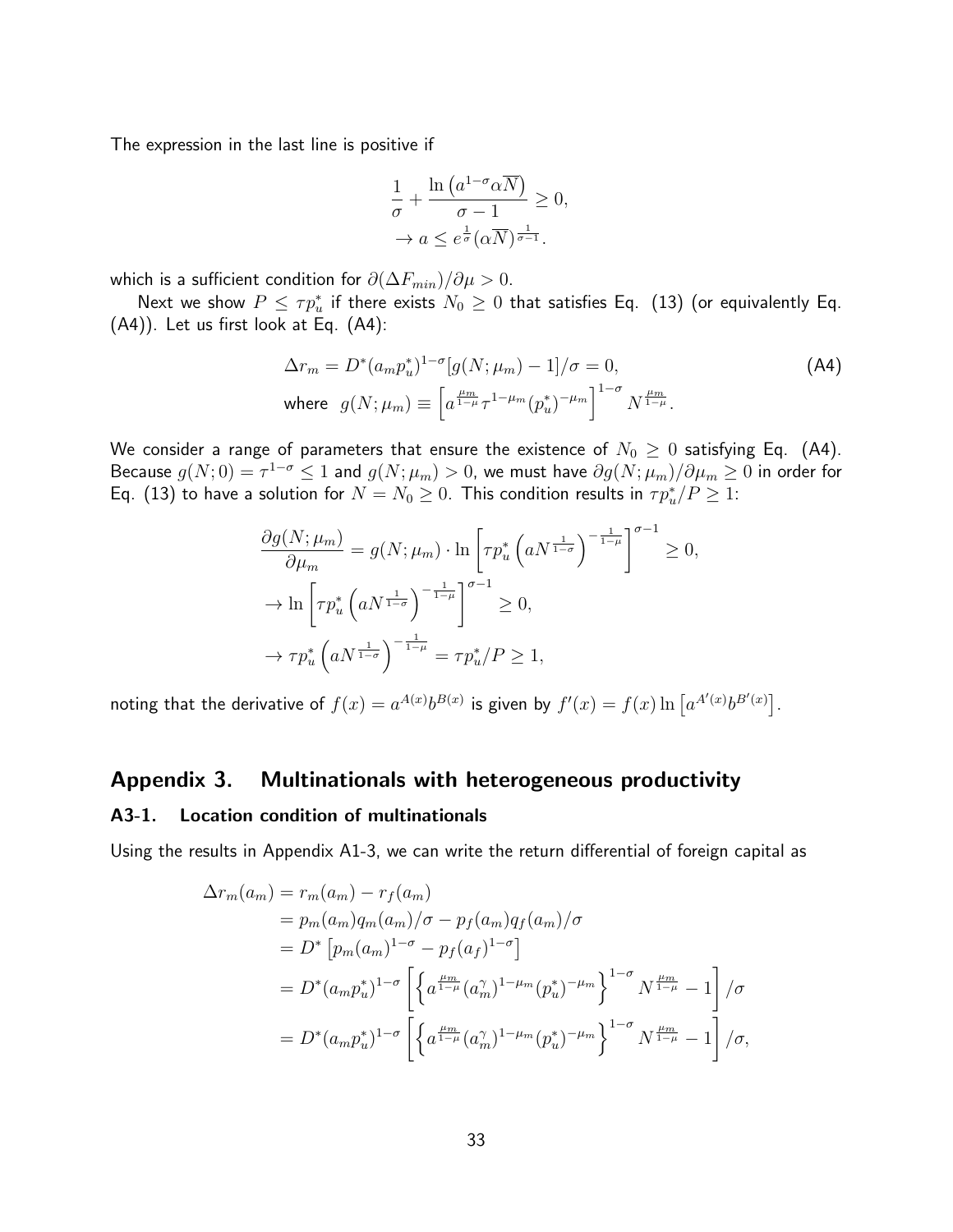The expression in the last line is positive if

$$\frac{1}{\sigma} + \frac{\ln\left(a^{1-\sigma}\alpha\overline{N}\right)}{\sigma - 1} \geq 0,$$
$$\rightarrow a \leq e^{\frac{1}{\sigma}}(\alpha\overline{N})^{\frac{1}{\sigma-1}}.$$

which is a sufficient condition for $\partial(\Delta F_{min})/\partial\mu > 0$.

Next we show $P \leq \tau p_u^*$ if there exists $N_0 \geq 0$ that satisfies Eq. (13) (or equivalently Eq. (A4)). Let us first look at Eq. (A4):

$$\Delta r_m = D^*(a_m p_u^*)^{1-\sigma}[g(N;\mu_m) - 1]/\sigma = 0, \tag{A4}$$
$$\text{where} \;\; g(N;\mu_m) \equiv \left[a^{\frac{\mu_m}{1-\mu}}\tau^{1-\mu_m}(p_u^*)^{-\mu_m}\right]^{1-\sigma} N^{\frac{\mu_m}{1-\mu}}.$$

We consider a range of parameters that ensure the existence of $N_0 \geq 0$ satisfying Eq. (A4). Because $g(N;0) = \tau^{1-\sigma} \leq 1$ and $g(N;\mu_m) > 0$, we must have $\partial g(N;\mu_m)/\partial\mu_m \geq 0$ in order for Eq. (13) to have a solution for $N = N_0 \geq 0$. This condition results in $\tau p_u^*/P \geq 1$:

$$\frac{\partial g(N;\mu_m)}{\partial\mu_m} = g(N;\mu_m)\cdot\ln\left[\tau p_u^*\left(aN^{\frac{1}{1-\sigma}}\right)^{-\frac{1}{1-\mu}}\right]^{\sigma-1} \geq 0,$$
$$\rightarrow \ln\left[\tau p_u^*\left(aN^{\frac{1}{1-\sigma}}\right)^{-\frac{1}{1-\mu}}\right]^{\sigma-1} \geq 0,$$
$$\rightarrow \tau p_u^*\left(aN^{\frac{1}{1-\sigma}}\right)^{-\frac{1}{1-\mu}} = \tau p_u^*/P \geq 1,$$

noting that the derivative of $f(x) = a^{A(x)}b^{B(x)}$ is given by $f'(x) = f(x)\ln\left[a^{A'(x)}b^{B'(x)}\right]$.

## Appendix 3. Multinationals with heterogeneous productivity

### A3-1. Location condition of multinationals

Using the results in Appendix A1-3, we can write the return differential of foreign capital as

$$\begin{aligned}
\Delta r_m(a_m) &= r_m(a_m) - r_f(a_m) \\
&= p_m(a_m)q_m(a_m)/\sigma - p_f(a_m)q_f(a_m)/\sigma \\
&= D^*\left[p_m(a_m)^{1-\sigma} - p_f(a_f)^{1-\sigma}\right] \\
&= D^*(a_m p_u^*)^{1-\sigma}\left[\left\{a^{\frac{\mu_m}{1-\mu}}(a_m^\gamma)^{1-\mu_m}(p_u^*)^{-\mu_m}\right\}^{1-\sigma} N^{\frac{\mu_m}{1-\mu}} - 1\right]/\sigma \\
&= D^*(a_m p_u^*)^{1-\sigma}\left[\left\{a^{\frac{\mu_m}{1-\mu}}(a_m^\gamma)^{1-\mu_m}(p_u^*)^{-\mu_m}\right\}^{1-\sigma} N^{\frac{\mu_m}{1-\mu}} - 1\right]/\sigma,
\end{aligned}$$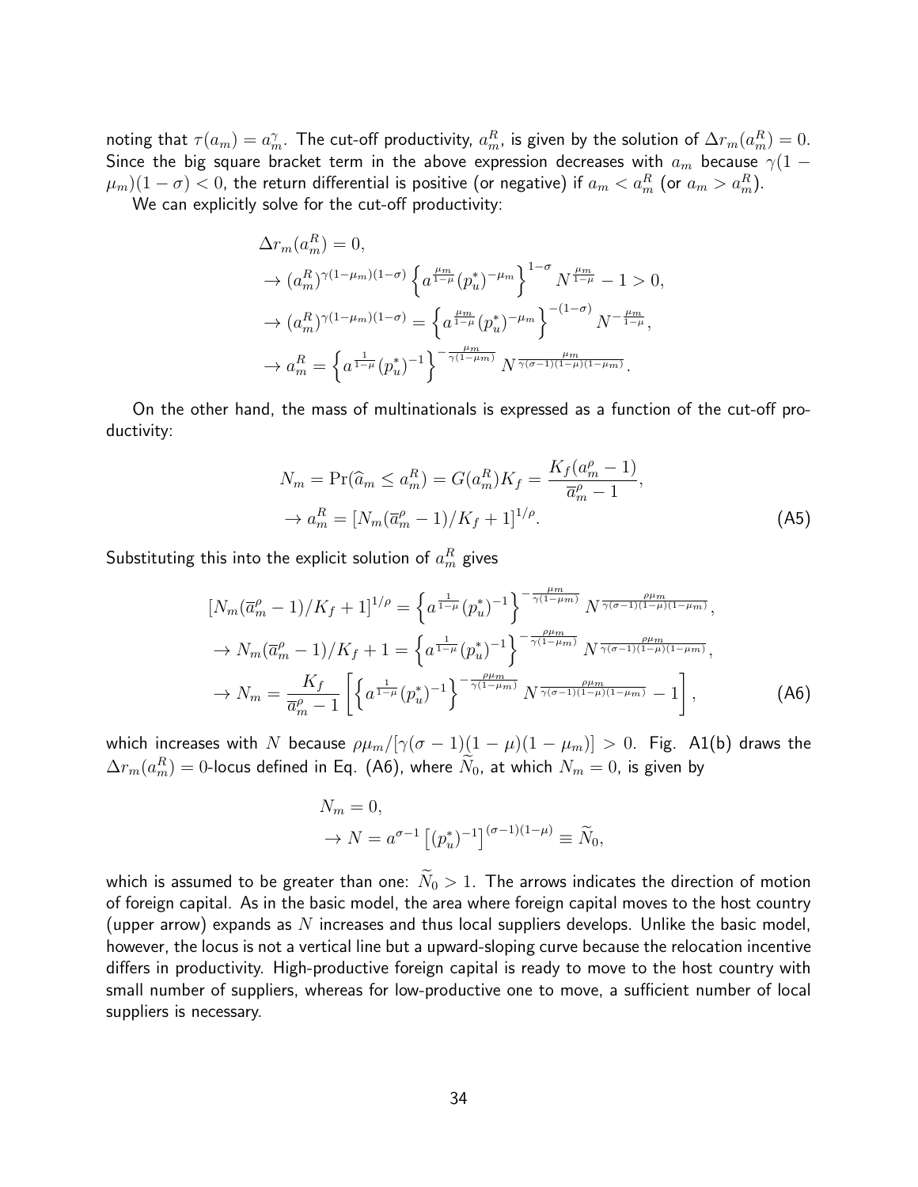noting that $\tau(a_m) = a_m^{\gamma}$. The cut-off productivity, $a_m^R$, is given by the solution of $\Delta r_m(a_m^R) = 0$. Since the big square bracket term in the above expression decreases with $a_m$ because $\gamma(1-\mu_m)(1-\sigma) < 0$, the return differential is positive (or negative) if $a_m < a_m^R$ (or $a_m > a_m^R$).

We can explicitly solve for the cut-off productivity:

$$
\begin{aligned}
&\Delta r_m(a_m^R) = 0, \\
&\to (a_m^R)^{\gamma(1-\mu_m)(1-\sigma)} \left\{ a^{\frac{\mu_m}{1-\mu}} (p_u^*)^{-\mu_m} \right\}^{1-\sigma} N^{\frac{\mu_m}{1-\mu}} - 1 > 0, \\
&\to (a_m^R)^{\gamma(1-\mu_m)(1-\sigma)} = \left\{ a^{\frac{\mu_m}{1-\mu}} (p_u^*)^{-\mu_m} \right\}^{-(1-\sigma)} N^{-\frac{\mu_m}{1-\mu}}, \\
&\to a_m^R = \left\{ a^{\frac{1}{1-\mu}} (p_u^*)^{-1} \right\}^{-\frac{\mu_m}{\gamma(1-\mu_m)}} N^{\frac{\mu_m}{\gamma(\sigma-1)(1-\mu)(1-\mu_m)}}.
\end{aligned}
$$

On the other hand, the mass of multinationals is expressed as a function of the cut-off productivity:

$$
\begin{aligned}
&N_m = \Pr(\widehat{a}_m \le a_m^R) = G(a_m^R) K_f = \frac{K_f(a_m^\rho - 1)}{\overline{a}_m^\rho - 1}, \\
&\to a_m^R = [N_m(\overline{a}_m^\rho - 1)/K_f + 1]^{1/\rho}. \qquad \text{(A5)}
\end{aligned}
$$

Substituting this into the explicit solution of $a_m^R$ gives

$$
\begin{aligned}
&[N_m(\overline{a}_m^\rho - 1)/K_f + 1]^{1/\rho} = \left\{ a^{\frac{1}{1-\mu}} (p_u^*)^{-1} \right\}^{-\frac{\mu_m}{\gamma(1-\mu_m)}} N^{\frac{\rho\mu_m}{\gamma(\sigma-1)(1-\mu)(1-\mu_m)}}, \\
&\to N_m(\overline{a}_m^\rho - 1)/K_f + 1 = \left\{ a^{\frac{1}{1-\mu}} (p_u^*)^{-1} \right\}^{-\frac{\rho\mu_m}{\gamma(1-\mu_m)}} N^{\frac{\rho\mu_m}{\gamma(\sigma-1)(1-\mu)(1-\mu_m)}}, \\
&\to N_m = \frac{K_f}{\overline{a}_m^\rho - 1} \left[ \left\{ a^{\frac{1}{1-\mu}} (p_u^*)^{-1} \right\}^{-\frac{\rho\mu_m}{\gamma(1-\mu_m)}} N^{\frac{\rho\mu_m}{\gamma(\sigma-1)(1-\mu)(1-\mu_m)}} - 1 \right], \qquad \text{(A6)}
\end{aligned}
$$

which increases with $N$ because $\rho\mu_m/[\gamma(\sigma-1)(1-\mu)(1-\mu_m)] > 0$. Fig. A1(b) draws the $\Delta r_m(a_m^R) = 0$-locus defined in Eq. (A6), where $\widetilde{N}_0$, at which $N_m = 0$, is given by

$$
\begin{aligned}
&N_m = 0, \\
&\to N = a^{\sigma-1} \left[ (p_u^*)^{-1} \right]^{(\sigma-1)(1-\mu)} \equiv \widetilde{N}_0,
\end{aligned}
$$

which is assumed to be greater than one: $\widetilde{N}_0 > 1$. The arrows indicates the direction of motion of foreign capital. As in the basic model, the area where foreign capital moves to the host country (upper arrow) expands as $N$ increases and thus local suppliers develops. Unlike the basic model, however, the locus is not a vertical line but a upward-sloping curve because the relocation incentive differs in productivity. High-productive foreign capital is ready to move to the host country with small number of suppliers, whereas for low-productive one to move, a sufficient number of local suppliers is necessary.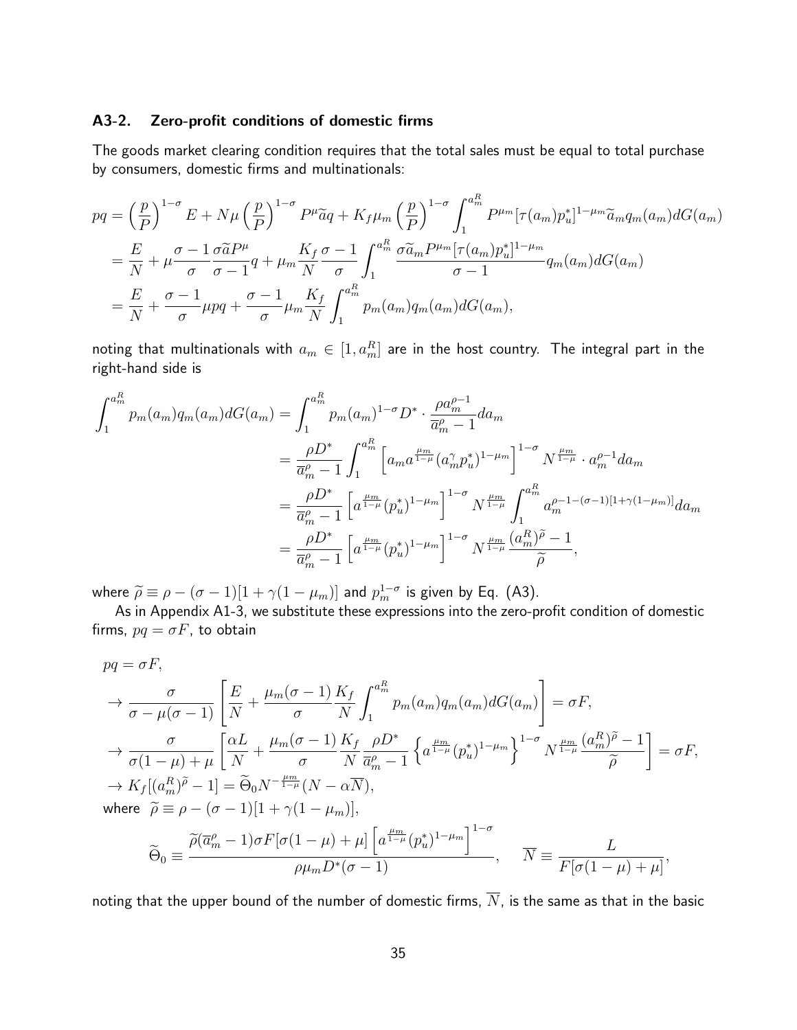### A3-2. Zero-profit conditions of domestic firms

The goods market clearing condition requires that the total sales must be equal to total purchase by consumers, domestic firms and multinationals:

$$
\begin{aligned}
pq &= \left(\frac{p}{P}\right)^{1-\sigma} E + N\mu \left(\frac{p}{P}\right)^{1-\sigma} P^{\mu}\widetilde{a}q + K_f \mu_m \left(\frac{p}{P}\right)^{1-\sigma} \int_1^{a_m^R} P^{\mu_m}[\tau(a_m)p_u^*]^{1-\mu_m}\widetilde{a}_m q_m(a_m) dG(a_m) \\
&= \frac{E}{N} + \mu \frac{\sigma-1}{\sigma}\frac{\sigma \widetilde{a} P^{\mu}}{\sigma-1} q + \mu_m \frac{K_f}{N}\frac{\sigma-1}{\sigma}\int_1^{a_m^R} \frac{\sigma \widetilde{a}_m P^{\mu_m}[\tau(a_m)p_u^*]^{1-\mu_m}}{\sigma-1} q_m(a_m) dG(a_m) \\
&= \frac{E}{N} + \frac{\sigma-1}{\sigma}\mu pq + \frac{\sigma-1}{\sigma}\mu_m \frac{K_f}{N}\int_1^{a_m^R} p_m(a_m) q_m(a_m) dG(a_m),
\end{aligned}
$$

noting that multinationals with $a_m \in [1, a_m^R]$ are in the host country. The integral part in the right-hand side is

$$
\begin{aligned}
\int_1^{a_m^R} p_m(a_m) q_m(a_m) dG(a_m) &= \int_1^{a_m^R} p_m(a_m)^{1-\sigma} D^* \cdot \frac{\rho a_m^{\rho-1}}{\overline{a}_m^{\rho}-1} da_m \\
&= \frac{\rho D^*}{\overline{a}_m^{\rho}-1}\int_1^{a_m^R} \left[a_m a^{\frac{\mu_m}{1-\mu}}(a_m^{\gamma} p_u^*)^{1-\mu_m}\right]^{1-\sigma} N^{\frac{\mu_m}{1-\mu}} \cdot a_m^{\rho-1} da_m \\
&= \frac{\rho D^*}{\overline{a}_m^{\rho}-1}\left[a^{\frac{\mu_m}{1-\mu}}(p_u^*)^{1-\mu_m}\right]^{1-\sigma} N^{\frac{\mu_m}{1-\mu}} \int_1^{a_m^R} a_m^{\rho-1-(\sigma-1)[1+\gamma(1-\mu_m)]} da_m \\
&= \frac{\rho D^*}{\overline{a}_m^{\rho}-1}\left[a^{\frac{\mu_m}{1-\mu}}(p_u^*)^{1-\mu_m}\right]^{1-\sigma} N^{\frac{\mu_m}{1-\mu}} \frac{(a_m^R)^{\widetilde{\rho}}-1}{\widetilde{\rho}},
\end{aligned}
$$

where $\widetilde{\rho} \equiv \rho - (\sigma-1)[1+\gamma(1-\mu_m)]$ and $p_m^{1-\sigma}$ is given by Eq. (A3).

As in Appendix A1-3, we substitute these expressions into the zero-profit condition of domestic firms, $pq = \sigma F$, to obtain

$$
\begin{aligned}
& pq = \sigma F, \\
& \to \frac{\sigma}{\sigma - \mu(\sigma-1)}\left[\frac{E}{N} + \frac{\mu_m(\sigma-1)}{\sigma}\frac{K_f}{N}\int_1^{a_m^R} p_m(a_m) q_m(a_m) dG(a_m)\right] = \sigma F, \\
& \to \frac{\sigma}{\sigma(1-\mu)+\mu}\left[\frac{\alpha L}{N} + \frac{\mu_m(\sigma-1)}{\sigma}\frac{K_f}{N}\frac{\rho D^*}{\overline{a}_m^{\rho}-1}\left\{a^{\frac{\mu_m}{1-\mu}}(p_u^*)^{1-\mu_m}\right\}^{1-\sigma} N^{\frac{\mu_m}{1-\mu}}\frac{(a_m^R)^{\widetilde{\rho}}-1}{\widetilde{\rho}}\right] = \sigma F, \\
& \to K_f[(a_m^R)^{\widetilde{\rho}}-1] = \widetilde{\Theta}_0 N^{-\frac{\mu_m}{1-\mu}}(N - \alpha\overline{N}), \\
& \text{where } \ \widetilde{\rho} \equiv \rho - (\sigma-1)[1+\gamma(1-\mu_m)], \\
& \qquad \widetilde{\Theta}_0 \equiv \frac{\widetilde{\rho}(\overline{a}_m^{\rho}-1)\sigma F[\sigma(1-\mu)+\mu]\left[a^{\frac{\mu_m}{1-\mu}}(p_u^*)^{1-\mu_m}\right]^{1-\sigma}}{\rho\mu_m D^*(\sigma-1)}, \quad \overline{N} \equiv \frac{L}{F[\sigma(1-\mu)+\mu]},
\end{aligned}
$$

noting that the upper bound of the number of domestic firms, $\overline{N}$, is the same as that in the basic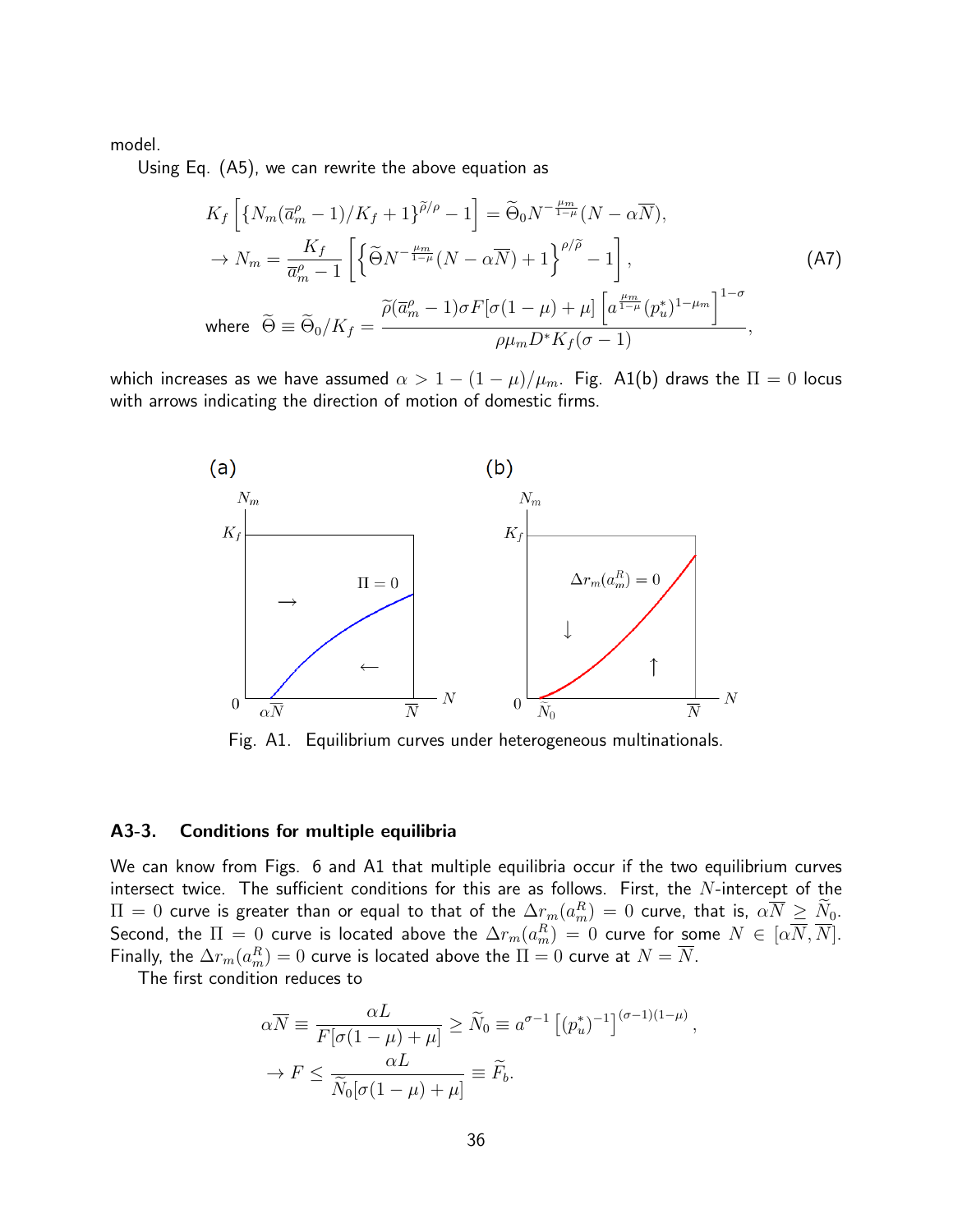model.

Using Eq. (A5), we can rewrite the above equation as

$$
\begin{aligned}
&K_f\left[\{N_m(\overline{a}_m^{\rho}-1)/K_f+1\}^{\widetilde{\rho}/\rho}-1\right]=\widetilde{\Theta}_0 N^{-\frac{\mu_m}{1-\mu}}(N-\alpha\overline{N}),\\
&\to N_m=\frac{K_f}{\overline{a}_m^{\rho}-1}\left[\left\{\widetilde{\Theta}N^{-\frac{\mu_m}{1-\mu}}(N-\alpha\overline{N})+1\right\}^{\rho/\widetilde{\rho}}-1\right],\\
&\text{where}\ \ \widetilde{\Theta}\equiv\widetilde{\Theta}_0/K_f=\frac{\widetilde{\rho}(\overline{a}_m^{\rho}-1)\sigma F[\sigma(1-\mu)+\mu]\left[a^{\frac{\mu_m}{1-\mu}}(p_u^*)^{1-\mu_m}\right]^{1-\sigma}}{\rho\mu_m D^* K_f(\sigma-1)},
\end{aligned}
\tag{A7}
$$

which increases as we have assumed $\alpha > 1-(1-\mu)/\mu_m$. Fig. A1(b) draws the $\Pi = 0$ locus with arrows indicating the direction of motion of domestic firms.

Fig. A1. Equilibrium curves under heterogeneous multinationals.

### A3-3. Conditions for multiple equilibria

We can know from Figs. 6 and A1 that multiple equilibria occur if the two equilibrium curves intersect twice. The sufficient conditions for this are as follows. First, the $N$-intercept of the $\Pi = 0$ curve is greater than or equal to that of the $\Delta r_m(a_m^R) = 0$ curve, that is, $\alpha\overline{N} \geq \widetilde{N}_0$. Second, the $\Pi = 0$ curve is located above the $\Delta r_m(a_m^R) = 0$ curve for some $N \in [\alpha\overline{N}, \overline{N}]$. Finally, the $\Delta r_m(a_m^R) = 0$ curve is located above the $\Pi = 0$ curve at $N = \overline{N}$.

The first condition reduces to

$$
\begin{aligned}
&\alpha\overline{N}\equiv\frac{\alpha L}{F[\sigma(1-\mu)+\mu]}\geq\widetilde{N}_0\equiv a^{\sigma-1}\left[(p_u^*)^{-1}\right]^{(\sigma-1)(1-\mu)},\\
&\to F\leq\frac{\alpha L}{\widetilde{N}_0[\sigma(1-\mu)+\mu]}\equiv\widetilde{F}_b.
\end{aligned}
$$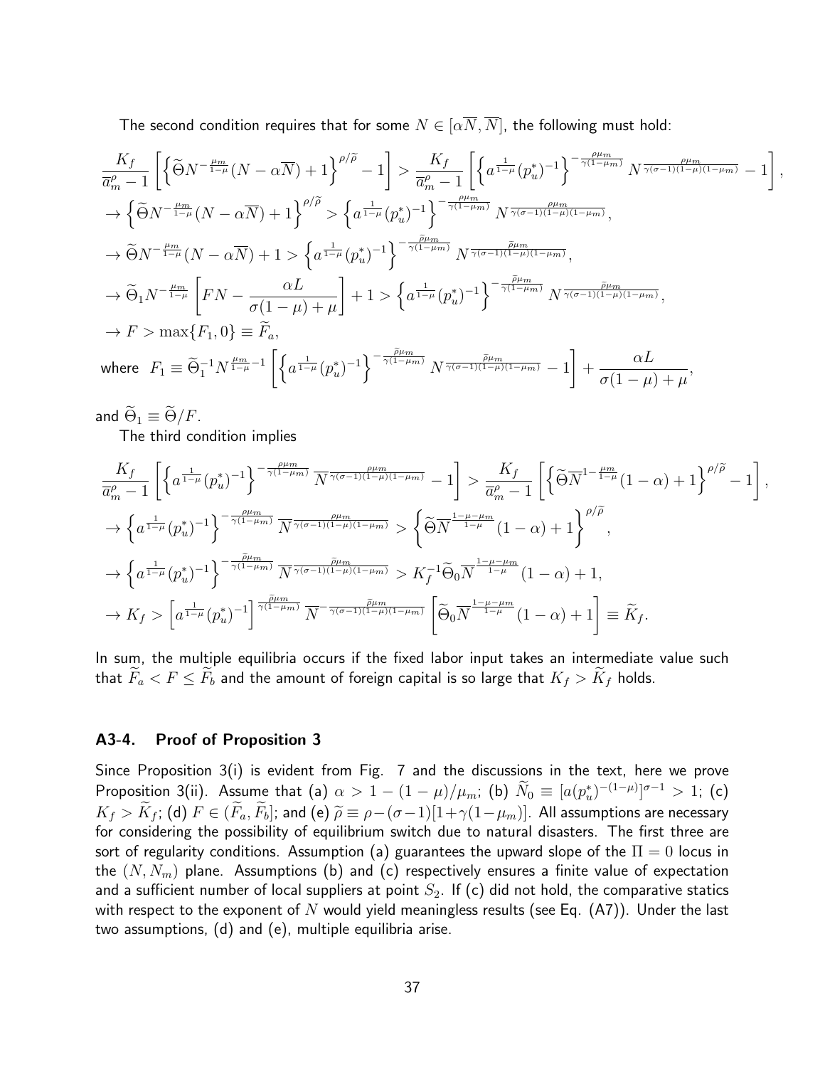The second condition requires that for some $N \in [\alpha\overline{N}, \overline{N}]$, the following must hold:

$$
\begin{aligned}
&\frac{K_f}{\overline{a}_m^\rho - 1}\left[\left\{\widetilde{\Theta}N^{-\frac{\mu_m}{1-\mu}}(N-\alpha\overline{N})+1\right\}^{\rho/\widetilde{\rho}}-1\right] > \frac{K_f}{\overline{a}_m^\rho - 1}\left[\left\{a^{\frac{1}{1-\mu}}(p_u^*)^{-1}\right\}^{-\frac{\rho\mu_m}{\gamma(1-\mu_m)}} N^{\frac{\rho\mu_m}{\gamma(\sigma-1)(1-\mu)(1-\mu_m)}}-1\right],\\
&\to \left\{\widetilde{\Theta}N^{-\frac{\mu_m}{1-\mu}}(N-\alpha\overline{N})+1\right\}^{\rho/\widetilde{\rho}} > \left\{a^{\frac{1}{1-\mu}}(p_u^*)^{-1}\right\}^{-\frac{\rho\mu_m}{\gamma(1-\mu_m)}} N^{\frac{\rho\mu_m}{\gamma(\sigma-1)(1-\mu)(1-\mu_m)}},\\
&\to \widetilde{\Theta}N^{-\frac{\mu_m}{1-\mu}}(N-\alpha\overline{N})+1 > \left\{a^{\frac{1}{1-\mu}}(p_u^*)^{-1}\right\}^{-\frac{\widetilde{\rho}\mu_m}{\gamma(1-\mu_m)}} N^{\frac{\widetilde{\rho}\mu_m}{\gamma(\sigma-1)(1-\mu)(1-\mu_m)}},\\
&\to \widetilde{\Theta}_1 N^{-\frac{\mu_m}{1-\mu}}\left[FN - \frac{\alpha L}{\sigma(1-\mu)+\mu}\right]+1 > \left\{a^{\frac{1}{1-\mu}}(p_u^*)^{-1}\right\}^{-\frac{\widetilde{\rho}\mu_m}{\gamma(1-\mu_m)}} N^{\frac{\widetilde{\rho}\mu_m}{\gamma(\sigma-1)(1-\mu)(1-\mu_m)}},\\
&\to F > \max\{F_1, 0\} \equiv \widetilde{F}_a,\\
&\text{where } \; F_1 \equiv \widetilde{\Theta}_1^{-1} N^{\frac{\mu_m}{1-\mu}-1}\left[\left\{a^{\frac{1}{1-\mu}}(p_u^*)^{-1}\right\}^{-\frac{\widetilde{\rho}\mu_m}{\gamma(1-\mu_m)}} N^{\frac{\widetilde{\rho}\mu_m}{\gamma(\sigma-1)(1-\mu)(1-\mu_m)}}-1\right] + \frac{\alpha L}{\sigma(1-\mu)+\mu},
\end{aligned}
$$

and $\widetilde{\Theta}_1 \equiv \widetilde{\Theta}/F$.

The third condition implies

$$
\begin{aligned}
&\frac{K_f}{\overline{a}_m^\rho - 1}\left[\left\{a^{\frac{1}{1-\mu}}(p_u^*)^{-1}\right\}^{-\frac{\rho\mu_m}{\gamma(1-\mu_m)}} \overline{N}^{\frac{\rho\mu_m}{\gamma(\sigma-1)(1-\mu)(1-\mu_m)}}-1\right] > \frac{K_f}{\overline{a}_m^\rho - 1}\left[\left\{\widetilde{\Theta}\overline{N}^{1-\frac{\mu_m}{1-\mu}}(1-\alpha)+1\right\}^{\rho/\widetilde{\rho}}-1\right],\\
&\to \left\{a^{\frac{1}{1-\mu}}(p_u^*)^{-1}\right\}^{-\frac{\rho\mu_m}{\gamma(1-\mu_m)}} \overline{N}^{\frac{\rho\mu_m}{\gamma(\sigma-1)(1-\mu)(1-\mu_m)}} > \left\{\widetilde{\Theta}\overline{N}^{\frac{1-\mu-\mu_m}{1-\mu}}(1-\alpha)+1\right\}^{\rho/\widetilde{\rho}},\\
&\to \left\{a^{\frac{1}{1-\mu}}(p_u^*)^{-1}\right\}^{-\frac{\widetilde{\rho}\mu_m}{\gamma(1-\mu_m)}} \overline{N}^{\frac{\widetilde{\rho}\mu_m}{\gamma(\sigma-1)(1-\mu)(1-\mu_m)}} > K_f^{-1}\widetilde{\Theta}_0\overline{N}^{\frac{1-\mu-\mu_m}{1-\mu}}(1-\alpha)+1,\\
&\to K_f > \left[a^{\frac{1}{1-\mu}}(p_u^*)^{-1}\right]^{\frac{\widetilde{\rho}\mu_m}{\gamma(1-\mu_m)}} \overline{N}^{-\frac{\widetilde{\rho}\mu_m}{\gamma(\sigma-1)(1-\mu)(1-\mu_m)}}\left[\widetilde{\Theta}_0\overline{N}^{\frac{1-\mu-\mu_m}{1-\mu}}(1-\alpha)+1\right] \equiv \widetilde{K}_f.
\end{aligned}
$$

In sum, the multiple equilibria occurs if the fixed labor input takes an intermediate value such that $\widetilde{F}_a < F \leq \widetilde{F}_b$ and the amount of foreign capital is so large that $K_f > \widetilde{K}_f$ holds.

### A3-4. Proof of Proposition 3

Since Proposition 3(i) is evident from Fig. 7 and the discussions in the text, here we prove Proposition 3(ii). Assume that (a) $\alpha > 1-(1-\mu)/\mu_m$; (b) $\widetilde{N}_0 \equiv [a(p_u^*)^{-(1-\mu)}]^{\sigma-1} > 1$; (c) $K_f > \widetilde{K}_f$; (d) $F \in (\widetilde{F}_a, \widetilde{F}_b]$; and (e) $\widetilde{\rho} \equiv \rho-(\sigma-1)[1+\gamma(1-\mu_m)]$. All assumptions are necessary for considering the possibility of equilibrium switch due to natural disasters. The first three are sort of regularity conditions. Assumption (a) guarantees the upward slope of the $\Pi = 0$ locus in the $(N, N_m)$ plane. Assumptions (b) and (c) respectively ensures a finite value of expectation and a sufficient number of local suppliers at point $S_2$. If (c) did not hold, the comparative statics with respect to the exponent of $N$ would yield meaningless results (see Eq. (A7)). Under the last two assumptions, (d) and (e), multiple equilibria arise.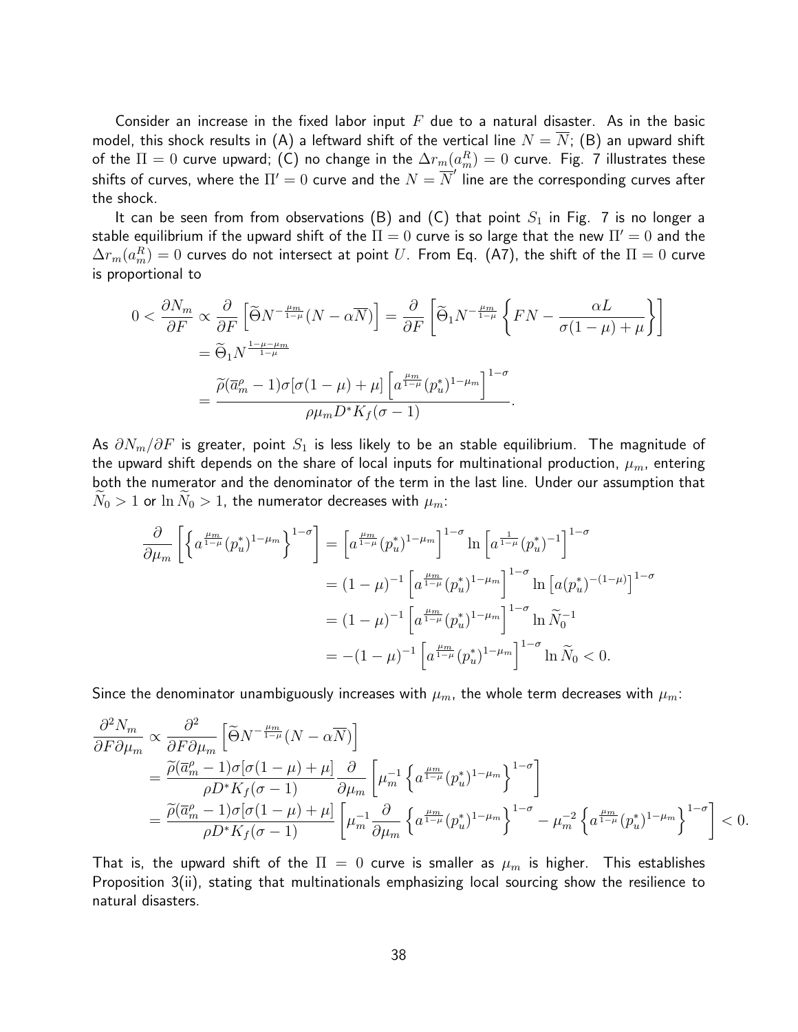Consider an increase in the fixed labor input $F$ due to a natural disaster. As in the basic model, this shock results in (A) a leftward shift of the vertical line $N = \overline{N}$; (B) an upward shift of the $\Pi = 0$ curve upward; (C) no change in the $\Delta r_m(a_m^R) = 0$ curve. Fig. 7 illustrates these shifts of curves, where the $\Pi' = 0$ curve and the $N = \overline{N}'$ line are the corresponding curves after the shock.

It can be seen from from observations (B) and (C) that point $S_1$ in Fig. 7 is no longer a stable equilibrium if the upward shift of the $\Pi = 0$ curve is so large that the new $\Pi' = 0$ and the $\Delta r_m(a_m^R) = 0$ curves do not intersect at point $U$. From Eq. (A7), the shift of the $\Pi = 0$ curve is proportional to

$$
\begin{aligned}
0 < \frac{\partial N_m}{\partial F} &\propto \frac{\partial}{\partial F}\left[\widetilde{\Theta} N^{-\frac{\mu_m}{1-\mu}}(N - \alpha\overline{N})\right] = \frac{\partial}{\partial F}\left[\widetilde{\Theta}_1 N^{-\frac{\mu_m}{1-\mu}}\left\{FN - \frac{\alpha L}{\sigma(1-\mu)+\mu}\right\}\right] \\
&= \widetilde{\Theta}_1 N^{\frac{1-\mu-\mu_m}{1-\mu}} \\
&= \frac{\widetilde{\rho}(\overline{a}_m^{\rho} - 1)\sigma[\sigma(1-\mu)+\mu]\left[a^{\frac{\mu_m}{1-\mu}}(p_u^*)^{1-\mu_m}\right]^{1-\sigma}}{\rho\mu_m D^* K_f(\sigma-1)}.
\end{aligned}
$$

As $\partial N_m/\partial F$ is greater, point $S_1$ is less likely to be an stable equilibrium. The magnitude of the upward shift depends on the share of local inputs for multinational production, $\mu_m$, entering both the numerator and the denominator of the term in the last line. Under our assumption that $\widetilde{N}_0 > 1$ or $\ln \widetilde{N}_0 > 1$, the numerator decreases with $\mu_m$:

$$
\begin{aligned}
\frac{\partial}{\partial \mu_m}\left[\left\{a^{\frac{\mu_m}{1-\mu}}(p_u^*)^{1-\mu_m}\right\}^{1-\sigma}\right] &= \left[a^{\frac{\mu_m}{1-\mu}}(p_u^*)^{1-\mu_m}\right]^{1-\sigma}\ln\left[a^{\frac{1}{1-\mu}}(p_u^*)^{-1}\right]^{1-\sigma} \\
&= (1-\mu)^{-1}\left[a^{\frac{\mu_m}{1-\mu}}(p_u^*)^{1-\mu_m}\right]^{1-\sigma}\ln\left[a(p_u^*)^{-(1-\mu)}\right]^{1-\sigma} \\
&= (1-\mu)^{-1}\left[a^{\frac{\mu_m}{1-\mu}}(p_u^*)^{1-\mu_m}\right]^{1-\sigma}\ln\widetilde{N}_0^{-1} \\
&= -(1-\mu)^{-1}\left[a^{\frac{\mu_m}{1-\mu}}(p_u^*)^{1-\mu_m}\right]^{1-\sigma}\ln\widetilde{N}_0 < 0.
\end{aligned}
$$

Since the denominator unambiguously increases with $\mu_m$, the whole term decreases with $\mu_m$:

$$
\begin{aligned}
\frac{\partial^2 N_m}{\partial F \partial \mu_m} &\propto \frac{\partial^2}{\partial F \partial \mu_m}\left[\widetilde{\Theta} N^{-\frac{\mu_m}{1-\mu}}(N - \alpha\overline{N})\right] \\
&= \frac{\widetilde{\rho}(\overline{a}_m^{\rho} - 1)\sigma[\sigma(1-\mu)+\mu]}{\rho D^* K_f(\sigma-1)}\frac{\partial}{\partial \mu_m}\left[\mu_m^{-1}\left\{a^{\frac{\mu_m}{1-\mu}}(p_u^*)^{1-\mu_m}\right\}^{1-\sigma}\right] \\
&= \frac{\widetilde{\rho}(\overline{a}_m^{\rho} - 1)\sigma[\sigma(1-\mu)+\mu]}{\rho D^* K_f(\sigma-1)}\left[\mu_m^{-1}\frac{\partial}{\partial \mu_m}\left\{a^{\frac{\mu_m}{1-\mu}}(p_u^*)^{1-\mu_m}\right\}^{1-\sigma} - \mu_m^{-2}\left\{a^{\frac{\mu_m}{1-\mu}}(p_u^*)^{1-\mu_m}\right\}^{1-\sigma}\right] < 0.
\end{aligned}
$$

That is, the upward shift of the $\Pi = 0$ curve is smaller as $\mu_m$ is higher. This establishes Proposition 3(ii), stating that multinationals emphasizing local sourcing show the resilience to natural disasters.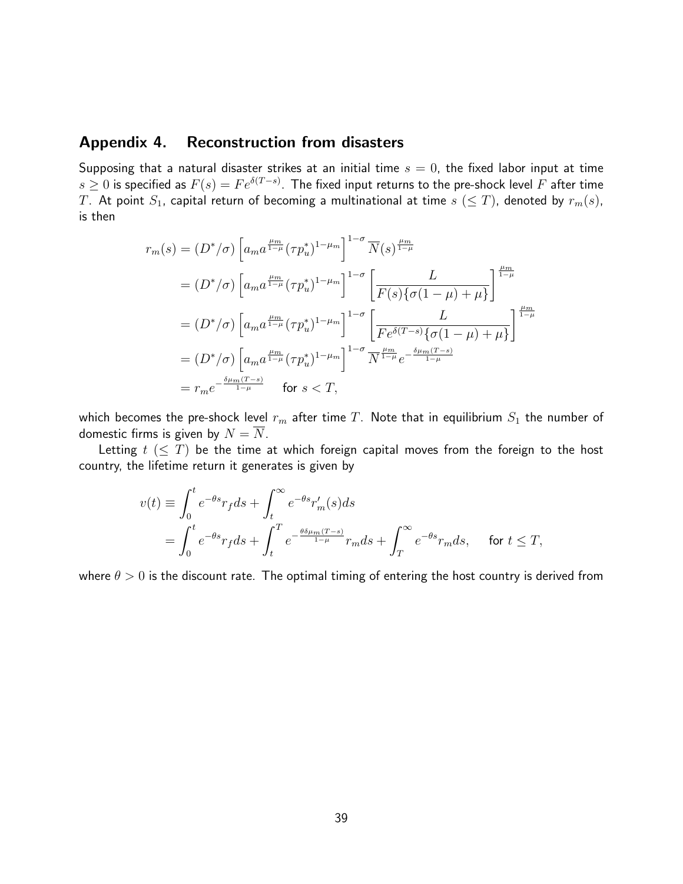## Appendix 4. Reconstruction from disasters

Supposing that a natural disaster strikes at an initial time $s = 0$, the fixed labor input at time $s \geq 0$ is specified as $F(s) = Fe^{\delta(T-s)}$. The fixed input returns to the pre-shock level $F$ after time $T$. At point $S_1$, capital return of becoming a multinational at time $s$ $(\leq T)$, denoted by $r_m(s)$, is then

$$
\begin{aligned}
r_m(s) &= (D^*/\sigma)\left[a_m a^{\frac{\mu_m}{1-\mu}}(\tau p_u^*)^{1-\mu_m}\right]^{1-\sigma}\overline{N}(s)^{\frac{\mu_m}{1-\mu}} \\
&= (D^*/\sigma)\left[a_m a^{\frac{\mu_m}{1-\mu}}(\tau p_u^*)^{1-\mu_m}\right]^{1-\sigma}\left[\frac{L}{F(s)\{\sigma(1-\mu)+\mu\}}\right]^{\frac{\mu_m}{1-\mu}} \\
&= (D^*/\sigma)\left[a_m a^{\frac{\mu_m}{1-\mu}}(\tau p_u^*)^{1-\mu_m}\right]^{1-\sigma}\left[\frac{L}{Fe^{\delta(T-s)}\{\sigma(1-\mu)+\mu\}}\right]^{\frac{\mu_m}{1-\mu}} \\
&= (D^*/\sigma)\left[a_m a^{\frac{\mu_m}{1-\mu}}(\tau p_u^*)^{1-\mu_m}\right]^{1-\sigma}\overline{N}^{\frac{\mu_m}{1-\mu}}e^{-\frac{\delta\mu_m(T-s)}{1-\mu}} \\
&= r_m e^{-\frac{\delta\mu_m(T-s)}{1-\mu}} \qquad \text{for } s < T,
\end{aligned}
$$

which becomes the pre-shock level $r_m$ after time $T$. Note that in equilibrium $S_1$ the number of domestic firms is given by $N = \overline{N}$.

Letting $t$ $(\leq T)$ be the time at which foreign capital moves from the foreign to the host country, the lifetime return it generates is given by

$$
\begin{aligned}
v(t) &\equiv \int_0^t e^{-\theta s} r_f ds + \int_t^\infty e^{-\theta s} r_m'(s) ds \\
&= \int_0^t e^{-\theta s} r_f ds + \int_t^T e^{-\frac{\theta\delta\mu_m(T-s)}{1-\mu}} r_m ds + \int_T^\infty e^{-\theta s} r_m ds, \qquad \text{for } t \leq T,
\end{aligned}
$$

where $\theta > 0$ is the discount rate. The optimal timing of entering the host country is derived from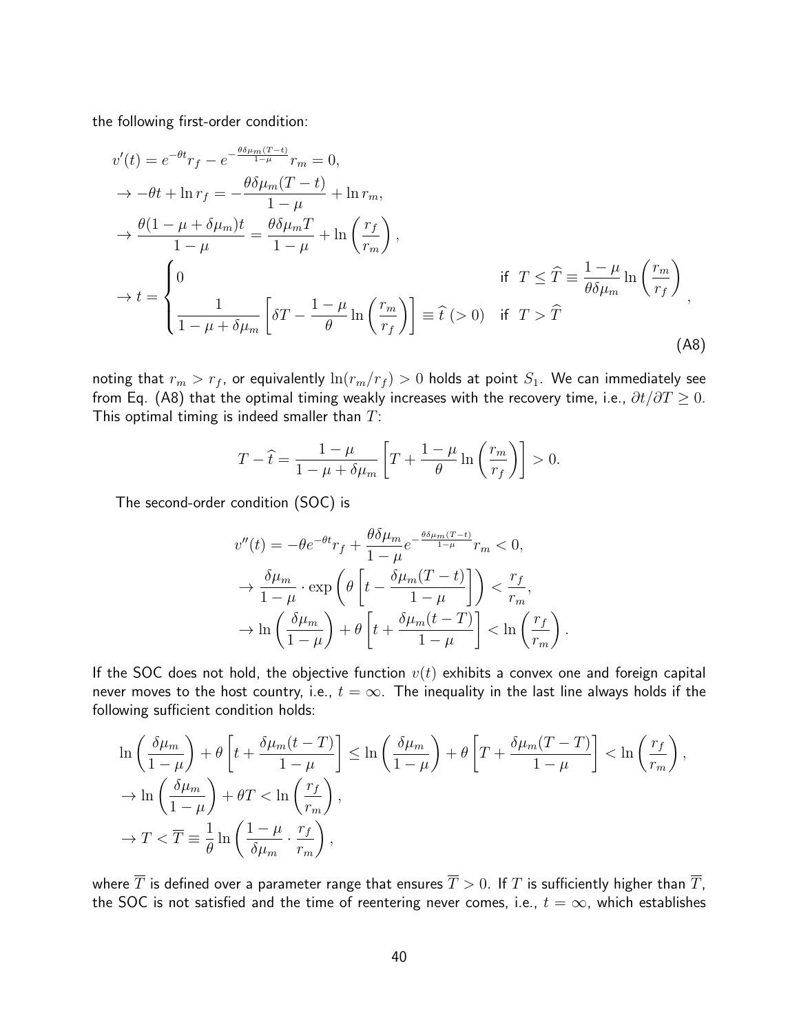the following first-order condition:

$$
\begin{aligned}
v'(t) &= e^{-\theta t} r_f - e^{-\frac{\theta \delta \mu_m (T-t)}{1-\mu}} r_m = 0, \\
&\to -\theta t + \ln r_f = -\frac{\theta \delta \mu_m (T-t)}{1-\mu} + \ln r_m, \\
&\to \frac{\theta(1-\mu+\delta\mu_m)t}{1-\mu} = \frac{\theta \delta \mu_m T}{1-\mu} + \ln\left(\frac{r_f}{r_m}\right), \\
&\to t = \begin{cases} 0 & \text{if } T \leq \widehat{T} \equiv \dfrac{1-\mu}{\theta \delta \mu_m} \ln\left(\dfrac{r_m}{r_f}\right) \\ \dfrac{1}{1-\mu+\delta\mu_m}\left[\delta T - \dfrac{1-\mu}{\theta}\ln\left(\dfrac{r_m}{r_f}\right)\right] \equiv \widehat{t}\ (>0) & \text{if } T > \widehat{T} \end{cases},
\end{aligned}
\tag{A8}
$$

noting that $r_m > r_f$, or equivalently $\ln(r_m/r_f) > 0$ holds at point $S_1$. We can immediately see from Eq. (A8) that the optimal timing weakly increases with the recovery time, i.e., $\partial t/\partial T \geq 0$. This optimal timing is indeed smaller than $T$:

$$
T - \widehat{t} = \frac{1-\mu}{1-\mu+\delta\mu_m}\left[T + \frac{1-\mu}{\theta}\ln\left(\frac{r_m}{r_f}\right)\right] > 0.
$$

The second-order condition (SOC) is

$$
\begin{aligned}
v''(t) &= -\theta e^{-\theta t} r_f + \frac{\theta \delta \mu_m}{1-\mu} e^{-\frac{\theta \delta \mu_m (T-t)}{1-\mu}} r_m < 0, \\
&\to \frac{\delta \mu_m}{1-\mu} \cdot \exp\left(\theta\left[t - \frac{\delta \mu_m (T-t)}{1-\mu}\right]\right) < \frac{r_f}{r_m}, \\
&\to \ln\left(\frac{\delta \mu_m}{1-\mu}\right) + \theta\left[t + \frac{\delta \mu_m (t-T)}{1-\mu}\right] < \ln\left(\frac{r_f}{r_m}\right).
\end{aligned}
$$

If the SOC does not hold, the objective function $v(t)$ exhibits a convex one and foreign capital never moves to the host country, i.e., $t = \infty$. The inequality in the last line always holds if the following sufficient condition holds:

$$
\begin{aligned}
&\ln\left(\frac{\delta \mu_m}{1-\mu}\right) + \theta\left[t + \frac{\delta \mu_m (t-T)}{1-\mu}\right] \leq \ln\left(\frac{\delta \mu_m}{1-\mu}\right) + \theta\left[T + \frac{\delta \mu_m (T-T)}{1-\mu}\right] < \ln\left(\frac{r_f}{r_m}\right), \\
&\to \ln\left(\frac{\delta \mu_m}{1-\mu}\right) + \theta T < \ln\left(\frac{r_f}{r_m}\right), \\
&\to T < \overline{T} \equiv \frac{1}{\theta}\ln\left(\frac{1-\mu}{\delta \mu_m} \cdot \frac{r_f}{r_m}\right),
\end{aligned}
$$

where $\overline{T}$ is defined over a parameter range that ensures $\overline{T} > 0$. If $T$ is sufficiently higher than $\overline{T}$, the SOC is not satisfied and the time of reentering never comes, i.e., $t = \infty$, which establishes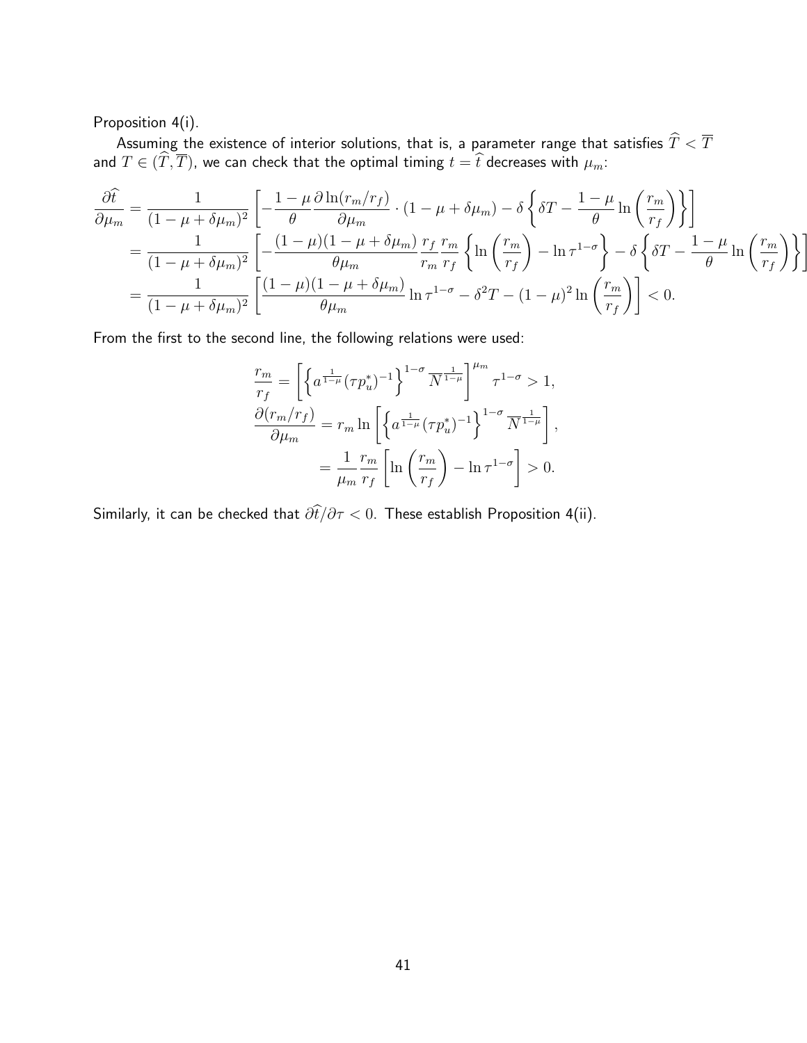Proposition 4(i).

Assuming the existence of interior solutions, that is, a parameter range that satisfies $\widehat{T} < \overline{T}$ and $T \in (\widehat{T}, \overline{T})$, we can check that the optimal timing $t = \widehat{t}$ decreases with $\mu_m$:

$$
\begin{aligned}
\frac{\partial \widehat{t}}{\partial \mu_m} &= \frac{1}{(1-\mu+\delta\mu_m)^2}\left[-\frac{1-\mu}{\theta}\frac{\partial \ln(r_m/r_f)}{\partial \mu_m}\cdot(1-\mu+\delta\mu_m) - \delta\left\{\delta T - \frac{1-\mu}{\theta}\ln\left(\frac{r_m}{r_f}\right)\right\}\right] \\
&= \frac{1}{(1-\mu+\delta\mu_m)^2}\left[-\frac{(1-\mu)(1-\mu+\delta\mu_m)}{\theta\mu_m}\frac{r_f}{r_m}\frac{r_m}{r_f}\left\{\ln\left(\frac{r_m}{r_f}\right) - \ln\tau^{1-\sigma}\right\} - \delta\left\{\delta T - \frac{1-\mu}{\theta}\ln\left(\frac{r_m}{r_f}\right)\right\}\right] \\
&= \frac{1}{(1-\mu+\delta\mu_m)^2}\left[\frac{(1-\mu)(1-\mu+\delta\mu_m)}{\theta\mu_m}\ln\tau^{1-\sigma} - \delta^2 T - (1-\mu)^2\ln\left(\frac{r_m}{r_f}\right)\right] < 0.
\end{aligned}
$$

From the first to the second line, the following relations were used:

$$
\begin{aligned}
\frac{r_m}{r_f} &= \left[\left\{a^{\frac{1}{1-\mu}}(\tau p_u^*)^{-1}\right\}^{1-\sigma}\overline{N}^{\frac{1}{1-\mu}}\right]^{\mu_m}\tau^{1-\sigma} > 1, \\
\frac{\partial(r_m/r_f)}{\partial \mu_m} &= r_m \ln\left[\left\{a^{\frac{1}{1-\mu}}(\tau p_u^*)^{-1}\right\}^{1-\sigma}\overline{N}^{\frac{1}{1-\mu}}\right], \\
&= \frac{1}{\mu_m}\frac{r_m}{r_f}\left[\ln\left(\frac{r_m}{r_f}\right) - \ln\tau^{1-\sigma}\right] > 0.
\end{aligned}
$$

Similarly, it can be checked that $\partial\widehat{t}/\partial\tau < 0$. These establish Proposition 4(ii).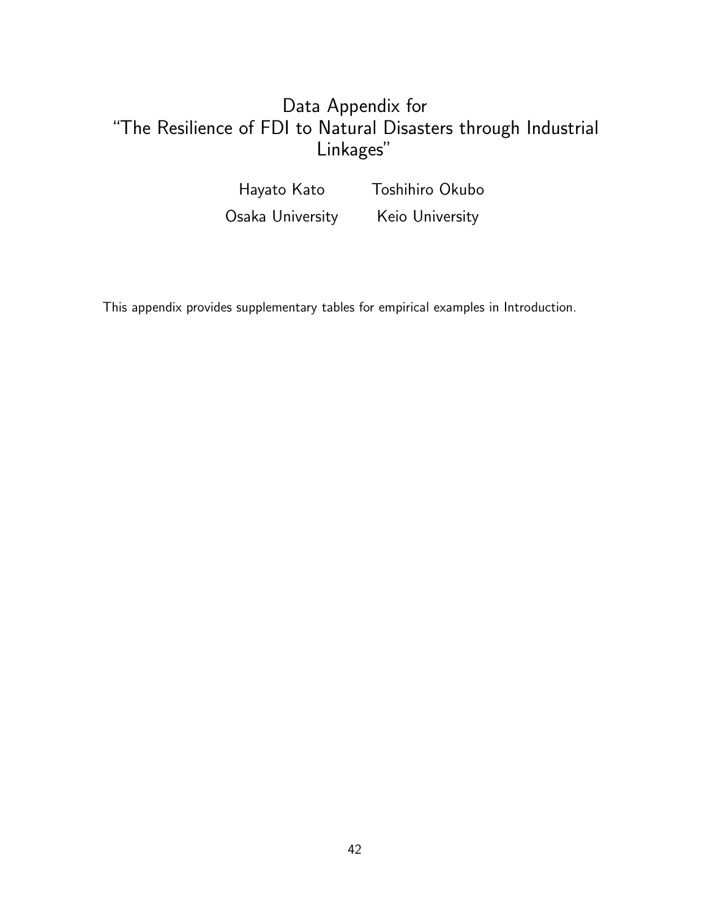# Data Appendix for "The Resilience of FDI to Natural Disasters through Industrial Linkages"

Hayato Kato — Osaka University

Toshihiro Okubo — Keio University

This appendix provides supplementary tables for empirical examples in Introduction.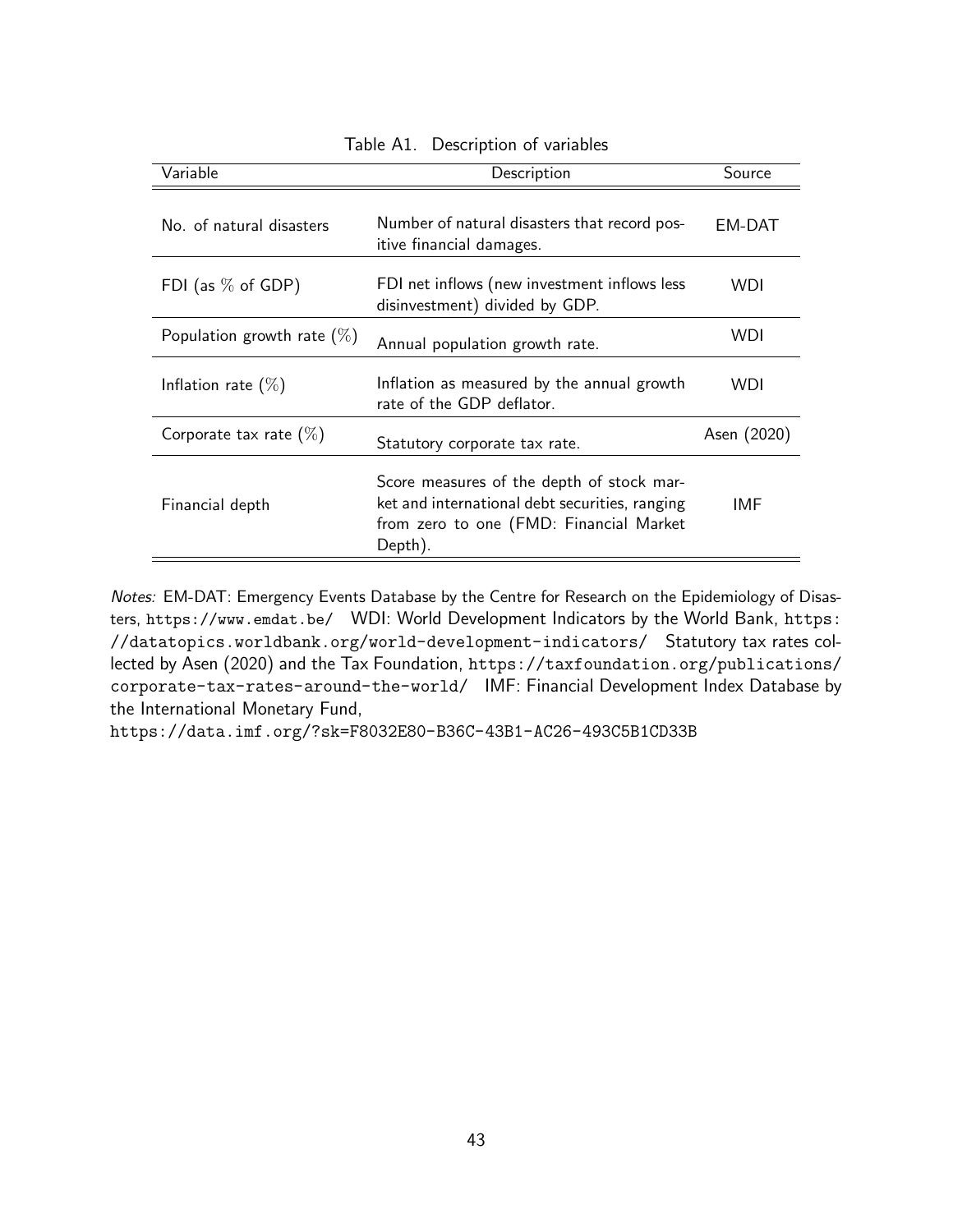Table A1. Description of variables

| Variable | Description | Source |
|---|---|---|
| No. of natural disasters | Number of natural disasters that record positive financial damages. | EM-DAT |
| FDI (as % of GDP) | FDI net inflows (new investment inflows less disinvestment) divided by GDP. | WDI |
| Population growth rate (%) | Annual population growth rate. | WDI |
| Inflation rate (%) | Inflation as measured by the annual growth rate of the GDP deflator. | WDI |
| Corporate tax rate (%) | Statutory corporate tax rate. | Asen (2020) |
| Financial depth | Score measures of the depth of stock market and international debt securities, ranging from zero to one (FMD: Financial Market Depth). | IMF |

*Notes:* EM-DAT: Emergency Events Database by the Centre for Research on the Epidemiology of Disasters, https://www.emdat.be/ WDI: World Development Indicators by the World Bank, https://datatopics.worldbank.org/world-development-indicators/ Statutory tax rates collected by Asen (2020) and the Tax Foundation, https://taxfoundation.org/publications/corporate-tax-rates-around-the-world/ IMF: Financial Development Index Database by the International Monetary Fund,
https://data.imf.org/?sk=F8032E80-B36C-43B1-AC26-493C5B1CD33B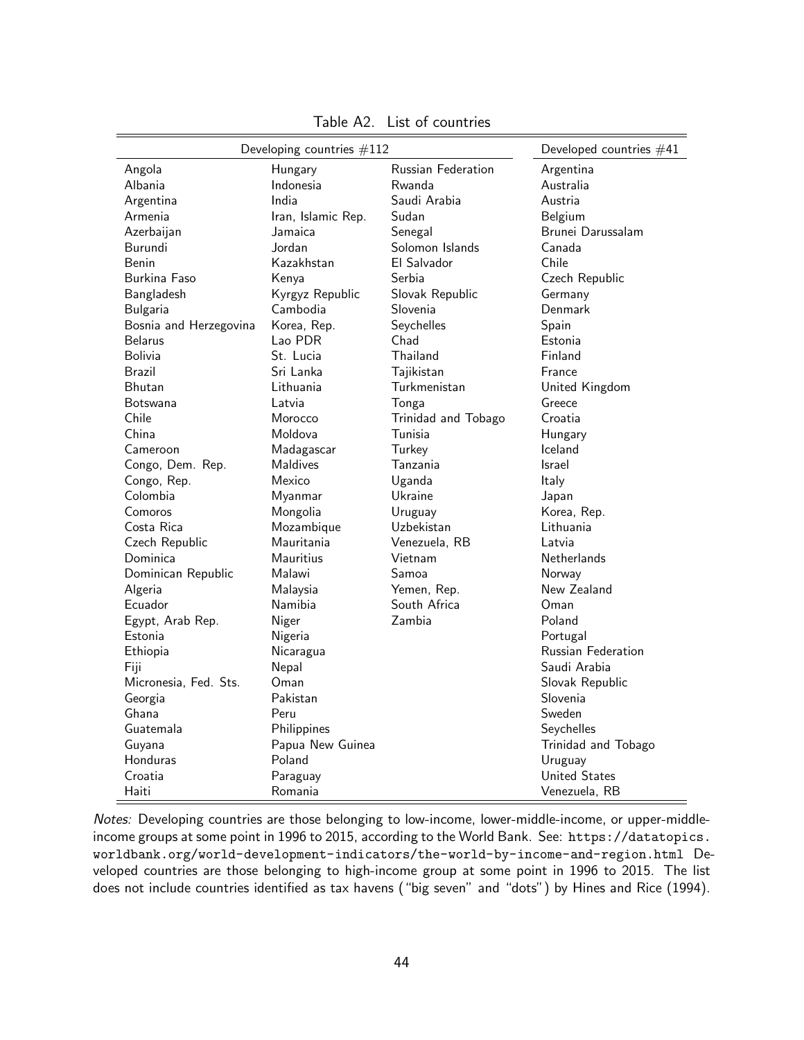Table A2. List of countries

| Developing countries #112 | | | Developed countries #41 |
|---|---|---|---|
| Angola | Hungary | Russian Federation | Argentina |
| Albania | Indonesia | Rwanda | Australia |
| Argentina | India | Saudi Arabia | Austria |
| Armenia | Iran, Islamic Rep. | Sudan | Belgium |
| Azerbaijan | Jamaica | Senegal | Brunei Darussalam |
| Burundi | Jordan | Solomon Islands | Canada |
| Benin | Kazakhstan | El Salvador | Chile |
| Burkina Faso | Kenya | Serbia | Czech Republic |
| Bangladesh | Kyrgyz Republic | Slovak Republic | Germany |
| Bulgaria | Cambodia | Slovenia | Denmark |
| Bosnia and Herzegovina | Korea, Rep. | Seychelles | Spain |
| Belarus | Lao PDR | Chad | Estonia |
| Bolivia | St. Lucia | Thailand | Finland |
| Brazil | Sri Lanka | Tajikistan | France |
| Bhutan | Lithuania | Turkmenistan | United Kingdom |
| Botswana | Latvia | Tonga | Greece |
| Chile | Morocco | Trinidad and Tobago | Croatia |
| China | Moldova | Tunisia | Hungary |
| Cameroon | Madagascar | Turkey | Iceland |
| Congo, Dem. Rep. | Maldives | Tanzania | Israel |
| Congo, Rep. | Mexico | Uganda | Italy |
| Colombia | Myanmar | Ukraine | Japan |
| Comoros | Mongolia | Uruguay | Korea, Rep. |
| Costa Rica | Mozambique | Uzbekistan | Lithuania |
| Czech Republic | Mauritania | Venezuela, RB | Latvia |
| Dominica | Mauritius | Vietnam | Netherlands |
| Dominican Republic | Malawi | Samoa | Norway |
| Algeria | Malaysia | Yemen, Rep. | New Zealand |
| Ecuador | Namibia | South Africa | Oman |
| Egypt, Arab Rep. | Niger | Zambia | Poland |
| Estonia | Nigeria | | Portugal |
| Ethiopia | Nicaragua | | Russian Federation |
| Fiji | Nepal | | Saudi Arabia |
| Micronesia, Fed. Sts. | Oman | | Slovak Republic |
| Georgia | Pakistan | | Slovenia |
| Ghana | Peru | | Sweden |
| Guatemala | Philippines | | Seychelles |
| Guyana | Papua New Guinea | | Trinidad and Tobago |
| Honduras | Poland | | Uruguay |
| Croatia | Paraguay | | United States |
| Haiti | Romania | | Venezuela, RB |

*Notes:* Developing countries are those belonging to low-income, lower-middle-income, or upper-middle-income groups at some point in 1996 to 2015, according to the World Bank. See: https://datatopics.worldbank.org/world-development-indicators/the-world-by-income-and-region.html Developed countries are those belonging to high-income group at some point in 1996 to 2015. The list does not include countries identified as tax havens ("big seven" and "dots") by Hines and Rice (1994).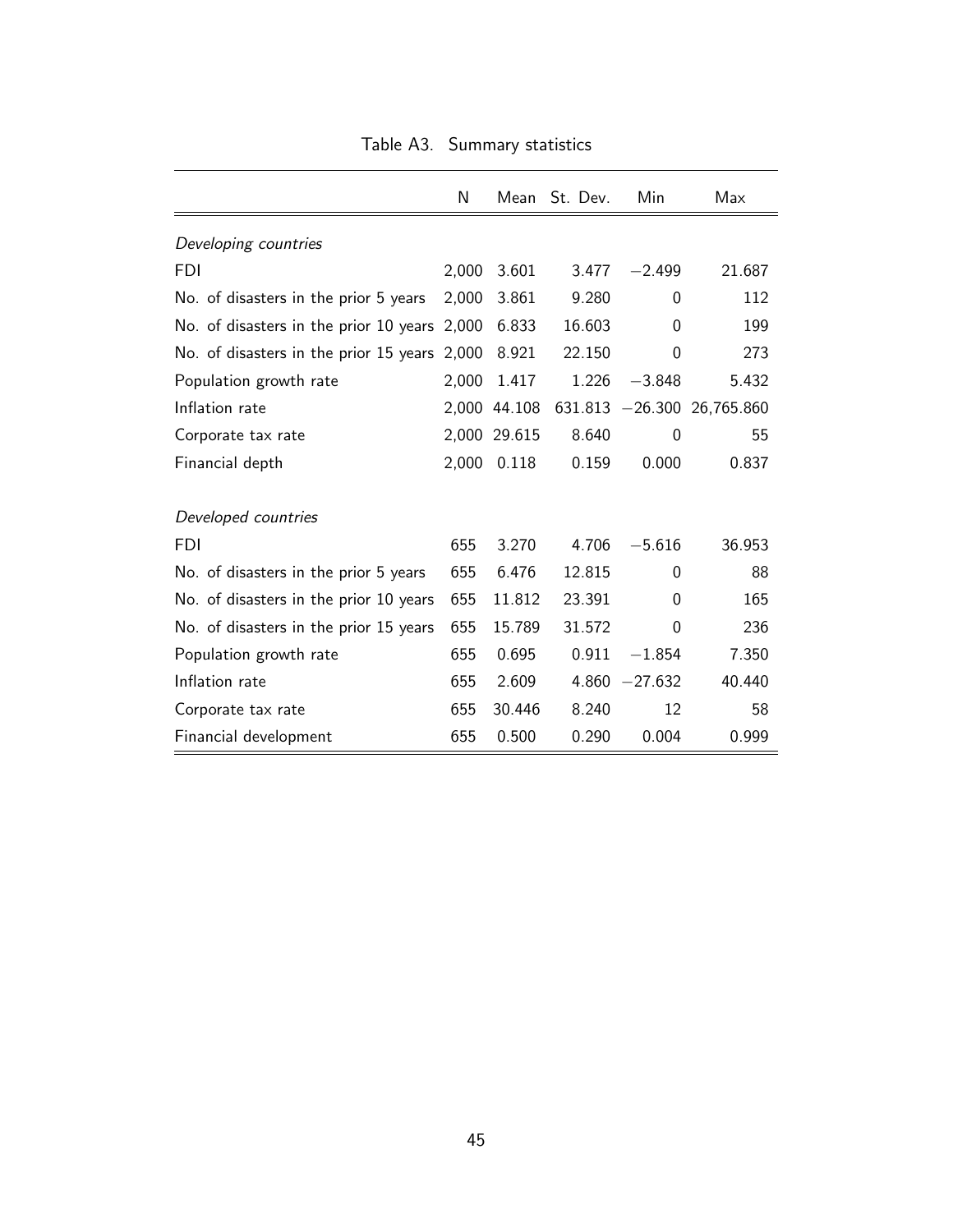Table A3. Summary statistics

| | N | Mean | St. Dev. | Min | Max |
|---|---|---|---|---|---|
| *Developing countries* | | | | | |
| FDI | 2,000 | 3.601 | 3.477 | −2.499 | 21.687 |
| No. of disasters in the prior 5 years | 2,000 | 3.861 | 9.280 | 0 | 112 |
| No. of disasters in the prior 10 years | 2,000 | 6.833 | 16.603 | 0 | 199 |
| No. of disasters in the prior 15 years | 2,000 | 8.921 | 22.150 | 0 | 273 |
| Population growth rate | 2,000 | 1.417 | 1.226 | −3.848 | 5.432 |
| Inflation rate | 2,000 | 44.108 | 631.813 | −26.300 | 26,765.860 |
| Corporate tax rate | 2,000 | 29.615 | 8.640 | 0 | 55 |
| Financial depth | 2,000 | 0.118 | 0.159 | 0.000 | 0.837 |
| *Developed countries* | | | | | |
| FDI | 655 | 3.270 | 4.706 | −5.616 | 36.953 |
| No. of disasters in the prior 5 years | 655 | 6.476 | 12.815 | 0 | 88 |
| No. of disasters in the prior 10 years | 655 | 11.812 | 23.391 | 0 | 165 |
| No. of disasters in the prior 15 years | 655 | 15.789 | 31.572 | 0 | 236 |
| Population growth rate | 655 | 0.695 | 0.911 | −1.854 | 7.350 |
| Inflation rate | 655 | 2.609 | 4.860 | −27.632 | 40.440 |
| Corporate tax rate | 655 | 30.446 | 8.240 | 12 | 58 |
| Financial development | 655 | 0.500 | 0.290 | 0.004 | 0.999 |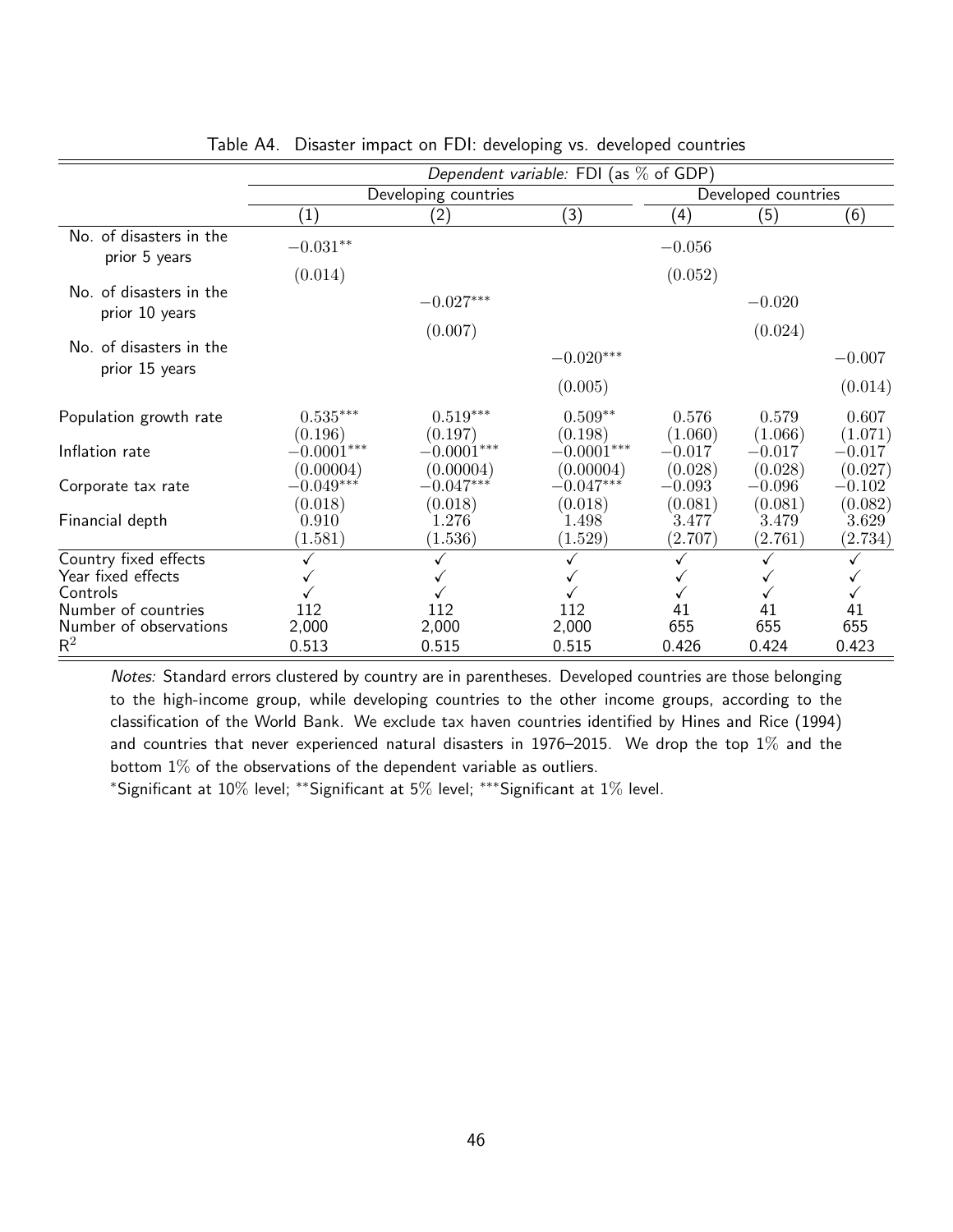Table A4. Disaster impact on FDI: developing vs. developed countries

| | *Dependent variable:* FDI (as % of GDP) | | | | | |
|---|---|---|---|---|---|---|
| | Developing countries | | | Developed countries | | |
| | (1) | (2) | (3) | (4) | (5) | (6) |
| No. of disasters in the prior 5 years | $-0.031^{**}$ | | | $-0.056$ | | |
| | $(0.014)$ | | | $(0.052)$ | | |
| No. of disasters in the prior 10 years | | $-0.027^{***}$ | | | $-0.020$ | |
| | | $(0.007)$ | | | $(0.024)$ | |
| No. of disasters in the prior 15 years | | | $-0.020^{***}$ | | | $-0.007$ |
| | | | $(0.005)$ | | | $(0.014)$ |
| Population growth rate | $0.535^{***}$ | $0.519^{***}$ | $0.509^{**}$ | $0.576$ | $0.579$ | $0.607$ |
| | $(0.196)$ | $(0.197)$ | $(0.198)$ | $(1.060)$ | $(1.066)$ | $(1.071)$ |
| Inflation rate | $-0.0001^{***}$ | $-0.0001^{***}$ | $-0.0001^{***}$ | $-0.017$ | $-0.017$ | $-0.017$ |
| | $(0.00004)$ | $(0.00004)$ | $(0.00004)$ | $(0.028)$ | $(0.028)$ | $(0.027)$ |
| Corporate tax rate | $-0.049^{***}$ | $-0.047^{***}$ | $-0.047^{***}$ | $-0.093$ | $-0.096$ | $-0.102$ |
| | $(0.018)$ | $(0.018)$ | $(0.018)$ | $(0.081)$ | $(0.081)$ | $(0.082)$ |
| Financial depth | $0.910$ | $1.276$ | $1.498$ | $3.477$ | $3.479$ | $3.629$ |
| | $(1.581)$ | $(1.536)$ | $(1.529)$ | $(2.707)$ | $(2.761)$ | $(2.734)$ |
| Country fixed effects | ✓ | ✓ | ✓ | ✓ | ✓ | ✓ |
| Year fixed effects | ✓ | ✓ | ✓ | ✓ | ✓ | ✓ |
| Controls | ✓ | ✓ | ✓ | ✓ | ✓ | ✓ |
| Number of countries | 112 | 112 | 112 | 41 | 41 | 41 |
| Number of observations | 2,000 | 2,000 | 2,000 | 655 | 655 | 655 |
| $R^2$ | 0.513 | 0.515 | 0.515 | 0.426 | 0.424 | 0.423 |

*Notes:* Standard errors clustered by country are in parentheses. Developed countries are those belonging to the high-income group, while developing countries to the other income groups, according to the classification of the World Bank. We exclude tax haven countries identified by Hines and Rice (1994) and countries that never experienced natural disasters in 1976–2015. We drop the top 1% and the bottom 1% of the observations of the dependent variable as outliers.

*Significant at 10% level; **Significant at 5% level; ***Significant at 1% level.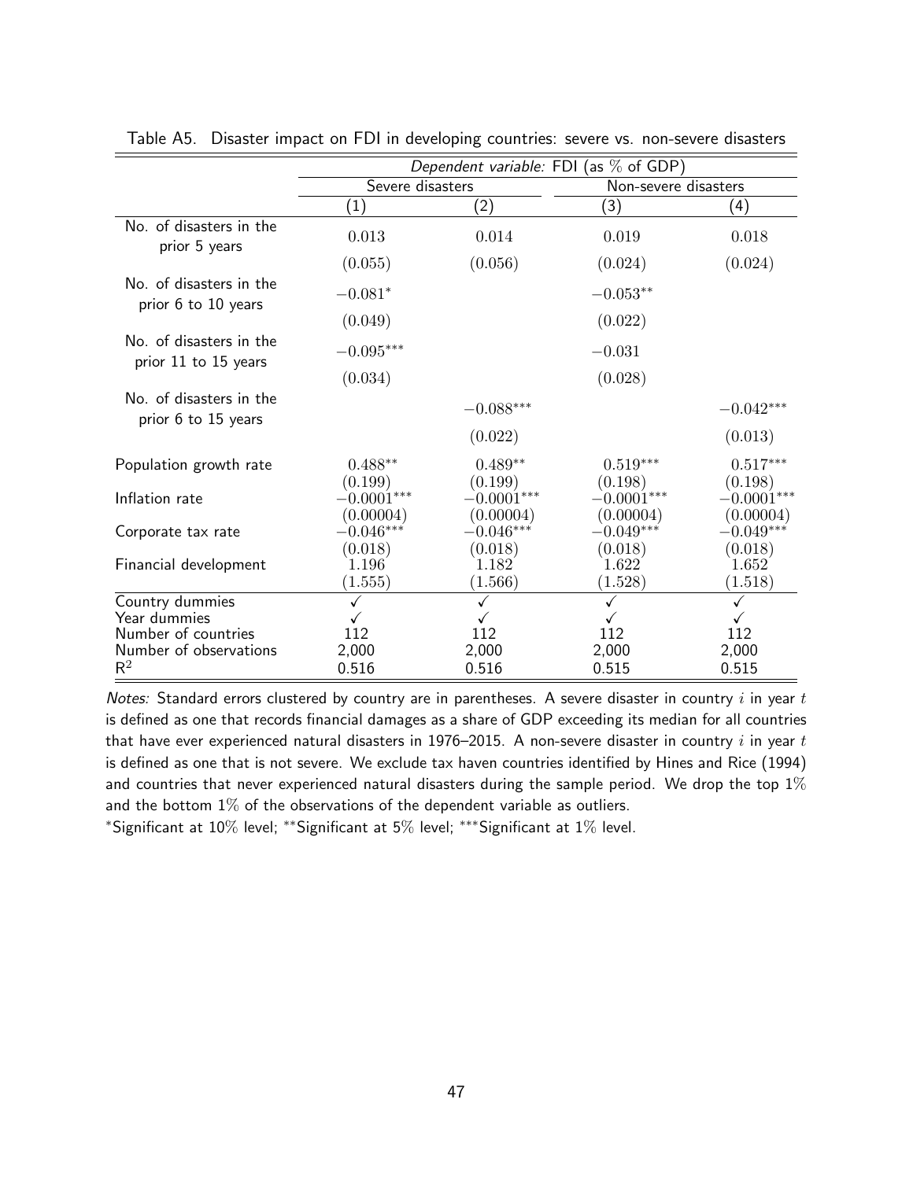Table A5. Disaster impact on FDI in developing countries: severe vs. non-severe disasters

| | *Dependent variable:* FDI (as % of GDP) | | | |
|---|---|---|---|---|
| | Severe disasters | | Non-severe disasters | |
| | (1) | (2) | (3) | (4) |
| No. of disasters in the prior 5 years | 0.013 | 0.014 | 0.019 | 0.018 |
| | (0.055) | (0.056) | (0.024) | (0.024) |
| No. of disasters in the prior 6 to 10 years | $-0.081^{*}$ | | $-0.053^{**}$ | |
| | (0.049) | | (0.022) | |
| No. of disasters in the prior 11 to 15 years | $-0.095^{***}$ | | $-0.031$ | |
| | (0.034) | | (0.028) | |
| No. of disasters in the prior 6 to 15 years | | $-0.088^{***}$ | | $-0.042^{***}$ |
| | | (0.022) | | (0.013) |
| Population growth rate | $0.488^{**}$ | $0.489^{**}$ | $0.519^{***}$ | $0.517^{***}$ |
| | (0.199) | (0.199) | (0.198) | (0.198) |
| Inflation rate | $-0.0001^{***}$ | $-0.0001^{***}$ | $-0.0001^{***}$ | $-0.0001^{***}$ |
| | (0.00004) | (0.00004) | (0.00004) | (0.00004) |
| Corporate tax rate | $-0.046^{***}$ | $-0.046^{***}$ | $-0.049^{***}$ | $-0.049^{***}$ |
| | (0.018) | (0.018) | (0.018) | (0.018) |
| Financial development | 1.196 | 1.182 | 1.622 | 1.652 |
| | (1.555) | (1.566) | (1.528) | (1.518) |
| Country dummies | ✓ | ✓ | ✓ | ✓ |
| Year dummies | ✓ | ✓ | ✓ | ✓ |
| Number of countries | 112 | 112 | 112 | 112 |
| Number of observations | 2,000 | 2,000 | 2,000 | 2,000 |
| $R^2$ | 0.516 | 0.516 | 0.515 | 0.515 |

*Notes:* Standard errors clustered by country are in parentheses. A severe disaster in country $i$ in year $t$ is defined as one that records financial damages as a share of GDP exceeding its median for all countries that have ever experienced natural disasters in 1976–2015. A non-severe disaster in country $i$ in year $t$ is defined as one that is not severe. We exclude tax haven countries identified by Hines and Rice (1994) and countries that never experienced natural disasters during the sample period. We drop the top 1% and the bottom 1% of the observations of the dependent variable as outliers.

$^{*}$Significant at 10% level; $^{**}$Significant at 5% level; $^{***}$Significant at 1% level.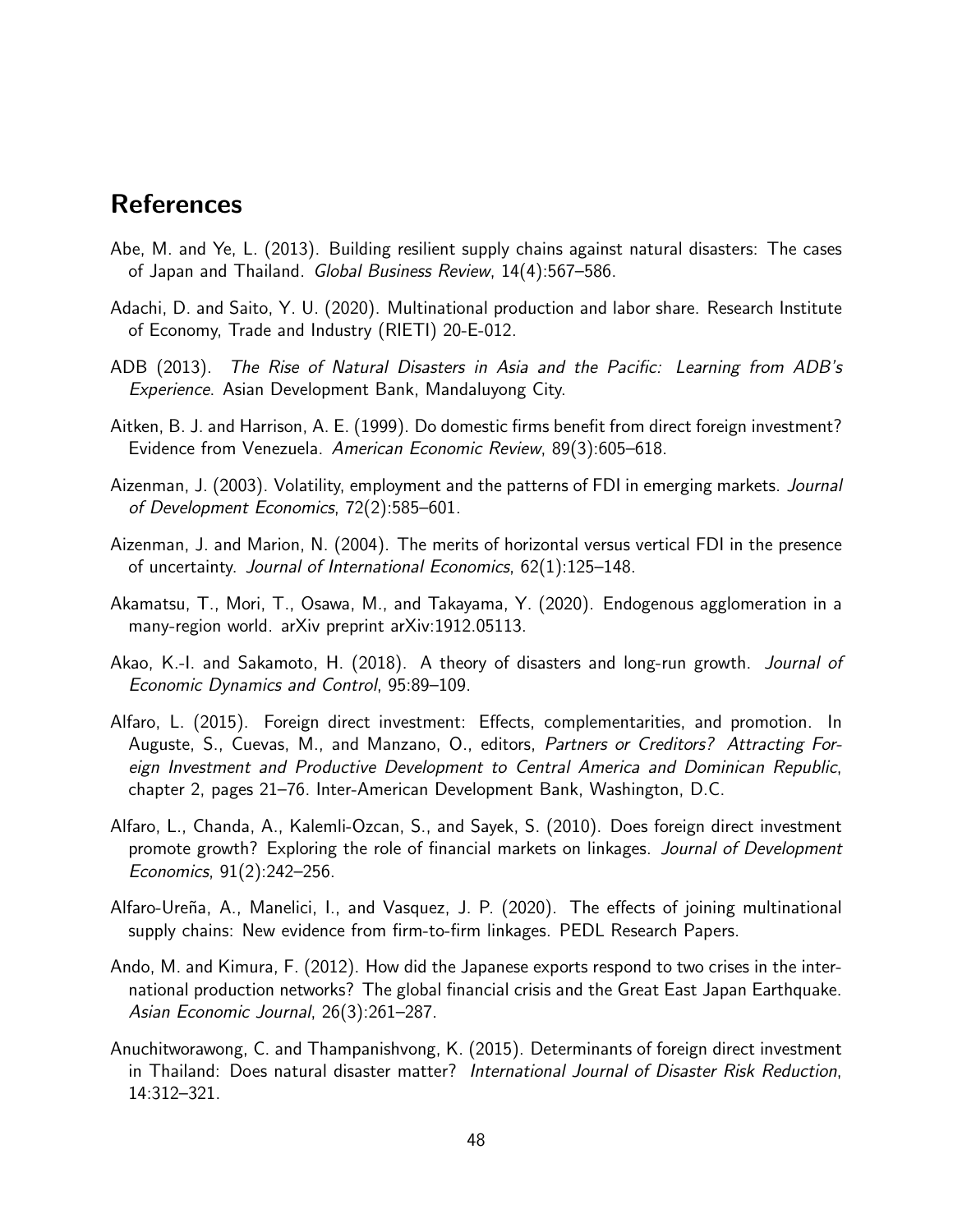## References

Abe, M. and Ye, L. (2013). Building resilient supply chains against natural disasters: The cases of Japan and Thailand. *Global Business Review*, 14(4):567–586.

Adachi, D. and Saito, Y. U. (2020). Multinational production and labor share. Research Institute of Economy, Trade and Industry (RIETI) 20-E-012.

ADB (2013). *The Rise of Natural Disasters in Asia and the Pacific: Learning from ADB's Experience*. Asian Development Bank, Mandaluyong City.

Aitken, B. J. and Harrison, A. E. (1999). Do domestic firms benefit from direct foreign investment? Evidence from Venezuela. *American Economic Review*, 89(3):605–618.

Aizenman, J. (2003). Volatility, employment and the patterns of FDI in emerging markets. *Journal of Development Economics*, 72(2):585–601.

Aizenman, J. and Marion, N. (2004). The merits of horizontal versus vertical FDI in the presence of uncertainty. *Journal of International Economics*, 62(1):125–148.

Akamatsu, T., Mori, T., Osawa, M., and Takayama, Y. (2020). Endogenous agglomeration in a many-region world. arXiv preprint arXiv:1912.05113.

Akao, K.-I. and Sakamoto, H. (2018). A theory of disasters and long-run growth. *Journal of Economic Dynamics and Control*, 95:89–109.

Alfaro, L. (2015). Foreign direct investment: Effects, complementarities, and promotion. In Auguste, S., Cuevas, M., and Manzano, O., editors, *Partners or Creditors? Attracting Foreign Investment and Productive Development to Central America and Dominican Republic*, chapter 2, pages 21–76. Inter-American Development Bank, Washington, D.C.

Alfaro, L., Chanda, A., Kalemli-Ozcan, S., and Sayek, S. (2010). Does foreign direct investment promote growth? Exploring the role of financial markets on linkages. *Journal of Development Economics*, 91(2):242–256.

Alfaro-Ureña, A., Manelici, I., and Vasquez, J. P. (2020). The effects of joining multinational supply chains: New evidence from firm-to-firm linkages. PEDL Research Papers.

Ando, M. and Kimura, F. (2012). How did the Japanese exports respond to two crises in the international production networks? The global financial crisis and the Great East Japan Earthquake. *Asian Economic Journal*, 26(3):261–287.

Anuchitworawong, C. and Thampanishvong, K. (2015). Determinants of foreign direct investment in Thailand: Does natural disaster matter? *International Journal of Disaster Risk Reduction*, 14:312–321.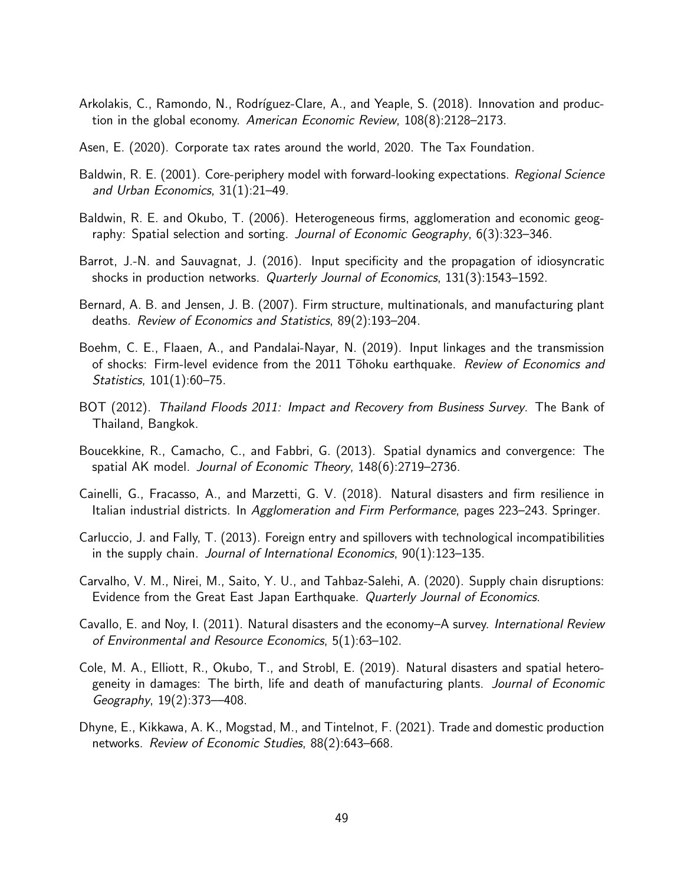Arkolakis, C., Ramondo, N., Rodríguez-Clare, A., and Yeaple, S. (2018). Innovation and production in the global economy. *American Economic Review*, 108(8):2128–2173.

Asen, E. (2020). Corporate tax rates around the world, 2020. The Tax Foundation.

Baldwin, R. E. (2001). Core-periphery model with forward-looking expectations. *Regional Science and Urban Economics*, 31(1):21–49.

Baldwin, R. E. and Okubo, T. (2006). Heterogeneous firms, agglomeration and economic geography: Spatial selection and sorting. *Journal of Economic Geography*, 6(3):323–346.

Barrot, J.-N. and Sauvagnat, J. (2016). Input specificity and the propagation of idiosyncratic shocks in production networks. *Quarterly Journal of Economics*, 131(3):1543–1592.

Bernard, A. B. and Jensen, J. B. (2007). Firm structure, multinationals, and manufacturing plant deaths. *Review of Economics and Statistics*, 89(2):193–204.

Boehm, C. E., Flaaen, A., and Pandalai-Nayar, N. (2019). Input linkages and the transmission of shocks: Firm-level evidence from the 2011 Tōhoku earthquake. *Review of Economics and Statistics*, 101(1):60–75.

BOT (2012). *Thailand Floods 2011: Impact and Recovery from Business Survey*. The Bank of Thailand, Bangkok.

Boucekkine, R., Camacho, C., and Fabbri, G. (2013). Spatial dynamics and convergence: The spatial AK model. *Journal of Economic Theory*, 148(6):2719–2736.

Cainelli, G., Fracasso, A., and Marzetti, G. V. (2018). Natural disasters and firm resilience in Italian industrial districts. In *Agglomeration and Firm Performance*, pages 223–243. Springer.

Carluccio, J. and Fally, T. (2013). Foreign entry and spillovers with technological incompatibilities in the supply chain. *Journal of International Economics*, 90(1):123–135.

Carvalho, V. M., Nirei, M., Saito, Y. U., and Tahbaz-Salehi, A. (2020). Supply chain disruptions: Evidence from the Great East Japan Earthquake. *Quarterly Journal of Economics*.

Cavallo, E. and Noy, I. (2011). Natural disasters and the economy–A survey. *International Review of Environmental and Resource Economics*, 5(1):63–102.

Cole, M. A., Elliott, R., Okubo, T., and Strobl, E. (2019). Natural disasters and spatial heterogeneity in damages: The birth, life and death of manufacturing plants. *Journal of Economic Geography*, 19(2):373––408.

Dhyne, E., Kikkawa, A. K., Mogstad, M., and Tintelnot, F. (2021). Trade and domestic production networks. *Review of Economic Studies*, 88(2):643–668.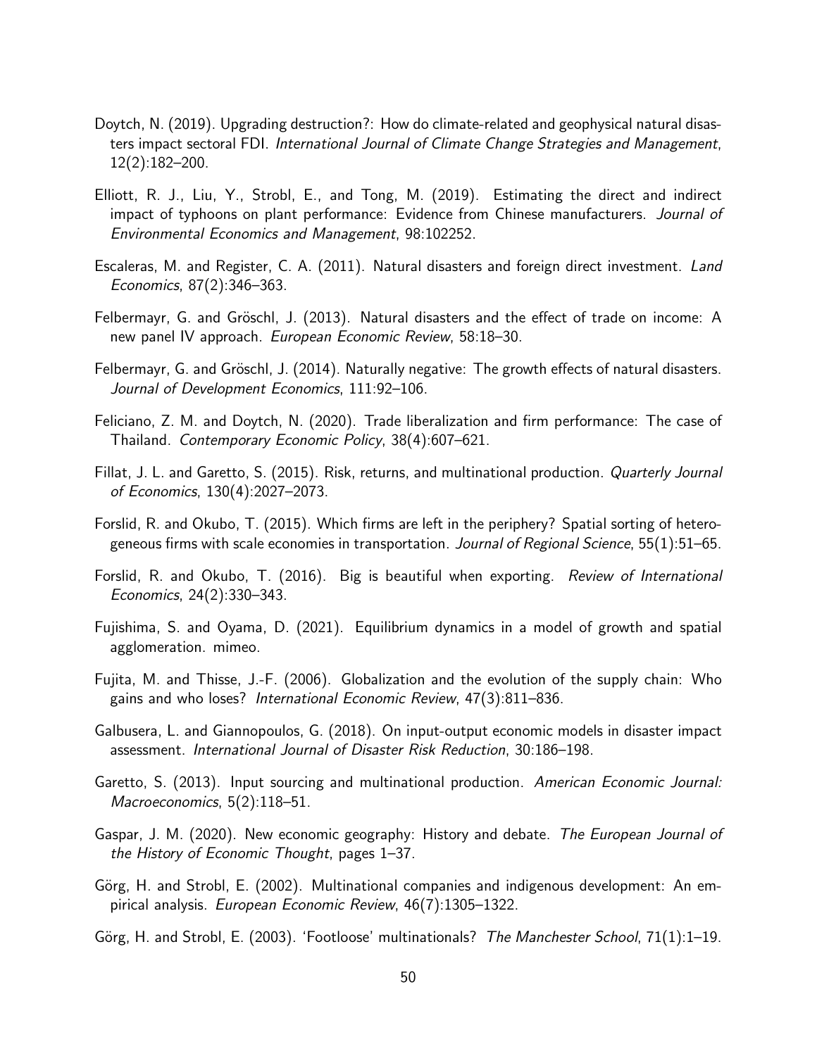Doytch, N. (2019). Upgrading destruction?: How do climate-related and geophysical natural disasters impact sectoral FDI. *International Journal of Climate Change Strategies and Management*, 12(2):182–200.

Elliott, R. J., Liu, Y., Strobl, E., and Tong, M. (2019). Estimating the direct and indirect impact of typhoons on plant performance: Evidence from Chinese manufacturers. *Journal of Environmental Economics and Management*, 98:102252.

Escaleras, M. and Register, C. A. (2011). Natural disasters and foreign direct investment. *Land Economics*, 87(2):346–363.

Felbermayr, G. and Gröschl, J. (2013). Natural disasters and the effect of trade on income: A new panel IV approach. *European Economic Review*, 58:18–30.

Felbermayr, G. and Gröschl, J. (2014). Naturally negative: The growth effects of natural disasters. *Journal of Development Economics*, 111:92–106.

Feliciano, Z. M. and Doytch, N. (2020). Trade liberalization and firm performance: The case of Thailand. *Contemporary Economic Policy*, 38(4):607–621.

Fillat, J. L. and Garetto, S. (2015). Risk, returns, and multinational production. *Quarterly Journal of Economics*, 130(4):2027–2073.

Forslid, R. and Okubo, T. (2015). Which firms are left in the periphery? Spatial sorting of heterogeneous firms with scale economies in transportation. *Journal of Regional Science*, 55(1):51–65.

Forslid, R. and Okubo, T. (2016). Big is beautiful when exporting. *Review of International Economics*, 24(2):330–343.

Fujishima, S. and Oyama, D. (2021). Equilibrium dynamics in a model of growth and spatial agglomeration. mimeo.

Fujita, M. and Thisse, J.-F. (2006). Globalization and the evolution of the supply chain: Who gains and who loses? *International Economic Review*, 47(3):811–836.

Galbusera, L. and Giannopoulos, G. (2018). On input-output economic models in disaster impact assessment. *International Journal of Disaster Risk Reduction*, 30:186–198.

Garetto, S. (2013). Input sourcing and multinational production. *American Economic Journal: Macroeconomics*, 5(2):118–51.

Gaspar, J. M. (2020). New economic geography: History and debate. *The European Journal of the History of Economic Thought*, pages 1–37.

Görg, H. and Strobl, E. (2002). Multinational companies and indigenous development: An empirical analysis. *European Economic Review*, 46(7):1305–1322.

Görg, H. and Strobl, E. (2003). 'Footloose' multinationals? *The Manchester School*, 71(1):1–19.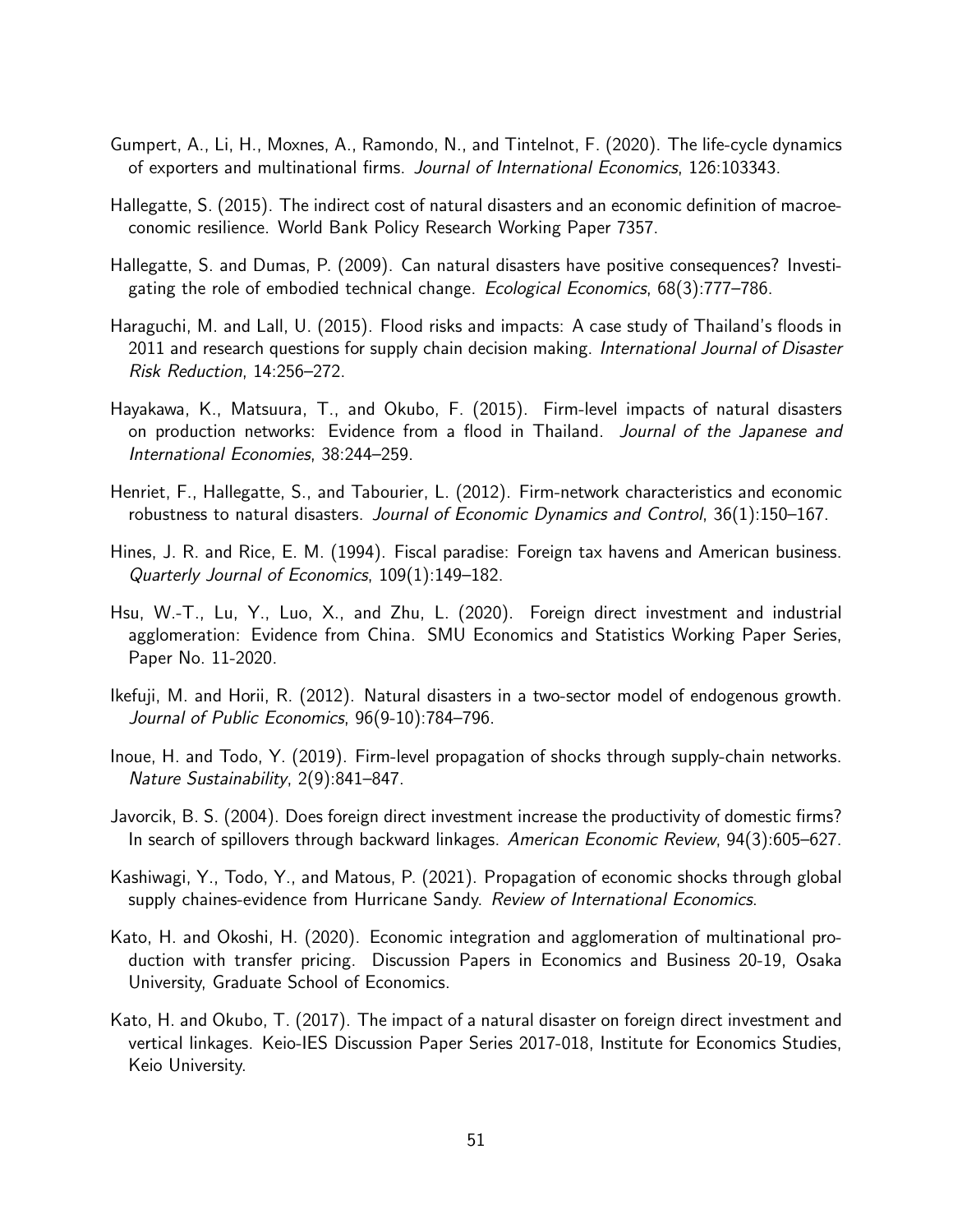Gumpert, A., Li, H., Moxnes, A., Ramondo, N., and Tintelnot, F. (2020). The life-cycle dynamics of exporters and multinational firms. *Journal of International Economics*, 126:103343.

Hallegatte, S. (2015). The indirect cost of natural disasters and an economic definition of macroeconomic resilience. World Bank Policy Research Working Paper 7357.

Hallegatte, S. and Dumas, P. (2009). Can natural disasters have positive consequences? Investigating the role of embodied technical change. *Ecological Economics*, 68(3):777–786.

Haraguchi, M. and Lall, U. (2015). Flood risks and impacts: A case study of Thailand's floods in 2011 and research questions for supply chain decision making. *International Journal of Disaster Risk Reduction*, 14:256–272.

Hayakawa, K., Matsuura, T., and Okubo, F. (2015). Firm-level impacts of natural disasters on production networks: Evidence from a flood in Thailand. *Journal of the Japanese and International Economies*, 38:244–259.

Henriet, F., Hallegatte, S., and Tabourier, L. (2012). Firm-network characteristics and economic robustness to natural disasters. *Journal of Economic Dynamics and Control*, 36(1):150–167.

Hines, J. R. and Rice, E. M. (1994). Fiscal paradise: Foreign tax havens and American business. *Quarterly Journal of Economics*, 109(1):149–182.

Hsu, W.-T., Lu, Y., Luo, X., and Zhu, L. (2020). Foreign direct investment and industrial agglomeration: Evidence from China. SMU Economics and Statistics Working Paper Series, Paper No. 11-2020.

Ikefuji, M. and Horii, R. (2012). Natural disasters in a two-sector model of endogenous growth. *Journal of Public Economics*, 96(9-10):784–796.

Inoue, H. and Todo, Y. (2019). Firm-level propagation of shocks through supply-chain networks. *Nature Sustainability*, 2(9):841–847.

Javorcik, B. S. (2004). Does foreign direct investment increase the productivity of domestic firms? In search of spillovers through backward linkages. *American Economic Review*, 94(3):605–627.

Kashiwagi, Y., Todo, Y., and Matous, P. (2021). Propagation of economic shocks through global supply chaines-evidence from Hurricane Sandy. *Review of International Economics*.

Kato, H. and Okoshi, H. (2020). Economic integration and agglomeration of multinational production with transfer pricing. Discussion Papers in Economics and Business 20-19, Osaka University, Graduate School of Economics.

Kato, H. and Okubo, T. (2017). The impact of a natural disaster on foreign direct investment and vertical linkages. Keio-IES Discussion Paper Series 2017-018, Institute for Economics Studies, Keio University.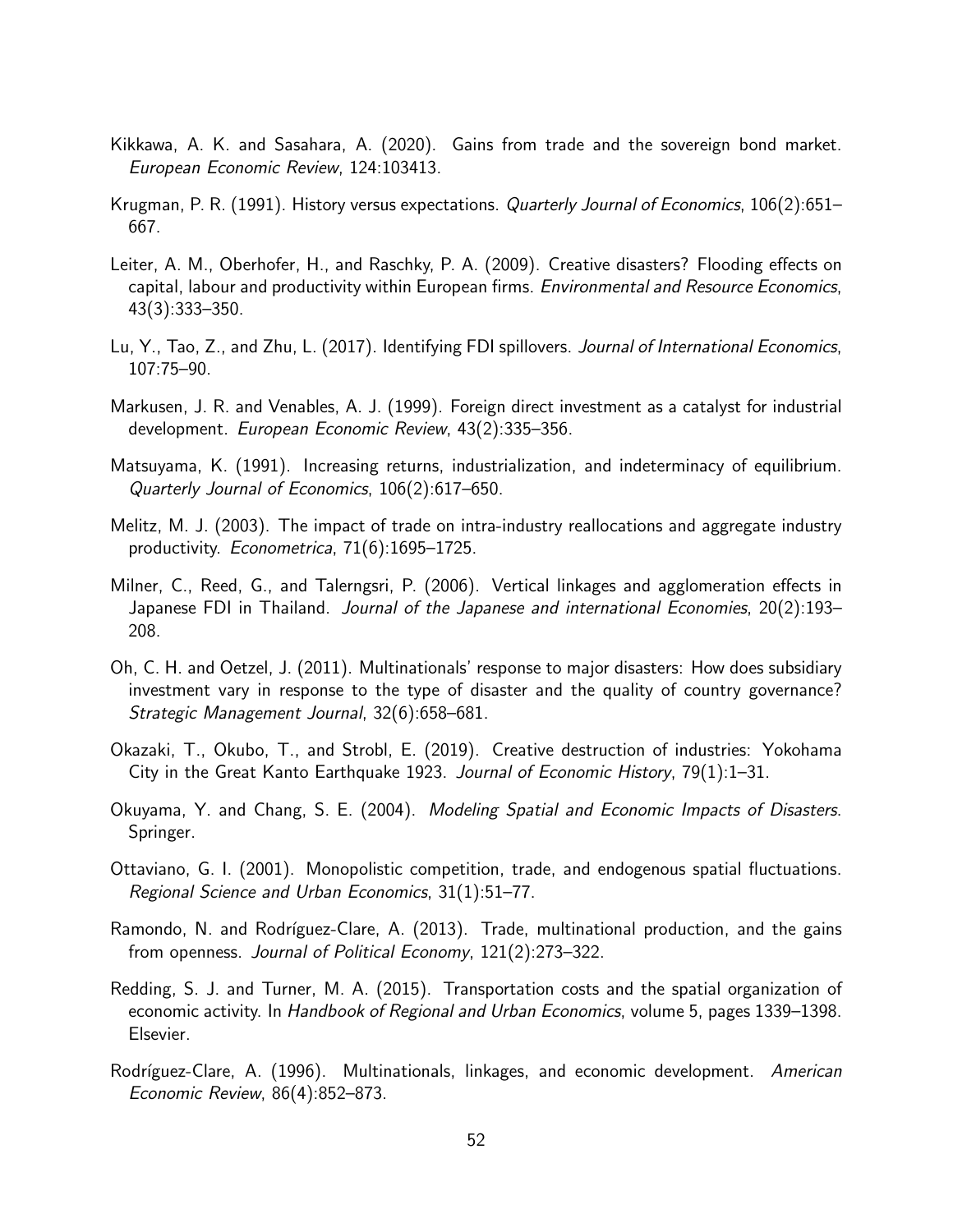Kikkawa, A. K. and Sasahara, A. (2020). Gains from trade and the sovereign bond market. *European Economic Review*, 124:103413.

Krugman, P. R. (1991). History versus expectations. *Quarterly Journal of Economics*, 106(2):651–667.

Leiter, A. M., Oberhofer, H., and Raschky, P. A. (2009). Creative disasters? Flooding effects on capital, labour and productivity within European firms. *Environmental and Resource Economics*, 43(3):333–350.

Lu, Y., Tao, Z., and Zhu, L. (2017). Identifying FDI spillovers. *Journal of International Economics*, 107:75–90.

Markusen, J. R. and Venables, A. J. (1999). Foreign direct investment as a catalyst for industrial development. *European Economic Review*, 43(2):335–356.

Matsuyama, K. (1991). Increasing returns, industrialization, and indeterminacy of equilibrium. *Quarterly Journal of Economics*, 106(2):617–650.

Melitz, M. J. (2003). The impact of trade on intra-industry reallocations and aggregate industry productivity. *Econometrica*, 71(6):1695–1725.

Milner, C., Reed, G., and Talerngsri, P. (2006). Vertical linkages and agglomeration effects in Japanese FDI in Thailand. *Journal of the Japanese and international Economies*, 20(2):193–208.

Oh, C. H. and Oetzel, J. (2011). Multinationals' response to major disasters: How does subsidiary investment vary in response to the type of disaster and the quality of country governance? *Strategic Management Journal*, 32(6):658–681.

Okazaki, T., Okubo, T., and Strobl, E. (2019). Creative destruction of industries: Yokohama City in the Great Kanto Earthquake 1923. *Journal of Economic History*, 79(1):1–31.

Okuyama, Y. and Chang, S. E. (2004). *Modeling Spatial and Economic Impacts of Disasters*. Springer.

Ottaviano, G. I. (2001). Monopolistic competition, trade, and endogenous spatial fluctuations. *Regional Science and Urban Economics*, 31(1):51–77.

Ramondo, N. and Rodríguez-Clare, A. (2013). Trade, multinational production, and the gains from openness. *Journal of Political Economy*, 121(2):273–322.

Redding, S. J. and Turner, M. A. (2015). Transportation costs and the spatial organization of economic activity. In *Handbook of Regional and Urban Economics*, volume 5, pages 1339–1398. Elsevier.

Rodríguez-Clare, A. (1996). Multinationals, linkages, and economic development. *American Economic Review*, 86(4):852–873.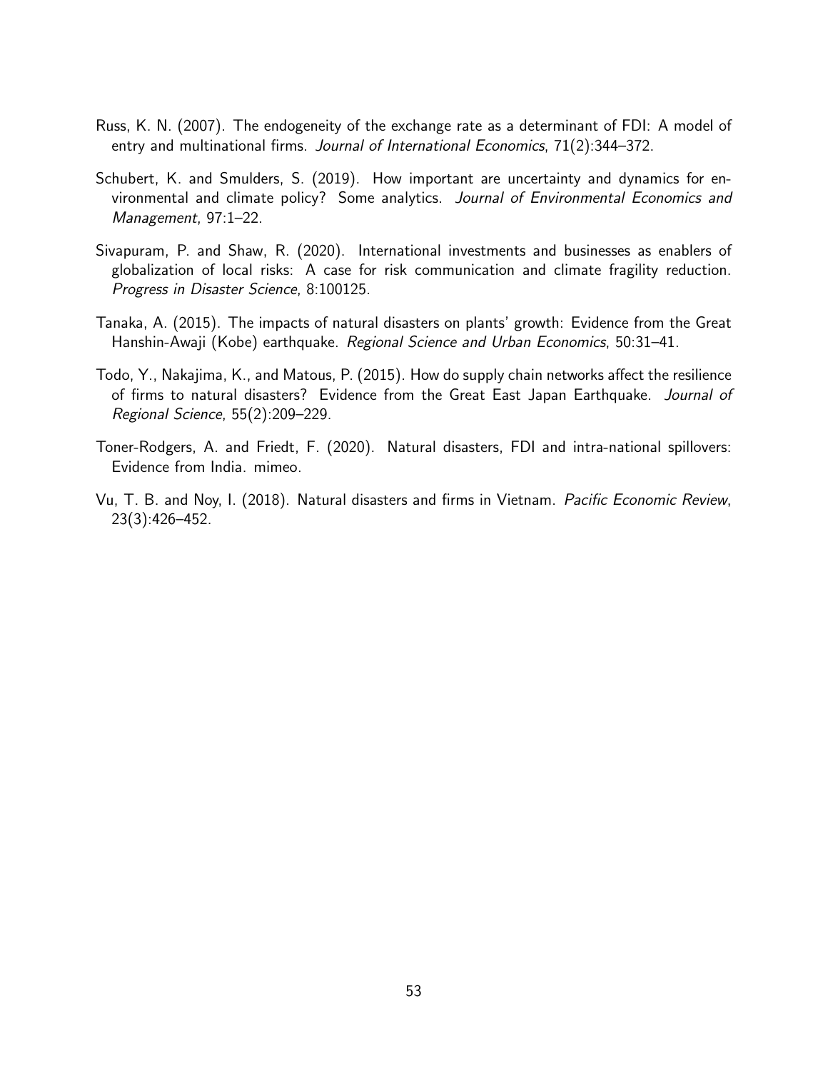Russ, K. N. (2007). The endogeneity of the exchange rate as a determinant of FDI: A model of entry and multinational firms. *Journal of International Economics*, 71(2):344–372.

Schubert, K. and Smulders, S. (2019). How important are uncertainty and dynamics for environmental and climate policy? Some analytics. *Journal of Environmental Economics and Management*, 97:1–22.

Sivapuram, P. and Shaw, R. (2020). International investments and businesses as enablers of globalization of local risks: A case for risk communication and climate fragility reduction. *Progress in Disaster Science*, 8:100125.

Tanaka, A. (2015). The impacts of natural disasters on plants' growth: Evidence from the Great Hanshin-Awaji (Kobe) earthquake. *Regional Science and Urban Economics*, 50:31–41.

Todo, Y., Nakajima, K., and Matous, P. (2015). How do supply chain networks affect the resilience of firms to natural disasters? Evidence from the Great East Japan Earthquake. *Journal of Regional Science*, 55(2):209–229.

Toner-Rodgers, A. and Friedt, F. (2020). Natural disasters, FDI and intra-national spillovers: Evidence from India. mimeo.

Vu, T. B. and Noy, I. (2018). Natural disasters and firms in Vietnam. *Pacific Economic Review*, 23(3):426–452.